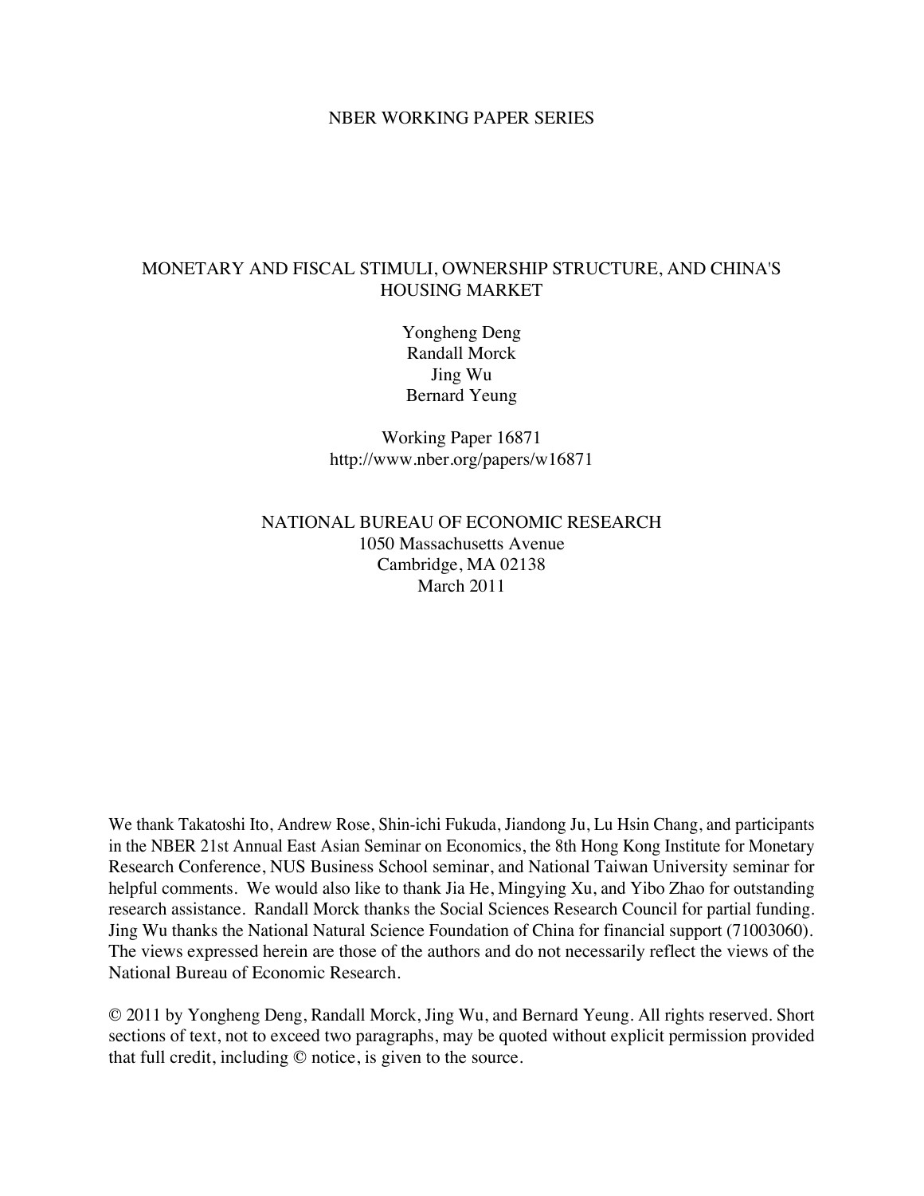NBER WORKING PAPER SERIES

# MONETARY AND FISCAL STIMULI, OWNERSHIP STRUCTURE, AND CHINA'S HOUSING MARKET

Yongheng Deng
Randall Morck
Jing Wu
Bernard Yeung

Working Paper 16871
http://www.nber.org/papers/w16871

NATIONAL BUREAU OF ECONOMIC RESEARCH
1050 Massachusetts Avenue
Cambridge, MA 02138
March 2011

We thank Takatoshi Ito, Andrew Rose, Shin-ichi Fukuda, Jiandong Ju, Lu Hsin Chang, and participants in the NBER 21st Annual East Asian Seminar on Economics, the 8th Hong Kong Institute for Monetary Research Conference, NUS Business School seminar, and National Taiwan University seminar for helpful comments. We would also like to thank Jia He, Mingying Xu, and Yibo Zhao for outstanding research assistance. Randall Morck thanks the Social Sciences Research Council for partial funding. Jing Wu thanks the National Natural Science Foundation of China for financial support (71003060). The views expressed herein are those of the authors and do not necessarily reflect the views of the National Bureau of Economic Research.

© 2011 by Yongheng Deng, Randall Morck, Jing Wu, and Bernard Yeung. All rights reserved. Short sections of text, not to exceed two paragraphs, may be quoted without explicit permission provided that full credit, including © notice, is given to the source.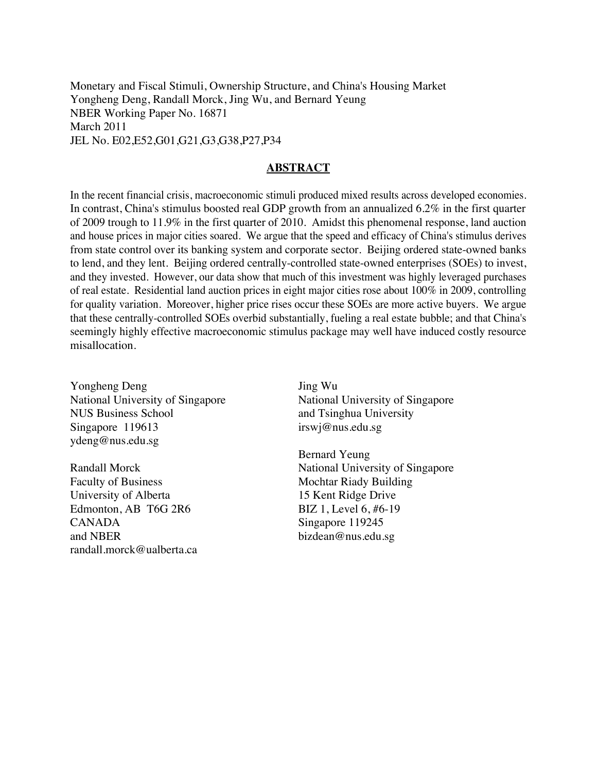Monetary and Fiscal Stimuli, Ownership Structure, and China's Housing Market
Yongheng Deng, Randall Morck, Jing Wu, and Bernard Yeung
NBER Working Paper No. 16871
March 2011
JEL No. E02,E52,G01,G21,G3,G38,P27,P34

## ABSTRACT

In the recent financial crisis, macroeconomic stimuli produced mixed results across developed economies. In contrast, China's stimulus boosted real GDP growth from an annualized 6.2% in the first quarter of 2009 trough to 11.9% in the first quarter of 2010. Amidst this phenomenal response, land auction and house prices in major cities soared. We argue that the speed and efficacy of China's stimulus derives from state control over its banking system and corporate sector. Beijing ordered state-owned banks to lend, and they lent. Beijing ordered centrally-controlled state-owned enterprises (SOEs) to invest, and they invested. However, our data show that much of this investment was highly leveraged purchases of real estate. Residential land auction prices in eight major cities rose about 100% in 2009, controlling for quality variation. Moreover, higher price rises occur these SOEs are more active buyers. We argue that these centrally-controlled SOEs overbid substantially, fueling a real estate bubble; and that China's seemingly highly effective macroeconomic stimulus package may well have induced costly resource misallocation.

Yongheng Deng
National University of Singapore
NUS Business School
Singapore 119613
ydeng@nus.edu.sg

Randall Morck
Faculty of Business
University of Alberta
Edmonton, AB T6G 2R6
CANADA
and NBER
randall.morck@ualberta.ca

Jing Wu
National University of Singapore
and Tsinghua University
irswj@nus.edu.sg

Bernard Yeung
National University of Singapore
Mochtar Riady Building
15 Kent Ridge Drive
BIZ 1, Level 6, #6-19
Singapore 119245
bizdean@nus.edu.sg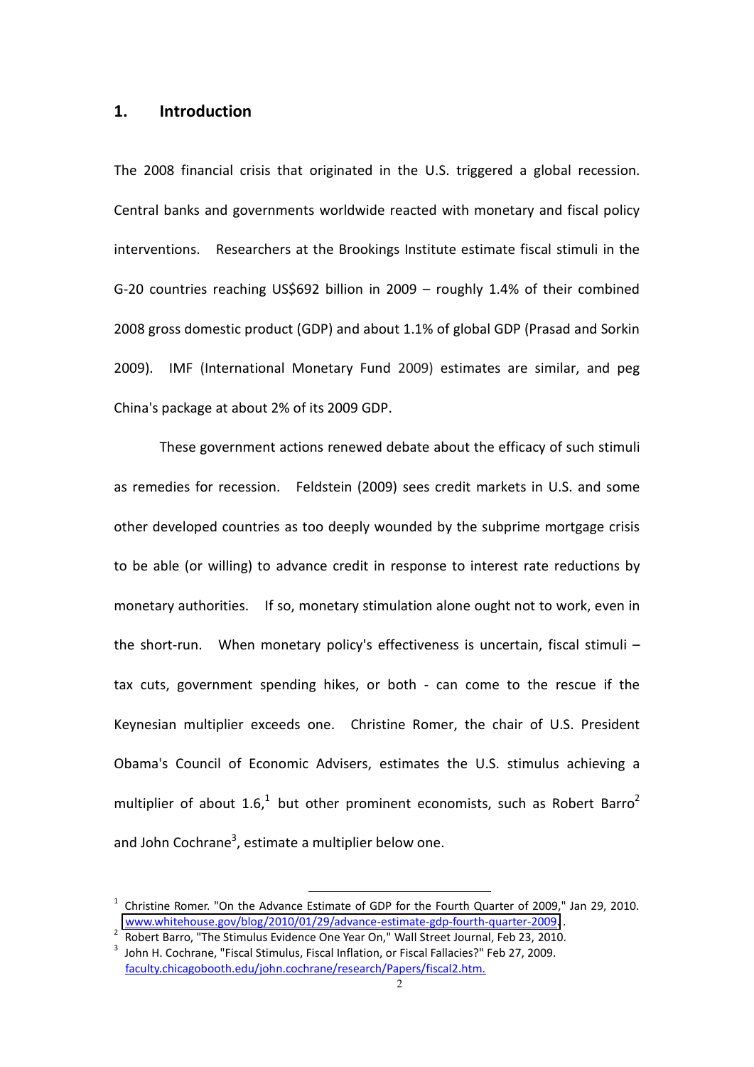## 1. Introduction

The 2008 financial crisis that originated in the U.S. triggered a global recession. Central banks and governments worldwide reacted with monetary and fiscal policy interventions. Researchers at the Brookings Institute estimate fiscal stimuli in the G-20 countries reaching US$692 billion in 2009 – roughly 1.4% of their combined 2008 gross domestic product (GDP) and about 1.1% of global GDP (Prasad and Sorkin 2009). IMF (International Monetary Fund 2009) estimates are similar, and peg China's package at about 2% of its 2009 GDP.

These government actions renewed debate about the efficacy of such stimuli as remedies for recession. Feldstein (2009) sees credit markets in U.S. and some other developed countries as too deeply wounded by the subprime mortgage crisis to be able (or willing) to advance credit in response to interest rate reductions by monetary authorities. If so, monetary stimulation alone ought not to work, even in the short-run. When monetary policy's effectiveness is uncertain, fiscal stimuli – tax cuts, government spending hikes, or both - can come to the rescue if the Keynesian multiplier exceeds one. Christine Romer, the chair of U.S. President Obama's Council of Economic Advisers, estimates the U.S. stimulus achieving a multiplier of about 1.6,[1] but other prominent economists, such as Robert Barro[2] and John Cochrane[3], estimate a multiplier below one.

---

[1] Christine Romer. "On the Advance Estimate of GDP for the Fourth Quarter of 2009," Jan 29, 2010. www.whitehouse.gov/blog/2010/01/29/advance-estimate-gdp-fourth-quarter-2009 .

[2] Robert Barro, "The Stimulus Evidence One Year On," Wall Street Journal, Feb 23, 2010.

[3] John H. Cochrane, "Fiscal Stimulus, Fiscal Inflation, or Fiscal Fallacies?" Feb 27, 2009. faculty.chicagobooth.edu/john.cochrane/research/Papers/fiscal2.htm.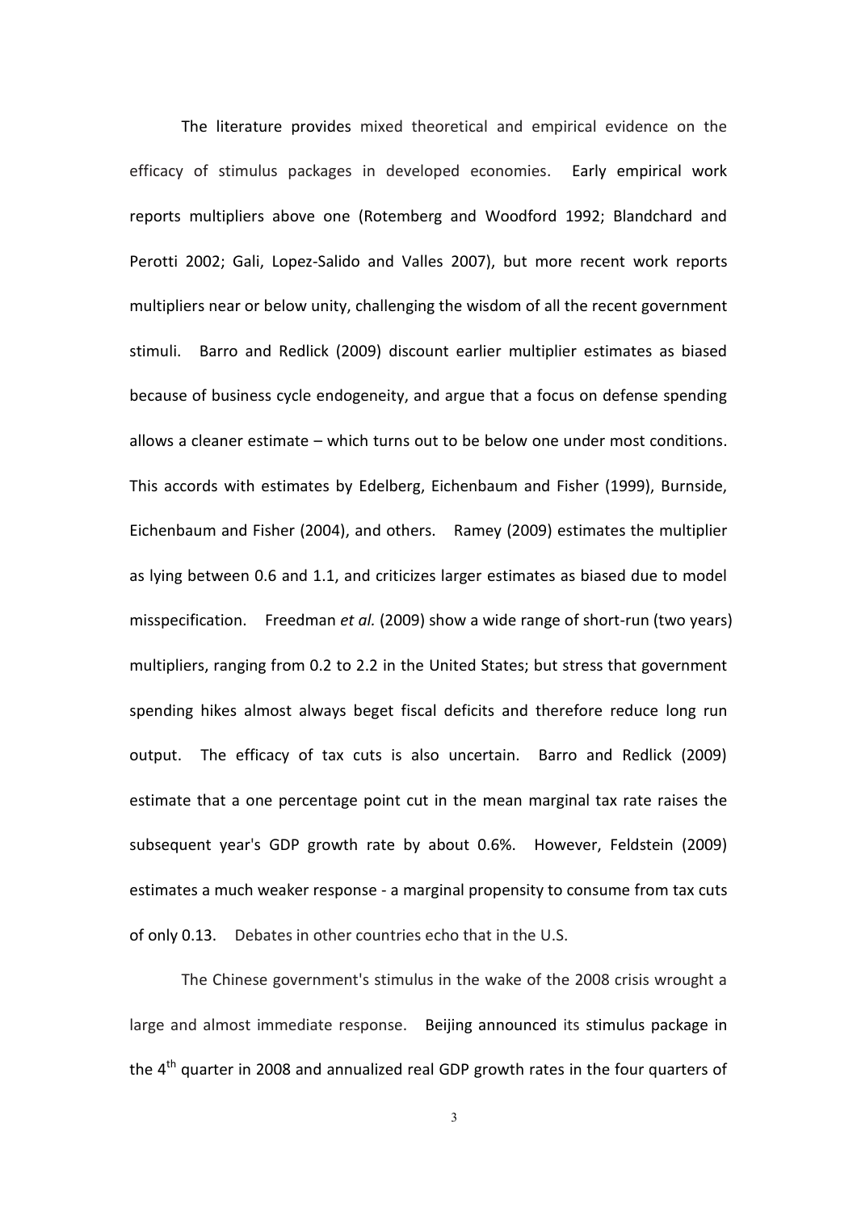The literature provides mixed theoretical and empirical evidence on the efficacy of stimulus packages in developed economies. Early empirical work reports multipliers above one (Rotemberg and Woodford 1992; Blandchard and Perotti 2002; Gali, Lopez-Salido and Valles 2007), but more recent work reports multipliers near or below unity, challenging the wisdom of all the recent government stimuli. Barro and Redlick (2009) discount earlier multiplier estimates as biased because of business cycle endogeneity, and argue that a focus on defense spending allows a cleaner estimate – which turns out to be below one under most conditions. This accords with estimates by Edelberg, Eichenbaum and Fisher (1999), Burnside, Eichenbaum and Fisher (2004), and others. Ramey (2009) estimates the multiplier as lying between 0.6 and 1.1, and criticizes larger estimates as biased due to model misspecification. Freedman *et al.* (2009) show a wide range of short-run (two years) multipliers, ranging from 0.2 to 2.2 in the United States; but stress that government spending hikes almost always beget fiscal deficits and therefore reduce long run output. The efficacy of tax cuts is also uncertain. Barro and Redlick (2009) estimate that a one percentage point cut in the mean marginal tax rate raises the subsequent year's GDP growth rate by about 0.6%. However, Feldstein (2009) estimates a much weaker response - a marginal propensity to consume from tax cuts of only 0.13. Debates in other countries echo that in the U.S.

The Chinese government's stimulus in the wake of the 2008 crisis wrought a large and almost immediate response. Beijing announced its stimulus package in the 4th quarter in 2008 and annualized real GDP growth rates in the four quarters of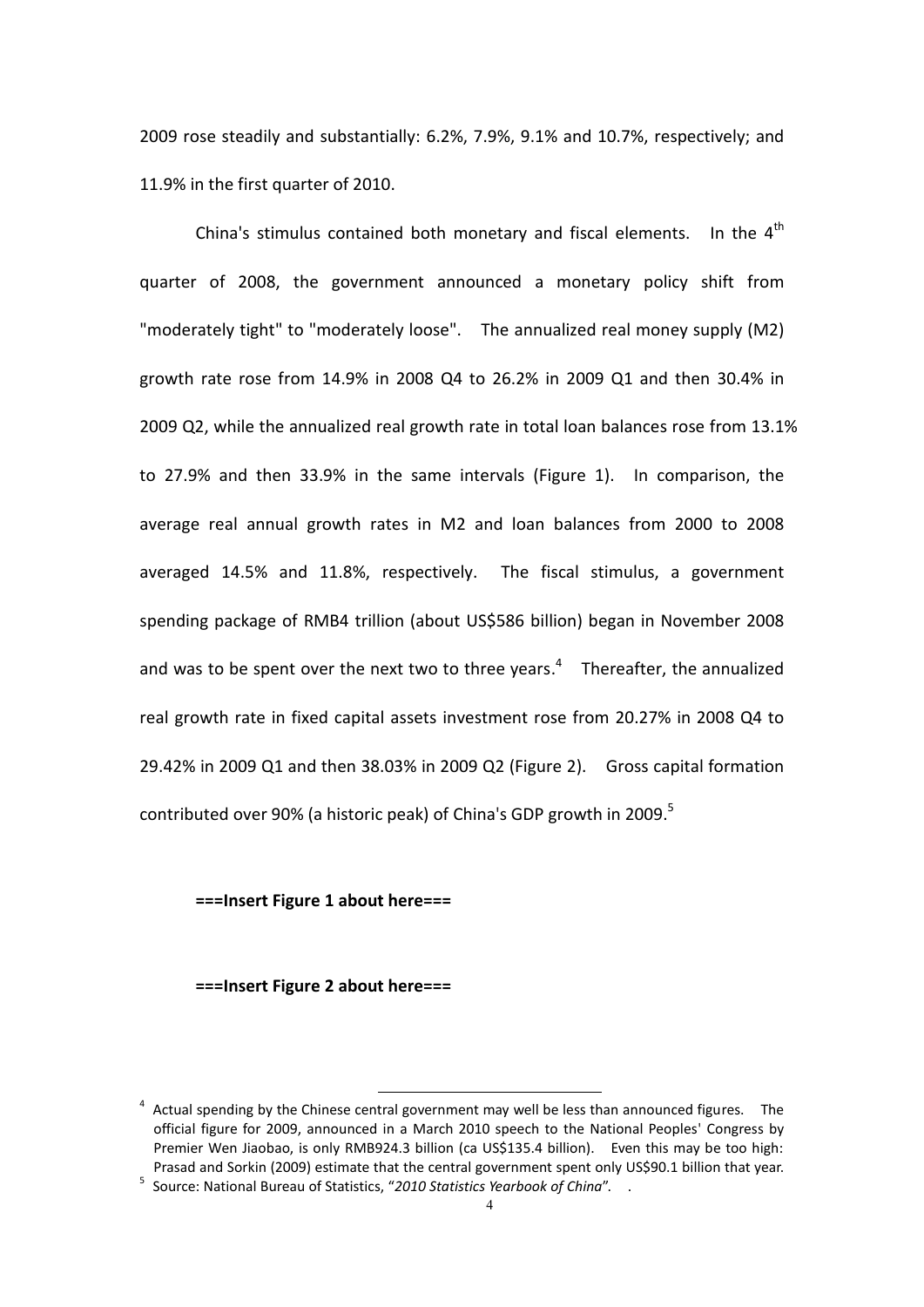2009 rose steadily and substantially: 6.2%, 7.9%, 9.1% and 10.7%, respectively; and 11.9% in the first quarter of 2010.

China's stimulus contained both monetary and fiscal elements. In the 4th quarter of 2008, the government announced a monetary policy shift from "moderately tight" to "moderately loose". The annualized real money supply (M2) growth rate rose from 14.9% in 2008 Q4 to 26.2% in 2009 Q1 and then 30.4% in 2009 Q2, while the annualized real growth rate in total loan balances rose from 13.1% to 27.9% and then 33.9% in the same intervals (Figure 1). In comparison, the average real annual growth rates in M2 and loan balances from 2000 to 2008 averaged 14.5% and 11.8%, respectively. The fiscal stimulus, a government spending package of RMB4 trillion (about US$586 billion) began in November 2008 and was to be spent over the next two to three years.[4] Thereafter, the annualized real growth rate in fixed capital assets investment rose from 20.27% in 2008 Q4 to 29.42% in 2009 Q1 and then 38.03% in 2009 Q2 (Figure 2). Gross capital formation contributed over 90% (a historic peak) of China's GDP growth in 2009.[5]

**===Insert Figure 1 about here===**

**===Insert Figure 2 about here===**

---

[4] Actual spending by the Chinese central government may well be less than announced figures. The official figure for 2009, announced in a March 2010 speech to the National Peoples' Congress by Premier Wen Jiaobao, is only RMB924.3 billion (ca US$135.4 billion). Even this may be too high: Prasad and Sorkin (2009) estimate that the central government spent only US$90.1 billion that year.

[5] Source: National Bureau of Statistics, "*2010 Statistics Yearbook of China*". .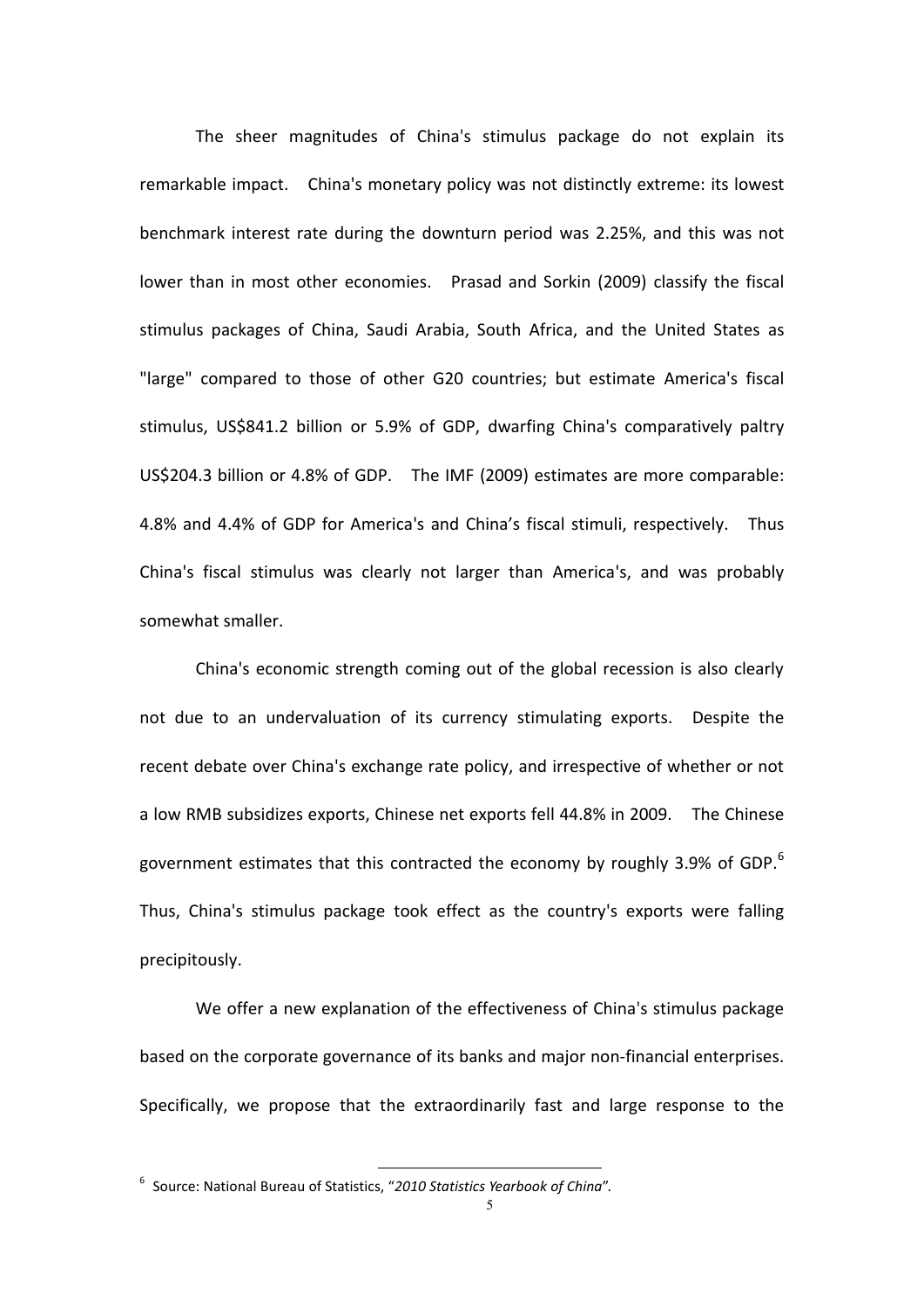The sheer magnitudes of China's stimulus package do not explain its remarkable impact. China's monetary policy was not distinctly extreme: its lowest benchmark interest rate during the downturn period was 2.25%, and this was not lower than in most other economies. Prasad and Sorkin (2009) classify the fiscal stimulus packages of China, Saudi Arabia, South Africa, and the United States as "large" compared to those of other G20 countries; but estimate America's fiscal stimulus, US$841.2 billion or 5.9% of GDP, dwarfing China's comparatively paltry US$204.3 billion or 4.8% of GDP. The IMF (2009) estimates are more comparable: 4.8% and 4.4% of GDP for America's and China's fiscal stimuli, respectively. Thus China's fiscal stimulus was clearly not larger than America's, and was probably somewhat smaller.

China's economic strength coming out of the global recession is also clearly not due to an undervaluation of its currency stimulating exports. Despite the recent debate over China's exchange rate policy, and irrespective of whether or not a low RMB subsidizes exports, Chinese net exports fell 44.8% in 2009. The Chinese government estimates that this contracted the economy by roughly 3.9% of GDP.[6] Thus, China's stimulus package took effect as the country's exports were falling precipitously.

We offer a new explanation of the effectiveness of China's stimulus package based on the corporate governance of its banks and major non-financial enterprises. Specifically, we propose that the extraordinarily fast and large response to the

[6] Source: National Bureau of Statistics, "*2010 Statistics Yearbook of China*".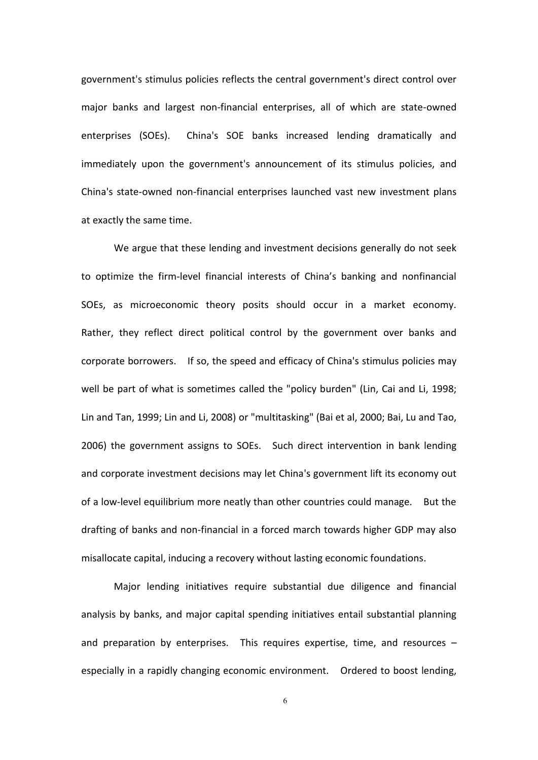government's stimulus policies reflects the central government's direct control over major banks and largest non-financial enterprises, all of which are state-owned enterprises (SOEs). China's SOE banks increased lending dramatically and immediately upon the government's announcement of its stimulus policies, and China's state-owned non-financial enterprises launched vast new investment plans at exactly the same time.

We argue that these lending and investment decisions generally do not seek to optimize the firm-level financial interests of China's banking and nonfinancial SOEs, as microeconomic theory posits should occur in a market economy. Rather, they reflect direct political control by the government over banks and corporate borrowers. If so, the speed and efficacy of China's stimulus policies may well be part of what is sometimes called the "policy burden" (Lin, Cai and Li, 1998; Lin and Tan, 1999; Lin and Li, 2008) or "multitasking" (Bai et al, 2000; Bai, Lu and Tao, 2006) the government assigns to SOEs. Such direct intervention in bank lending and corporate investment decisions may let China's government lift its economy out of a low-level equilibrium more neatly than other countries could manage. But the drafting of banks and non-financial in a forced march towards higher GDP may also misallocate capital, inducing a recovery without lasting economic foundations.

Major lending initiatives require substantial due diligence and financial analysis by banks, and major capital spending initiatives entail substantial planning and preparation by enterprises. This requires expertise, time, and resources – especially in a rapidly changing economic environment. Ordered to boost lending,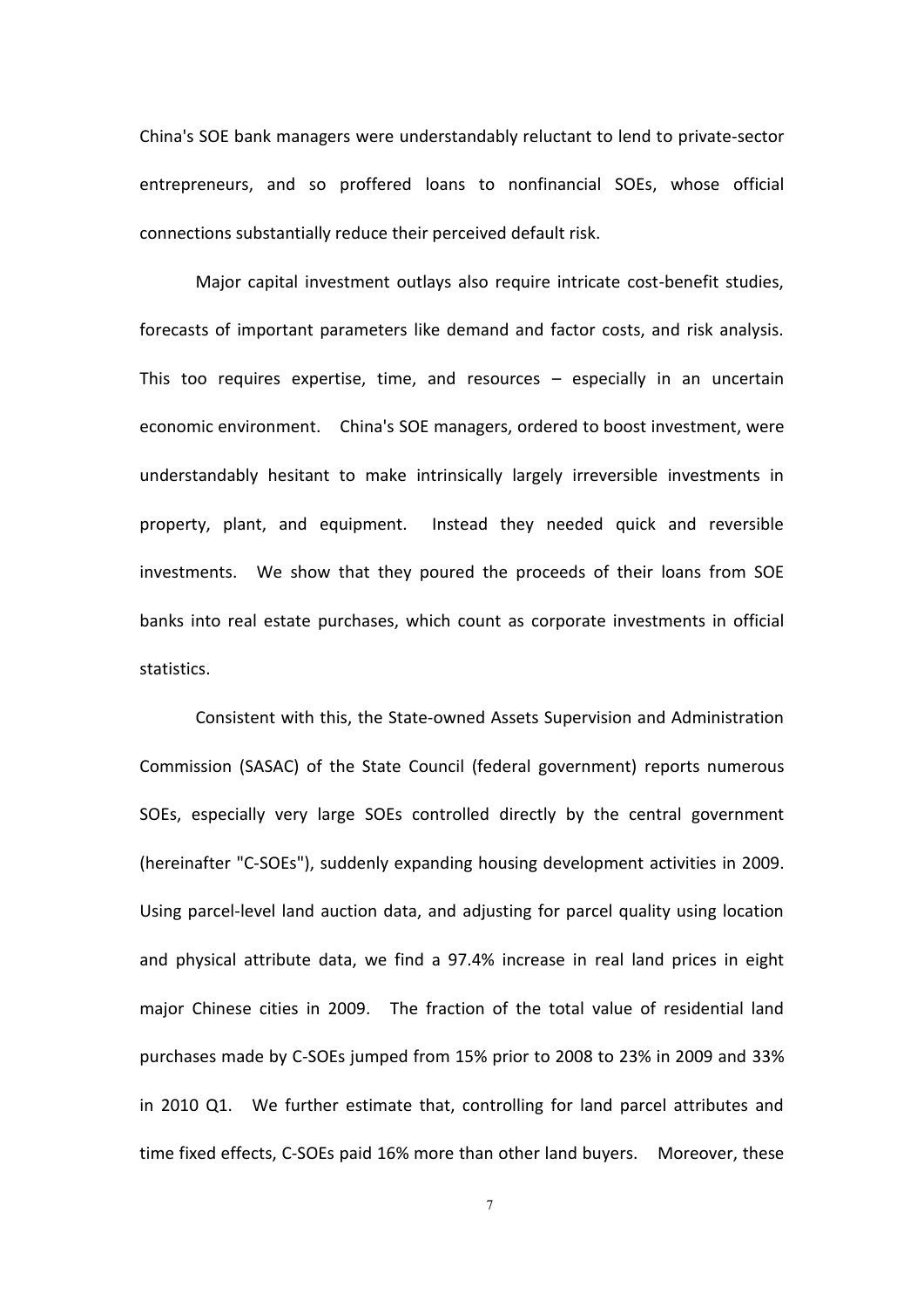China's SOE bank managers were understandably reluctant to lend to private-sector entrepreneurs, and so proffered loans to nonfinancial SOEs, whose official connections substantially reduce their perceived default risk.

Major capital investment outlays also require intricate cost-benefit studies, forecasts of important parameters like demand and factor costs, and risk analysis. This too requires expertise, time, and resources – especially in an uncertain economic environment. China's SOE managers, ordered to boost investment, were understandably hesitant to make intrinsically largely irreversible investments in property, plant, and equipment. Instead they needed quick and reversible investments. We show that they poured the proceeds of their loans from SOE banks into real estate purchases, which count as corporate investments in official statistics.

Consistent with this, the State-owned Assets Supervision and Administration Commission (SASAC) of the State Council (federal government) reports numerous SOEs, especially very large SOEs controlled directly by the central government (hereinafter "C-SOEs"), suddenly expanding housing development activities in 2009. Using parcel-level land auction data, and adjusting for parcel quality using location and physical attribute data, we find a 97.4% increase in real land prices in eight major Chinese cities in 2009. The fraction of the total value of residential land purchases made by C-SOEs jumped from 15% prior to 2008 to 23% in 2009 and 33% in 2010 Q1. We further estimate that, controlling for land parcel attributes and time fixed effects, C-SOEs paid 16% more than other land buyers. Moreover, these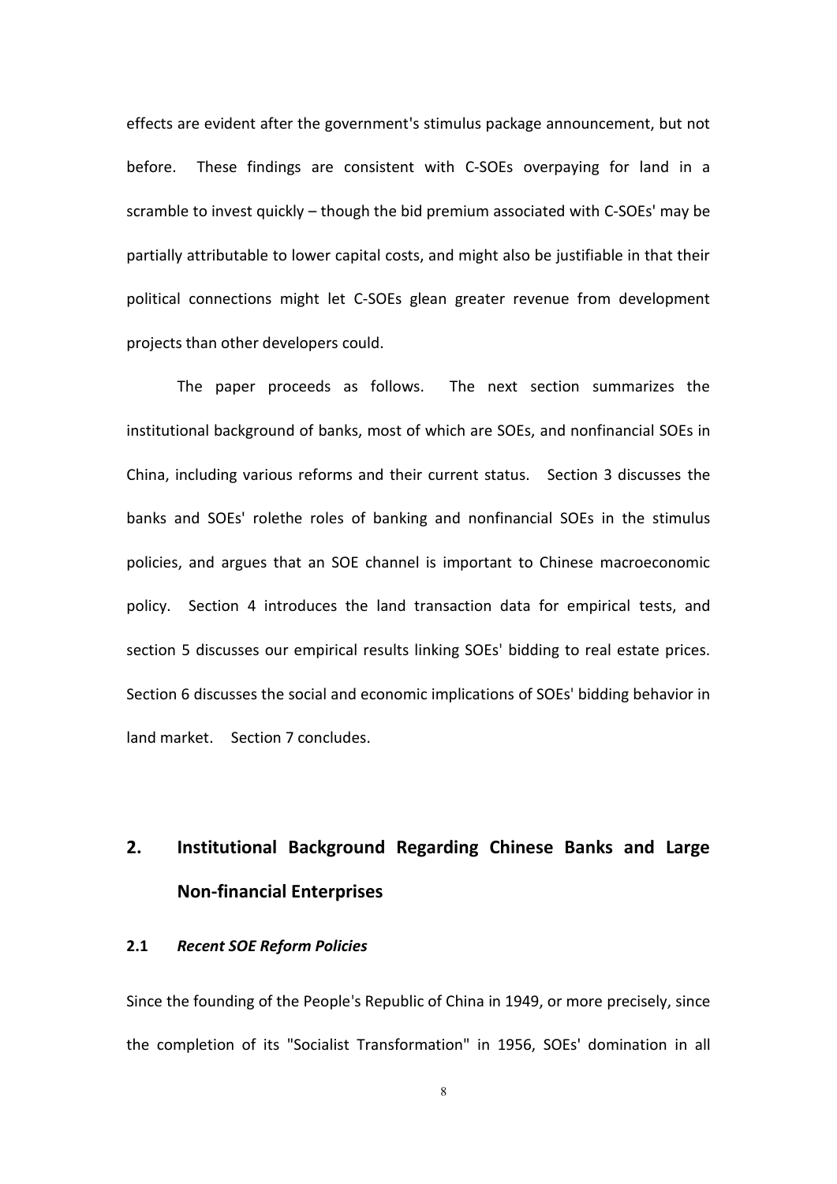effects are evident after the government's stimulus package announcement, but not before. These findings are consistent with C-SOEs overpaying for land in a scramble to invest quickly – though the bid premium associated with C-SOEs' may be partially attributable to lower capital costs, and might also be justifiable in that their political connections might let C-SOEs glean greater revenue from development projects than other developers could.

The paper proceeds as follows. The next section summarizes the institutional background of banks, most of which are SOEs, and nonfinancial SOEs in China, including various reforms and their current status. Section 3 discusses the banks and SOEs' rolethe roles of banking and nonfinancial SOEs in the stimulus policies, and argues that an SOE channel is important to Chinese macroeconomic policy. Section 4 introduces the land transaction data for empirical tests, and section 5 discusses our empirical results linking SOEs' bidding to real estate prices. Section 6 discusses the social and economic implications of SOEs' bidding behavior in land market. Section 7 concludes.

## 2. Institutional Background Regarding Chinese Banks and Large Non-financial Enterprises

### 2.1 *Recent SOE Reform Policies*

Since the founding of the People's Republic of China in 1949, or more precisely, since the completion of its "Socialist Transformation" in 1956, SOEs' domination in all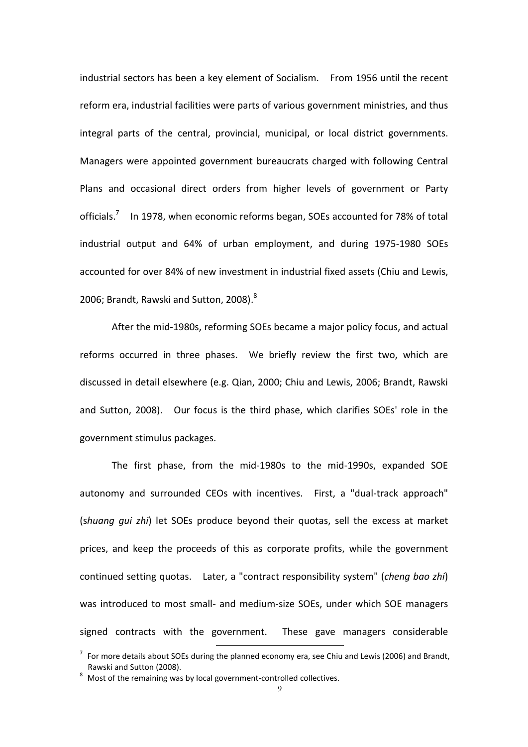industrial sectors has been a key element of Socialism. From 1956 until the recent reform era, industrial facilities were parts of various government ministries, and thus integral parts of the central, provincial, municipal, or local district governments. Managers were appointed government bureaucrats charged with following Central Plans and occasional direct orders from higher levels of government or Party officials.[7] In 1978, when economic reforms began, SOEs accounted for 78% of total industrial output and 64% of urban employment, and during 1975-1980 SOEs accounted for over 84% of new investment in industrial fixed assets (Chiu and Lewis, 2006; Brandt, Rawski and Sutton, 2008).[8]

After the mid-1980s, reforming SOEs became a major policy focus, and actual reforms occurred in three phases. We briefly review the first two, which are discussed in detail elsewhere (e.g. Qian, 2000; Chiu and Lewis, 2006; Brandt, Rawski and Sutton, 2008). Our focus is the third phase, which clarifies SOEs' role in the government stimulus packages.

The first phase, from the mid-1980s to the mid-1990s, expanded SOE autonomy and surrounded CEOs with incentives. First, a "dual-track approach" (s*huang gui zhi*) let SOEs produce beyond their quotas, sell the excess at market prices, and keep the proceeds of this as corporate profits, while the government continued setting quotas. Later, a "contract responsibility system" (*cheng bao zhi*) was introduced to most small- and medium-size SOEs, under which SOE managers signed contracts with the government. These gave managers considerable

---

[7] For more details about SOEs during the planned economy era, see Chiu and Lewis (2006) and Brandt, Rawski and Sutton (2008).

[8] Most of the remaining was by local government-controlled collectives.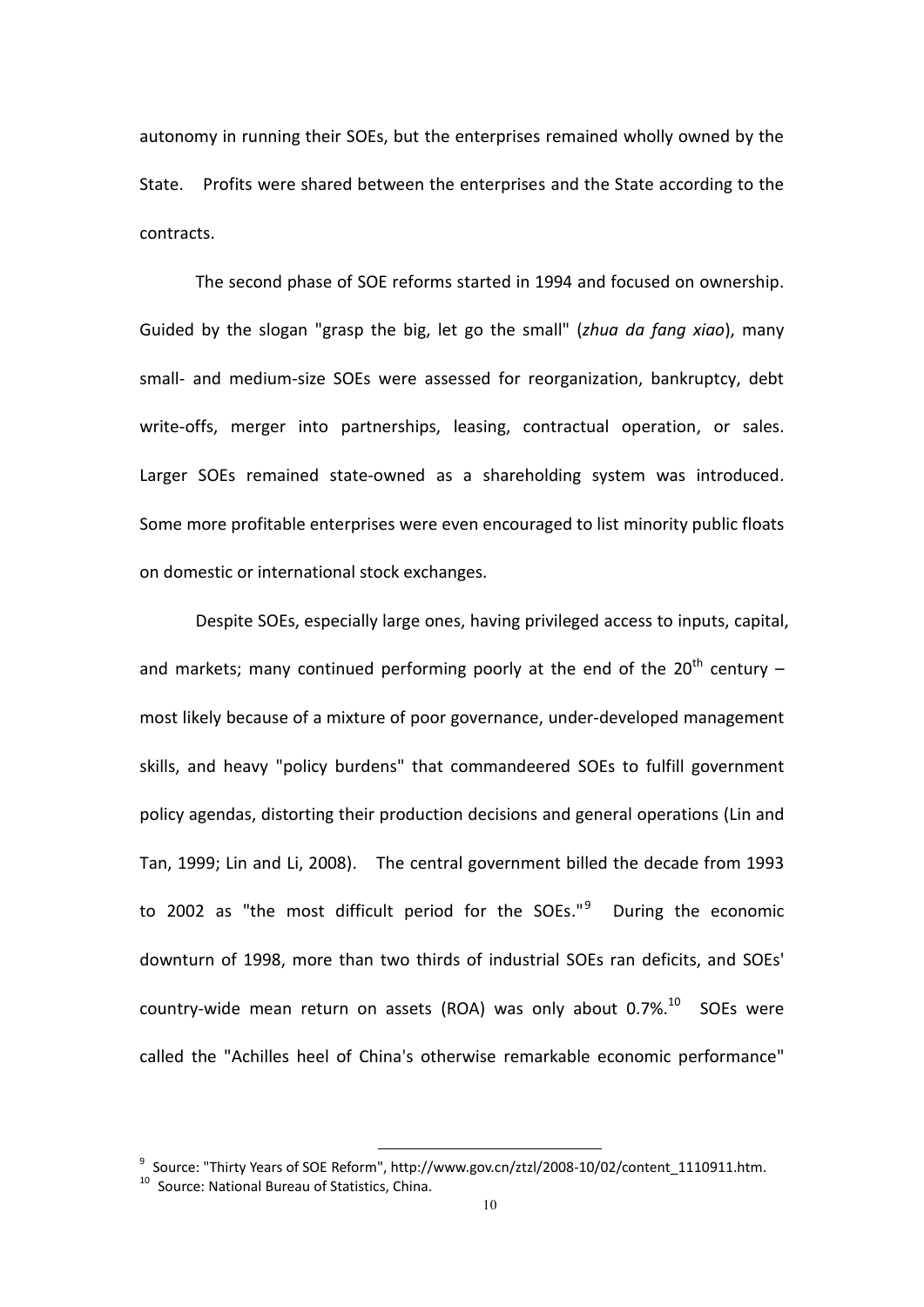autonomy in running their SOEs, but the enterprises remained wholly owned by the State. Profits were shared between the enterprises and the State according to the contracts.

The second phase of SOE reforms started in 1994 and focused on ownership. Guided by the slogan "grasp the big, let go the small" (*zhua da fang xiao*), many small- and medium-size SOEs were assessed for reorganization, bankruptcy, debt write-offs, merger into partnerships, leasing, contractual operation, or sales. Larger SOEs remained state-owned as a shareholding system was introduced. Some more profitable enterprises were even encouraged to list minority public floats on domestic or international stock exchanges.

Despite SOEs, especially large ones, having privileged access to inputs, capital, and markets; many continued performing poorly at the end of the 20th century – most likely because of a mixture of poor governance, under-developed management skills, and heavy "policy burdens" that commandeered SOEs to fulfill government policy agendas, distorting their production decisions and general operations (Lin and Tan, 1999; Lin and Li, 2008). The central government billed the decade from 1993 to 2002 as "the most difficult period for the SOEs."[9] During the economic downturn of 1998, more than two thirds of industrial SOEs ran deficits, and SOEs' country-wide mean return on assets (ROA) was only about 0.7%.[10] SOEs were called the "Achilles heel of China's otherwise remarkable economic performance"

---

[9] Source: "Thirty Years of SOE Reform", http://www.gov.cn/ztzl/2008-10/02/content_1110911.htm.

[10] Source: National Bureau of Statistics, China.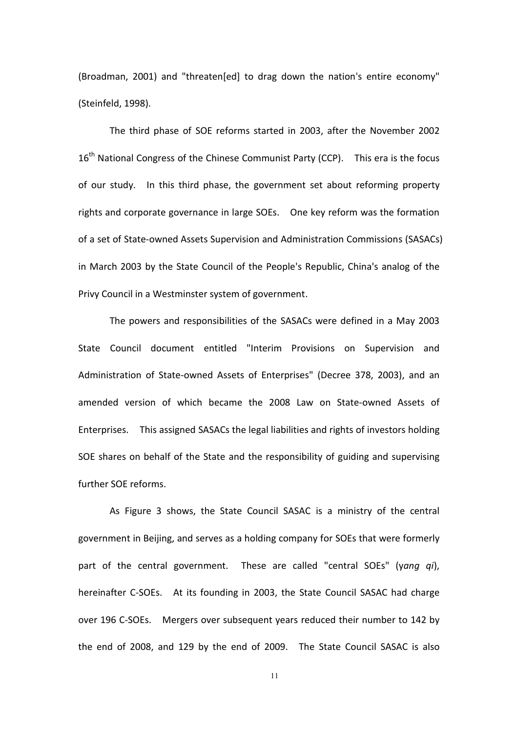(Broadman, 2001) and "threaten[ed] to drag down the nation's entire economy" (Steinfeld, 1998).

The third phase of SOE reforms started in 2003, after the November 2002 16th National Congress of the Chinese Communist Party (CCP). This era is the focus of our study. In this third phase, the government set about reforming property rights and corporate governance in large SOEs. One key reform was the formation of a set of State-owned Assets Supervision and Administration Commissions (SASACs) in March 2003 by the State Council of the People's Republic, China's analog of the Privy Council in a Westminster system of government.

The powers and responsibilities of the SASACs were defined in a May 2003 State Council document entitled "Interim Provisions on Supervision and Administration of State-owned Assets of Enterprises" (Decree 378, 2003), and an amended version of which became the 2008 Law on State-owned Assets of Enterprises. This assigned SASACs the legal liabilities and rights of investors holding SOE shares on behalf of the State and the responsibility of guiding and supervising further SOE reforms.

As Figure 3 shows, the State Council SASAC is a ministry of the central government in Beijing, and serves as a holding company for SOEs that were formerly part of the central government. These are called "central SOEs" (*yang qi*), hereinafter C-SOEs. At its founding in 2003, the State Council SASAC had charge over 196 C-SOEs. Mergers over subsequent years reduced their number to 142 by the end of 2008, and 129 by the end of 2009. The State Council SASAC is also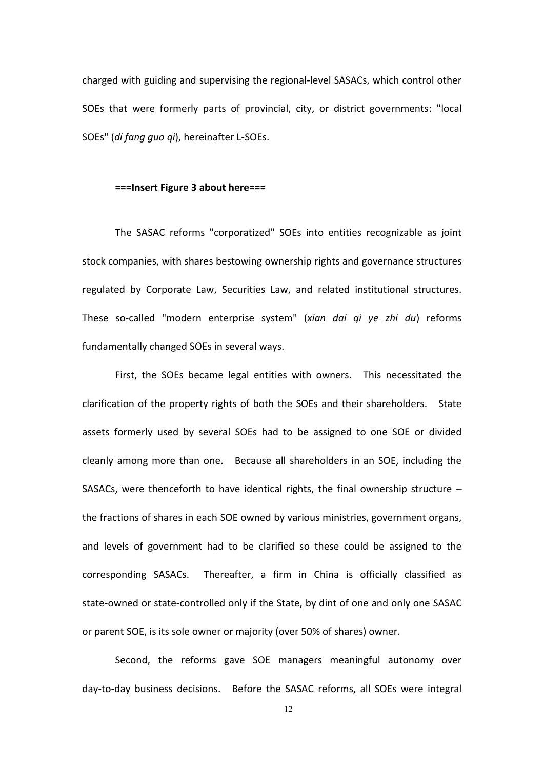charged with guiding and supervising the regional-level SASACs, which control other SOEs that were formerly parts of provincial, city, or district governments: "local SOEs" (*di fang guo qi*), hereinafter L-SOEs.

**===Insert Figure 3 about here===**

The SASAC reforms "corporatized" SOEs into entities recognizable as joint stock companies, with shares bestowing ownership rights and governance structures regulated by Corporate Law, Securities Law, and related institutional structures. These so-called "modern enterprise system" (*xian dai qi ye zhi du*) reforms fundamentally changed SOEs in several ways.

First, the SOEs became legal entities with owners. This necessitated the clarification of the property rights of both the SOEs and their shareholders. State assets formerly used by several SOEs had to be assigned to one SOE or divided cleanly among more than one. Because all shareholders in an SOE, including the SASACs, were thenceforth to have identical rights, the final ownership structure – the fractions of shares in each SOE owned by various ministries, government organs, and levels of government had to be clarified so these could be assigned to the corresponding SASACs. Thereafter, a firm in China is officially classified as state-owned or state-controlled only if the State, by dint of one and only one SASAC or parent SOE, is its sole owner or majority (over 50% of shares) owner.

Second, the reforms gave SOE managers meaningful autonomy over day-to-day business decisions. Before the SASAC reforms, all SOEs were integral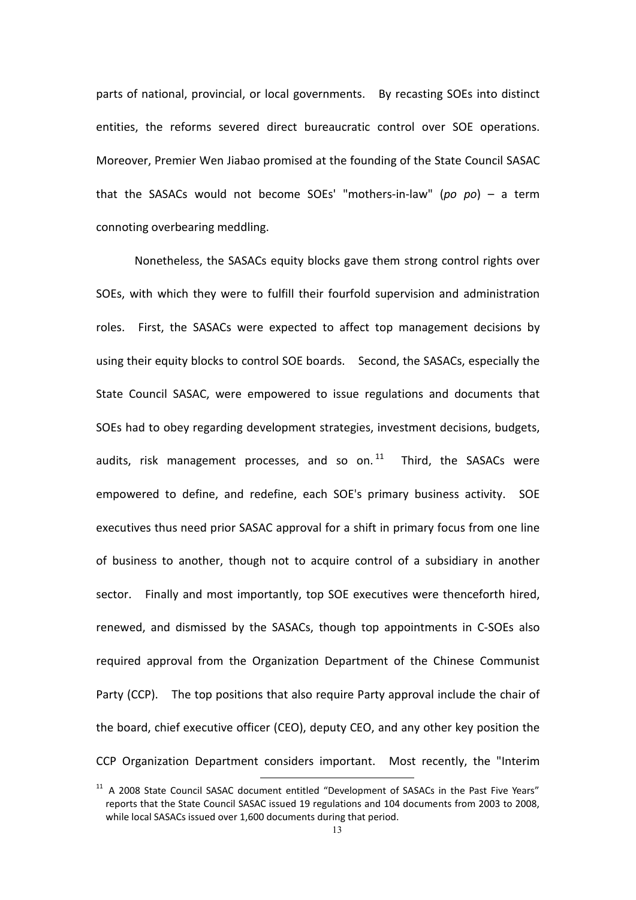parts of national, provincial, or local governments. By recasting SOEs into distinct entities, the reforms severed direct bureaucratic control over SOE operations. Moreover, Premier Wen Jiabao promised at the founding of the State Council SASAC that the SASACs would not become SOEs' "mothers-in-law" (*po po*) – a term connoting overbearing meddling.

Nonetheless, the SASACs equity blocks gave them strong control rights over SOEs, with which they were to fulfill their fourfold supervision and administration roles. First, the SASACs were expected to affect top management decisions by using their equity blocks to control SOE boards. Second, the SASACs, especially the State Council SASAC, were empowered to issue regulations and documents that SOEs had to obey regarding development strategies, investment decisions, budgets, audits, risk management processes, and so on.[11] Third, the SASACs were empowered to define, and redefine, each SOE's primary business activity. SOE executives thus need prior SASAC approval for a shift in primary focus from one line of business to another, though not to acquire control of a subsidiary in another sector. Finally and most importantly, top SOE executives were thenceforth hired, renewed, and dismissed by the SASACs, though top appointments in C-SOEs also required approval from the Organization Department of the Chinese Communist Party (CCP). The top positions that also require Party approval include the chair of the board, chief executive officer (CEO), deputy CEO, and any other key position the CCP Organization Department considers important. Most recently, the "Interim

[11] A 2008 State Council SASAC document entitled "Development of SASACs in the Past Five Years" reports that the State Council SASAC issued 19 regulations and 104 documents from 2003 to 2008, while local SASACs issued over 1,600 documents during that period.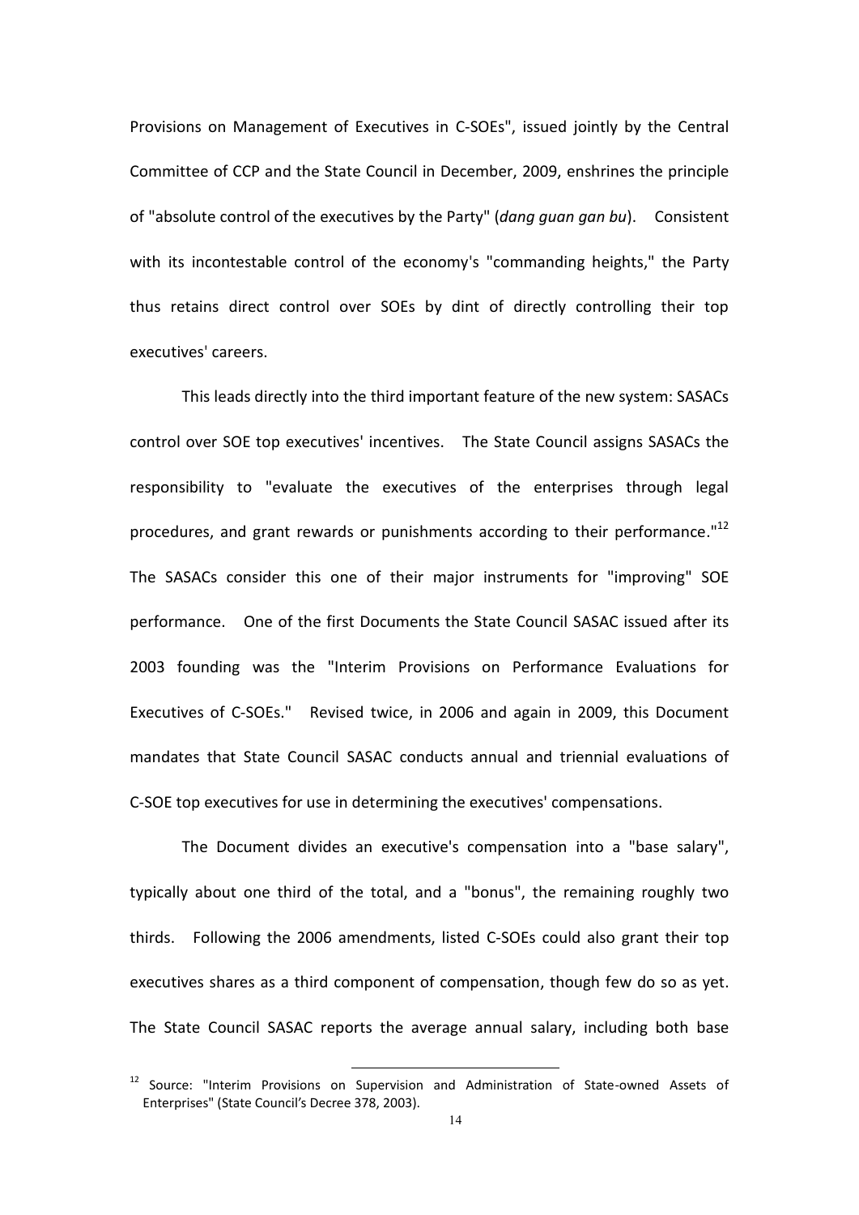Provisions on Management of Executives in C-SOEs", issued jointly by the Central Committee of CCP and the State Council in December, 2009, enshrines the principle of "absolute control of the executives by the Party" (*dang guan gan bu*). Consistent with its incontestable control of the economy's "commanding heights," the Party thus retains direct control over SOEs by dint of directly controlling their top executives' careers.

This leads directly into the third important feature of the new system: SASACs control over SOE top executives' incentives. The State Council assigns SASACs the responsibility to "evaluate the executives of the enterprises through legal procedures, and grant rewards or punishments according to their performance."[12] The SASACs consider this one of their major instruments for "improving" SOE performance. One of the first Documents the State Council SASAC issued after its 2003 founding was the "Interim Provisions on Performance Evaluations for Executives of C-SOEs." Revised twice, in 2006 and again in 2009, this Document mandates that State Council SASAC conducts annual and triennial evaluations of C-SOE top executives for use in determining the executives' compensations.

The Document divides an executive's compensation into a "base salary", typically about one third of the total, and a "bonus", the remaining roughly two thirds. Following the 2006 amendments, listed C-SOEs could also grant their top executives shares as a third component of compensation, though few do so as yet. The State Council SASAC reports the average annual salary, including both base

[12] Source: "Interim Provisions on Supervision and Administration of State-owned Assets of Enterprises" (State Council's Decree 378, 2003).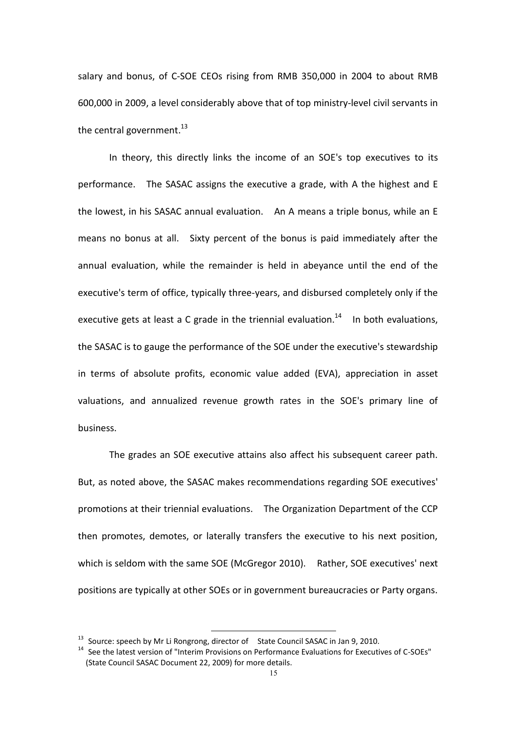salary and bonus, of C-SOE CEOs rising from RMB 350,000 in 2004 to about RMB 600,000 in 2009, a level considerably above that of top ministry-level civil servants in the central government.[13]

In theory, this directly links the income of an SOE's top executives to its performance. The SASAC assigns the executive a grade, with A the highest and E the lowest, in his SASAC annual evaluation. An A means a triple bonus, while an E means no bonus at all. Sixty percent of the bonus is paid immediately after the annual evaluation, while the remainder is held in abeyance until the end of the executive's term of office, typically three-years, and disbursed completely only if the executive gets at least a C grade in the triennial evaluation.[14] In both evaluations, the SASAC is to gauge the performance of the SOE under the executive's stewardship in terms of absolute profits, economic value added (EVA), appreciation in asset valuations, and annualized revenue growth rates in the SOE's primary line of business.

The grades an SOE executive attains also affect his subsequent career path. But, as noted above, the SASAC makes recommendations regarding SOE executives' promotions at their triennial evaluations. The Organization Department of the CCP then promotes, demotes, or laterally transfers the executive to his next position, which is seldom with the same SOE (McGregor 2010). Rather, SOE executives' next positions are typically at other SOEs or in government bureaucracies or Party organs.

---

[13] Source: speech by Mr Li Rongrong, director of State Council SASAC in Jan 9, 2010.

[14] See the latest version of "Interim Provisions on Performance Evaluations for Executives of C-SOEs" (State Council SASAC Document 22, 2009) for more details.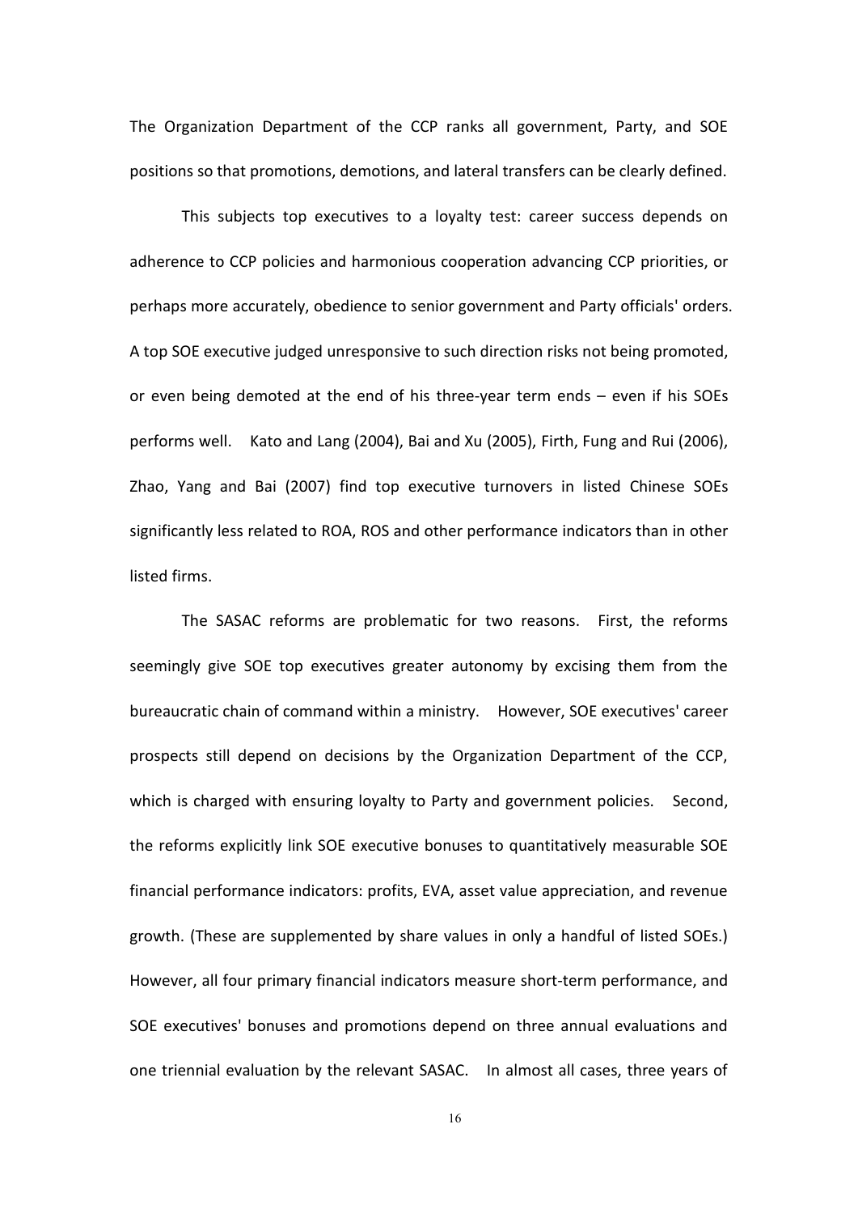The Organization Department of the CCP ranks all government, Party, and SOE positions so that promotions, demotions, and lateral transfers can be clearly defined.

This subjects top executives to a loyalty test: career success depends on adherence to CCP policies and harmonious cooperation advancing CCP priorities, or perhaps more accurately, obedience to senior government and Party officials' orders. A top SOE executive judged unresponsive to such direction risks not being promoted, or even being demoted at the end of his three-year term ends – even if his SOEs performs well. Kato and Lang (2004), Bai and Xu (2005), Firth, Fung and Rui (2006), Zhao, Yang and Bai (2007) find top executive turnovers in listed Chinese SOEs significantly less related to ROA, ROS and other performance indicators than in other listed firms.

The SASAC reforms are problematic for two reasons. First, the reforms seemingly give SOE top executives greater autonomy by excising them from the bureaucratic chain of command within a ministry. However, SOE executives' career prospects still depend on decisions by the Organization Department of the CCP, which is charged with ensuring loyalty to Party and government policies. Second, the reforms explicitly link SOE executive bonuses to quantitatively measurable SOE financial performance indicators: profits, EVA, asset value appreciation, and revenue growth. (These are supplemented by share values in only a handful of listed SOEs.) However, all four primary financial indicators measure short-term performance, and SOE executives' bonuses and promotions depend on three annual evaluations and one triennial evaluation by the relevant SASAC. In almost all cases, three years of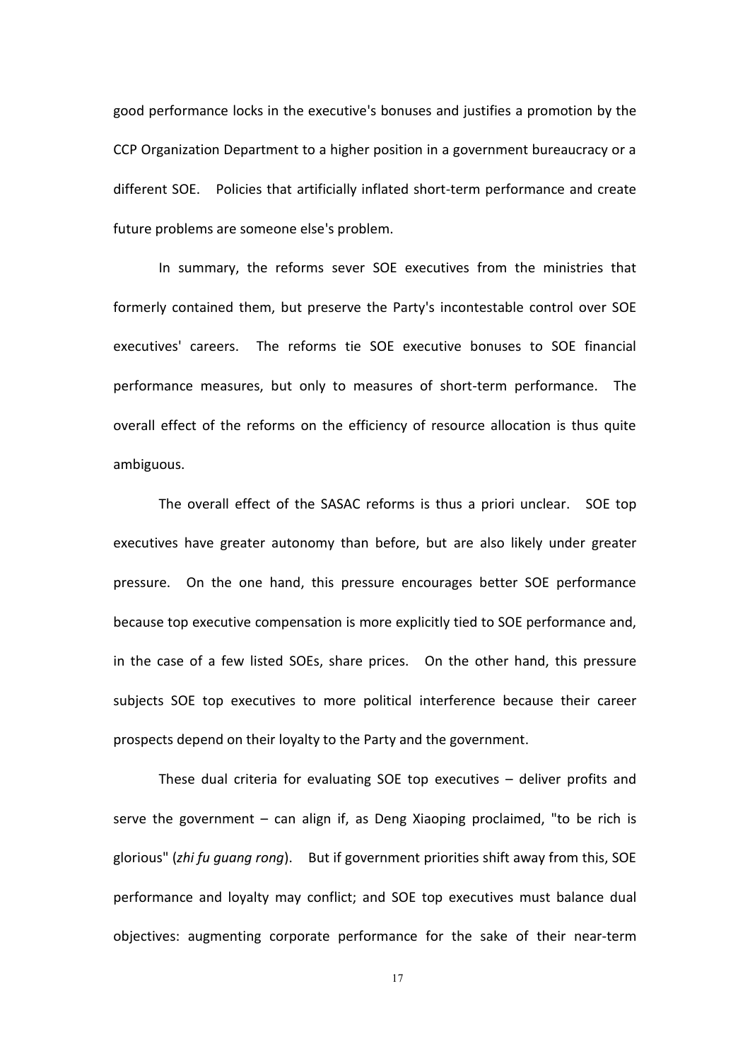good performance locks in the executive's bonuses and justifies a promotion by the CCP Organization Department to a higher position in a government bureaucracy or a different SOE. Policies that artificially inflated short-term performance and create future problems are someone else's problem.

In summary, the reforms sever SOE executives from the ministries that formerly contained them, but preserve the Party's incontestable control over SOE executives' careers. The reforms tie SOE executive bonuses to SOE financial performance measures, but only to measures of short-term performance. The overall effect of the reforms on the efficiency of resource allocation is thus quite ambiguous.

The overall effect of the SASAC reforms is thus a priori unclear. SOE top executives have greater autonomy than before, but are also likely under greater pressure. On the one hand, this pressure encourages better SOE performance because top executive compensation is more explicitly tied to SOE performance and, in the case of a few listed SOEs, share prices. On the other hand, this pressure subjects SOE top executives to more political interference because their career prospects depend on their loyalty to the Party and the government.

These dual criteria for evaluating SOE top executives – deliver profits and serve the government – can align if, as Deng Xiaoping proclaimed, "to be rich is glorious" (*zhi fu guang rong*). But if government priorities shift away from this, SOE performance and loyalty may conflict; and SOE top executives must balance dual objectives: augmenting corporate performance for the sake of their near-term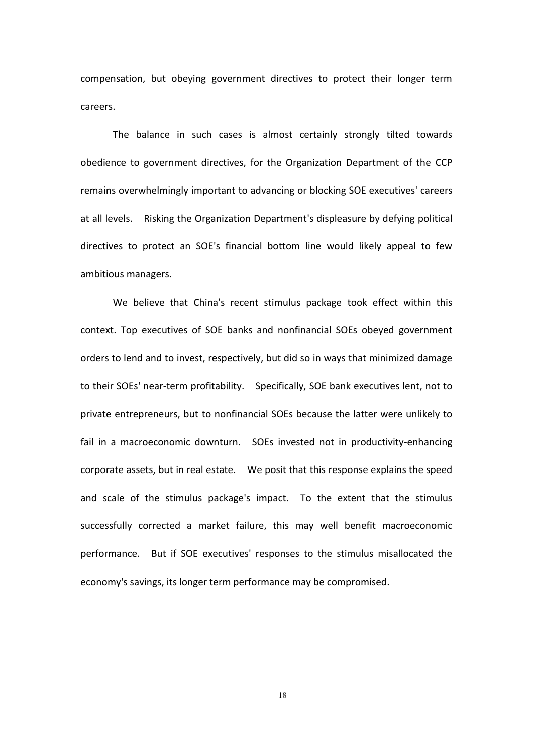compensation, but obeying government directives to protect their longer term careers.

The balance in such cases is almost certainly strongly tilted towards obedience to government directives, for the Organization Department of the CCP remains overwhelmingly important to advancing or blocking SOE executives' careers at all levels. Risking the Organization Department's displeasure by defying political directives to protect an SOE's financial bottom line would likely appeal to few ambitious managers.

We believe that China's recent stimulus package took effect within this context. Top executives of SOE banks and nonfinancial SOEs obeyed government orders to lend and to invest, respectively, but did so in ways that minimized damage to their SOEs' near-term profitability. Specifically, SOE bank executives lent, not to private entrepreneurs, but to nonfinancial SOEs because the latter were unlikely to fail in a macroeconomic downturn. SOEs invested not in productivity-enhancing corporate assets, but in real estate. We posit that this response explains the speed and scale of the stimulus package's impact. To the extent that the stimulus successfully corrected a market failure, this may well benefit macroeconomic performance. But if SOE executives' responses to the stimulus misallocated the economy's savings, its longer term performance may be compromised.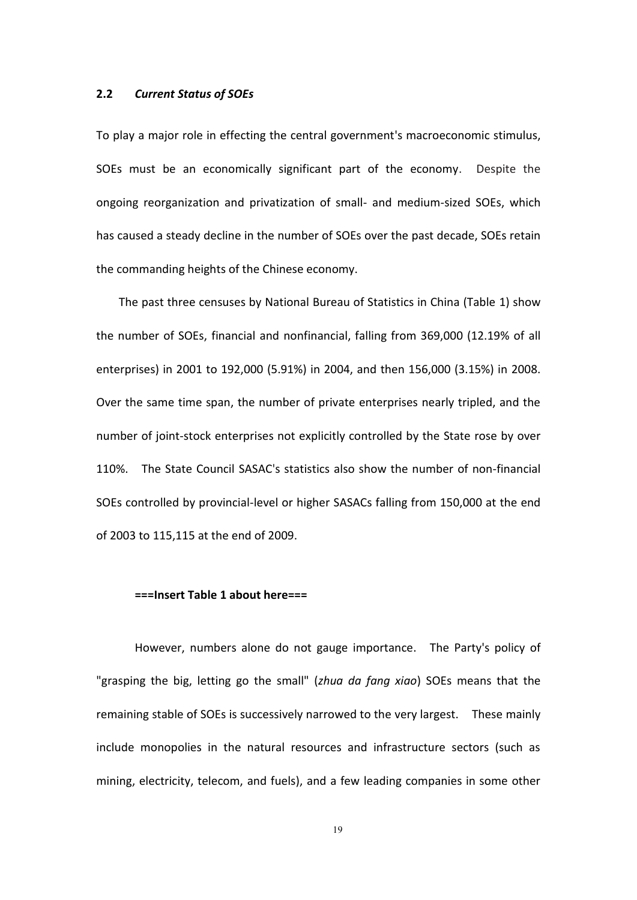## 2.2 *Current Status of SOEs*

To play a major role in effecting the central government's macroeconomic stimulus, SOEs must be an economically significant part of the economy. Despite the ongoing reorganization and privatization of small- and medium-sized SOEs, which has caused a steady decline in the number of SOEs over the past decade, SOEs retain the commanding heights of the Chinese economy.

The past three censuses by National Bureau of Statistics in China (Table 1) show the number of SOEs, financial and nonfinancial, falling from 369,000 (12.19% of all enterprises) in 2001 to 192,000 (5.91%) in 2004, and then 156,000 (3.15%) in 2008. Over the same time span, the number of private enterprises nearly tripled, and the number of joint-stock enterprises not explicitly controlled by the State rose by over 110%. The State Council SASAC's statistics also show the number of non-financial SOEs controlled by provincial-level or higher SASACs falling from 150,000 at the end of 2003 to 115,115 at the end of 2009.

**===Insert Table 1 about here===**

However, numbers alone do not gauge importance. The Party's policy of "grasping the big, letting go the small" (*zhua da fang xiao*) SOEs means that the remaining stable of SOEs is successively narrowed to the very largest. These mainly include monopolies in the natural resources and infrastructure sectors (such as mining, electricity, telecom, and fuels), and a few leading companies in some other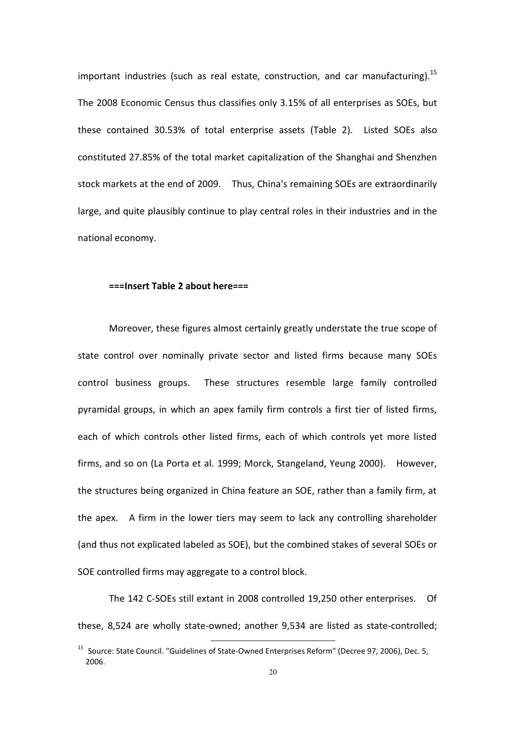important industries (such as real estate, construction, and car manufacturing).[15] The 2008 Economic Census thus classifies only 3.15% of all enterprises as SOEs, but these contained 30.53% of total enterprise assets (Table 2). Listed SOEs also constituted 27.85% of the total market capitalization of the Shanghai and Shenzhen stock markets at the end of 2009. Thus, China's remaining SOEs are extraordinarily large, and quite plausibly continue to play central roles in their industries and in the national economy.

**===Insert Table 2 about here===**

Moreover, these figures almost certainly greatly understate the true scope of state control over nominally private sector and listed firms because many SOEs control business groups. These structures resemble large family controlled pyramidal groups, in which an apex family firm controls a first tier of listed firms, each of which controls other listed firms, each of which controls yet more listed firms, and so on (La Porta et al. 1999; Morck, Stangeland, Yeung 2000). However, the structures being organized in China feature an SOE, rather than a family firm, at the apex. A firm in the lower tiers may seem to lack any controlling shareholder (and thus not explicated labeled as SOE), but the combined stakes of several SOEs or SOE controlled firms may aggregate to a control block.

The 142 C-SOEs still extant in 2008 controlled 19,250 other enterprises. Of these, 8,524 are wholly state-owned; another 9,534 are listed as state-controlled;

[15] Source: State Council. "Guidelines of State-Owned Enterprises Reform" (Decree 97, 2006), Dec. 5, 2006.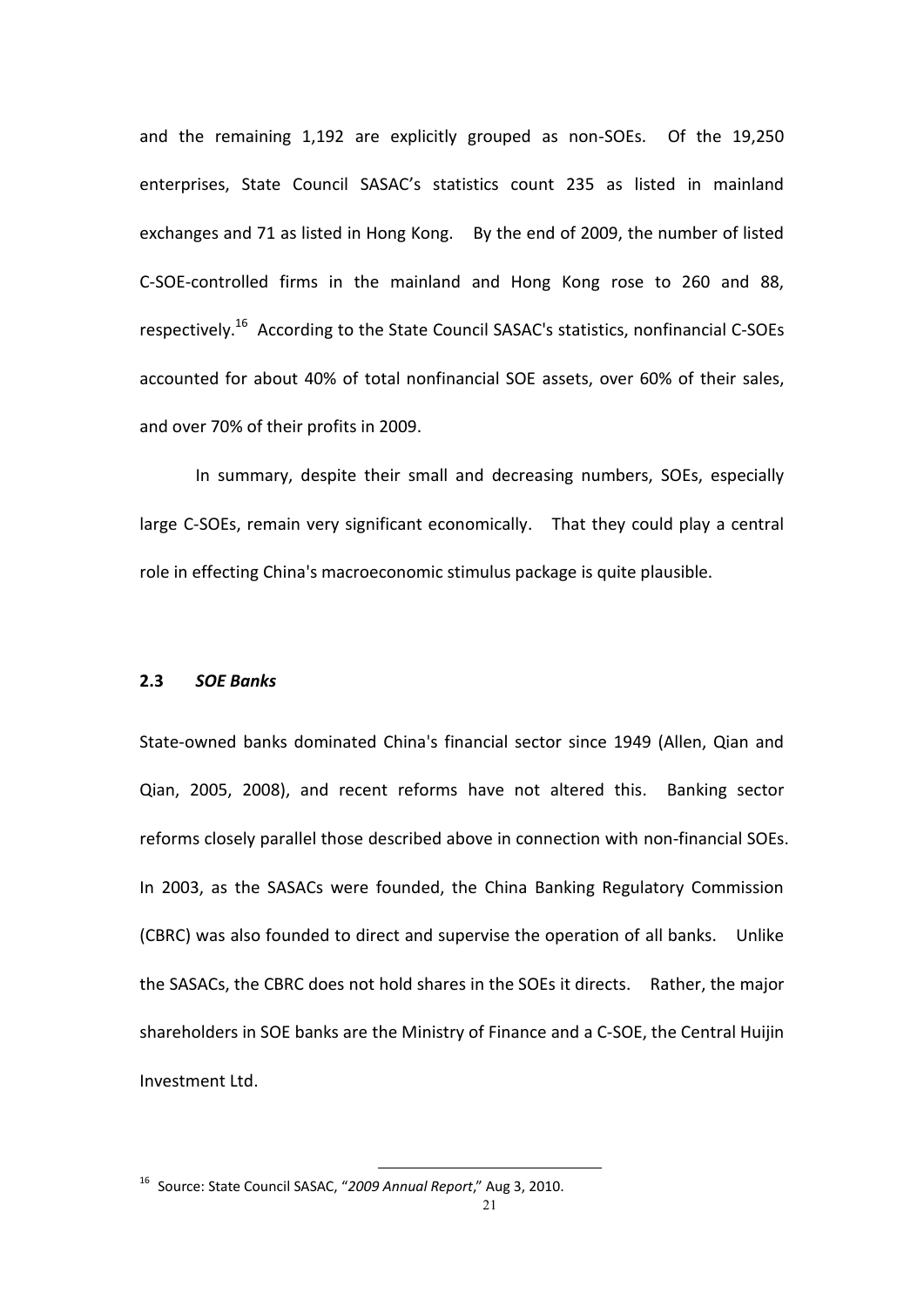and the remaining 1,192 are explicitly grouped as non-SOEs. Of the 19,250 enterprises, State Council SASAC's statistics count 235 as listed in mainland exchanges and 71 as listed in Hong Kong. By the end of 2009, the number of listed C-SOE-controlled firms in the mainland and Hong Kong rose to 260 and 88, respectively.[16] According to the State Council SASAC's statistics, nonfinancial C-SOEs accounted for about 40% of total nonfinancial SOE assets, over 60% of their sales, and over 70% of their profits in 2009.

In summary, despite their small and decreasing numbers, SOEs, especially large C-SOEs, remain very significant economically. That they could play a central role in effecting China's macroeconomic stimulus package is quite plausible.

### 2.3 *SOE Banks*

State-owned banks dominated China's financial sector since 1949 (Allen, Qian and Qian, 2005, 2008), and recent reforms have not altered this. Banking sector reforms closely parallel those described above in connection with non-financial SOEs. In 2003, as the SASACs were founded, the China Banking Regulatory Commission (CBRC) was also founded to direct and supervise the operation of all banks. Unlike the SASACs, the CBRC does not hold shares in the SOEs it directs. Rather, the major shareholders in SOE banks are the Ministry of Finance and a C-SOE, the Central Huijin Investment Ltd.

[16] Source: State Council SASAC, "*2009 Annual Report*," Aug 3, 2010.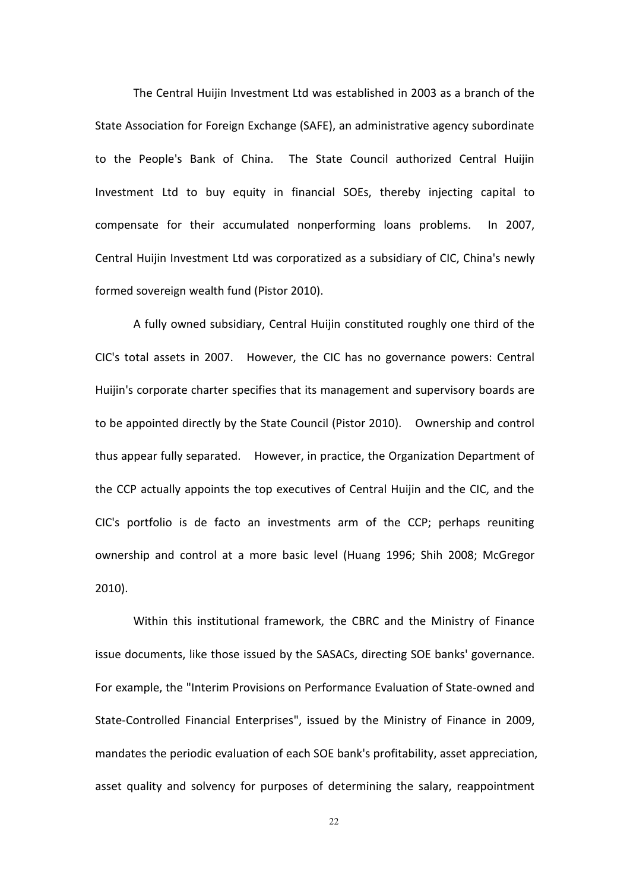The Central Huijin Investment Ltd was established in 2003 as a branch of the State Association for Foreign Exchange (SAFE), an administrative agency subordinate to the People's Bank of China. The State Council authorized Central Huijin Investment Ltd to buy equity in financial SOEs, thereby injecting capital to compensate for their accumulated nonperforming loans problems. In 2007, Central Huijin Investment Ltd was corporatized as a subsidiary of CIC, China's newly formed sovereign wealth fund (Pistor 2010).

A fully owned subsidiary, Central Huijin constituted roughly one third of the CIC's total assets in 2007. However, the CIC has no governance powers: Central Huijin's corporate charter specifies that its management and supervisory boards are to be appointed directly by the State Council (Pistor 2010). Ownership and control thus appear fully separated. However, in practice, the Organization Department of the CCP actually appoints the top executives of Central Huijin and the CIC, and the CIC's portfolio is de facto an investments arm of the CCP; perhaps reuniting ownership and control at a more basic level (Huang 1996; Shih 2008; McGregor 2010).

Within this institutional framework, the CBRC and the Ministry of Finance issue documents, like those issued by the SASACs, directing SOE banks' governance. For example, the "Interim Provisions on Performance Evaluation of State-owned and State-Controlled Financial Enterprises", issued by the Ministry of Finance in 2009, mandates the periodic evaluation of each SOE bank's profitability, asset appreciation, asset quality and solvency for purposes of determining the salary, reappointment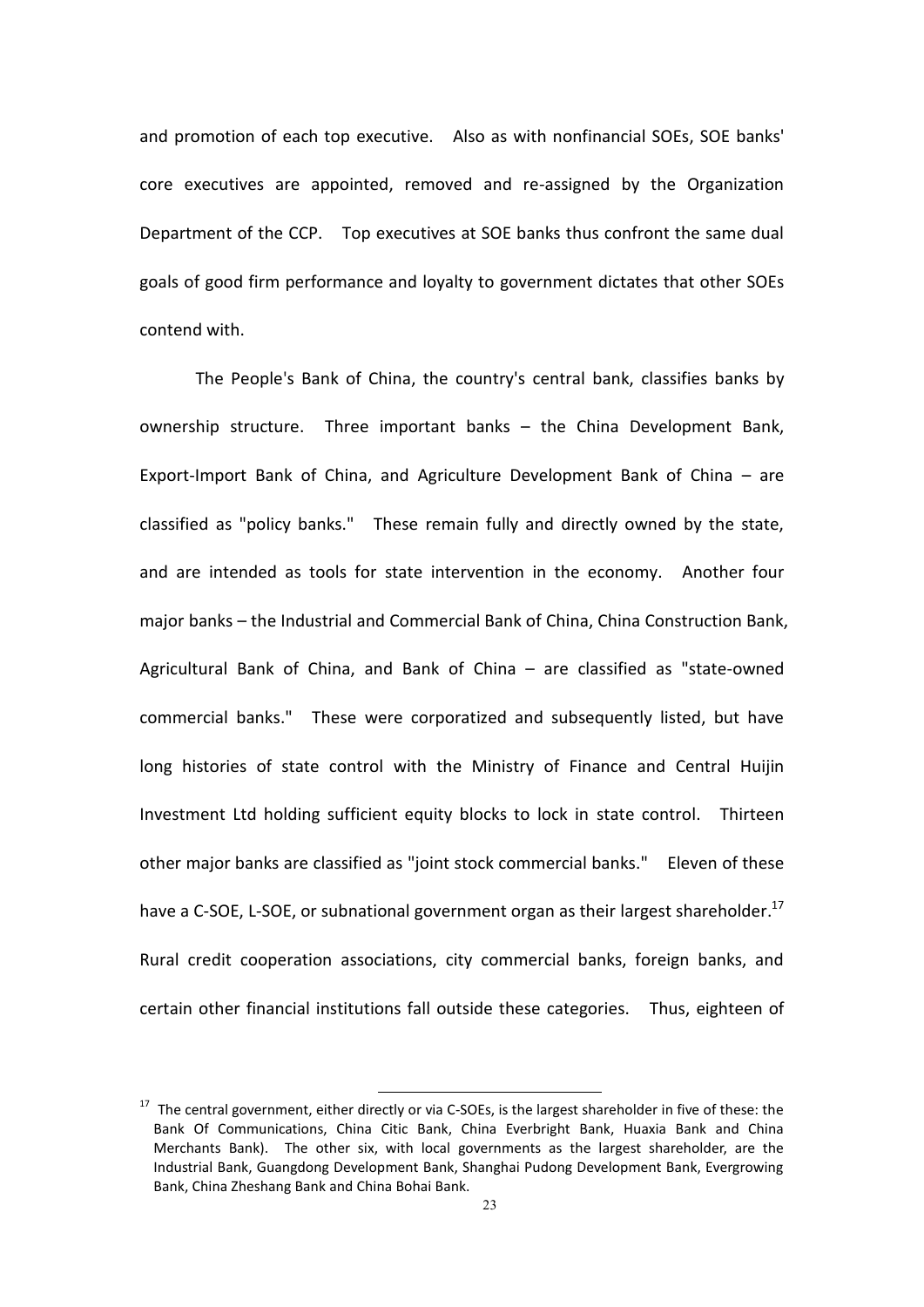and promotion of each top executive. Also as with nonfinancial SOEs, SOE banks' core executives are appointed, removed and re-assigned by the Organization Department of the CCP. Top executives at SOE banks thus confront the same dual goals of good firm performance and loyalty to government dictates that other SOEs contend with.

The People's Bank of China, the country's central bank, classifies banks by ownership structure. Three important banks – the China Development Bank, Export-Import Bank of China, and Agriculture Development Bank of China – are classified as "policy banks." These remain fully and directly owned by the state, and are intended as tools for state intervention in the economy. Another four major banks – the Industrial and Commercial Bank of China, China Construction Bank, Agricultural Bank of China, and Bank of China – are classified as "state-owned commercial banks." These were corporatized and subsequently listed, but have long histories of state control with the Ministry of Finance and Central Huijin Investment Ltd holding sufficient equity blocks to lock in state control. Thirteen other major banks are classified as "joint stock commercial banks." Eleven of these have a C-SOE, L-SOE, or subnational government organ as their largest shareholder.[17] Rural credit cooperation associations, city commercial banks, foreign banks, and certain other financial institutions fall outside these categories. Thus, eighteen of

[17] The central government, either directly or via C-SOEs, is the largest shareholder in five of these: the Bank Of Communications, China Citic Bank, China Everbright Bank, Huaxia Bank and China Merchants Bank). The other six, with local governments as the largest shareholder, are the Industrial Bank, Guangdong Development Bank, Shanghai Pudong Development Bank, Evergrowing Bank, China Zheshang Bank and China Bohai Bank.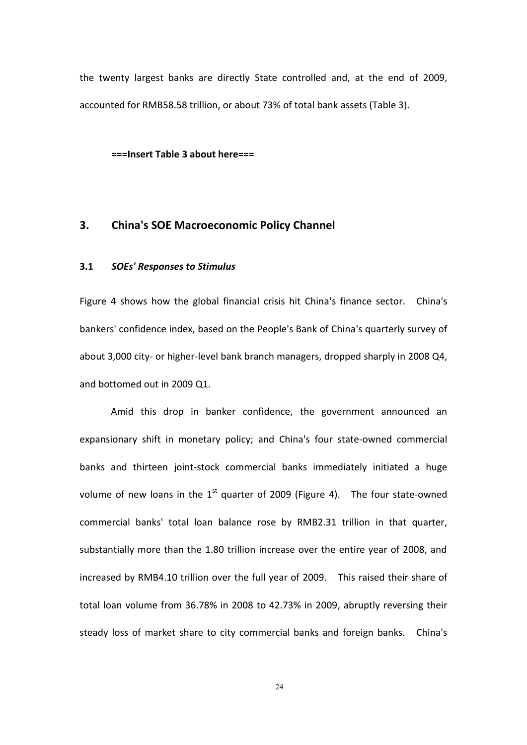the twenty largest banks are directly State controlled and, at the end of 2009, accounted for RMB58.58 trillion, or about 73% of total bank assets (Table 3).

**===Insert Table 3 about here===**

## 3. China's SOE Macroeconomic Policy Channel

### 3.1 *SOEs' Responses to Stimulus*

Figure 4 shows how the global financial crisis hit China's finance sector. China's bankers' confidence index, based on the People's Bank of China's quarterly survey of about 3,000 city- or higher-level bank branch managers, dropped sharply in 2008 Q4, and bottomed out in 2009 Q1.

Amid this drop in banker confidence, the government announced an expansionary shift in monetary policy; and China's four state-owned commercial banks and thirteen joint-stock commercial banks immediately initiated a huge volume of new loans in the 1st quarter of 2009 (Figure 4). The four state-owned commercial banks' total loan balance rose by RMB2.31 trillion in that quarter, substantially more than the 1.80 trillion increase over the entire year of 2008, and increased by RMB4.10 trillion over the full year of 2009. This raised their share of total loan volume from 36.78% in 2008 to 42.73% in 2009, abruptly reversing their steady loss of market share to city commercial banks and foreign banks. China's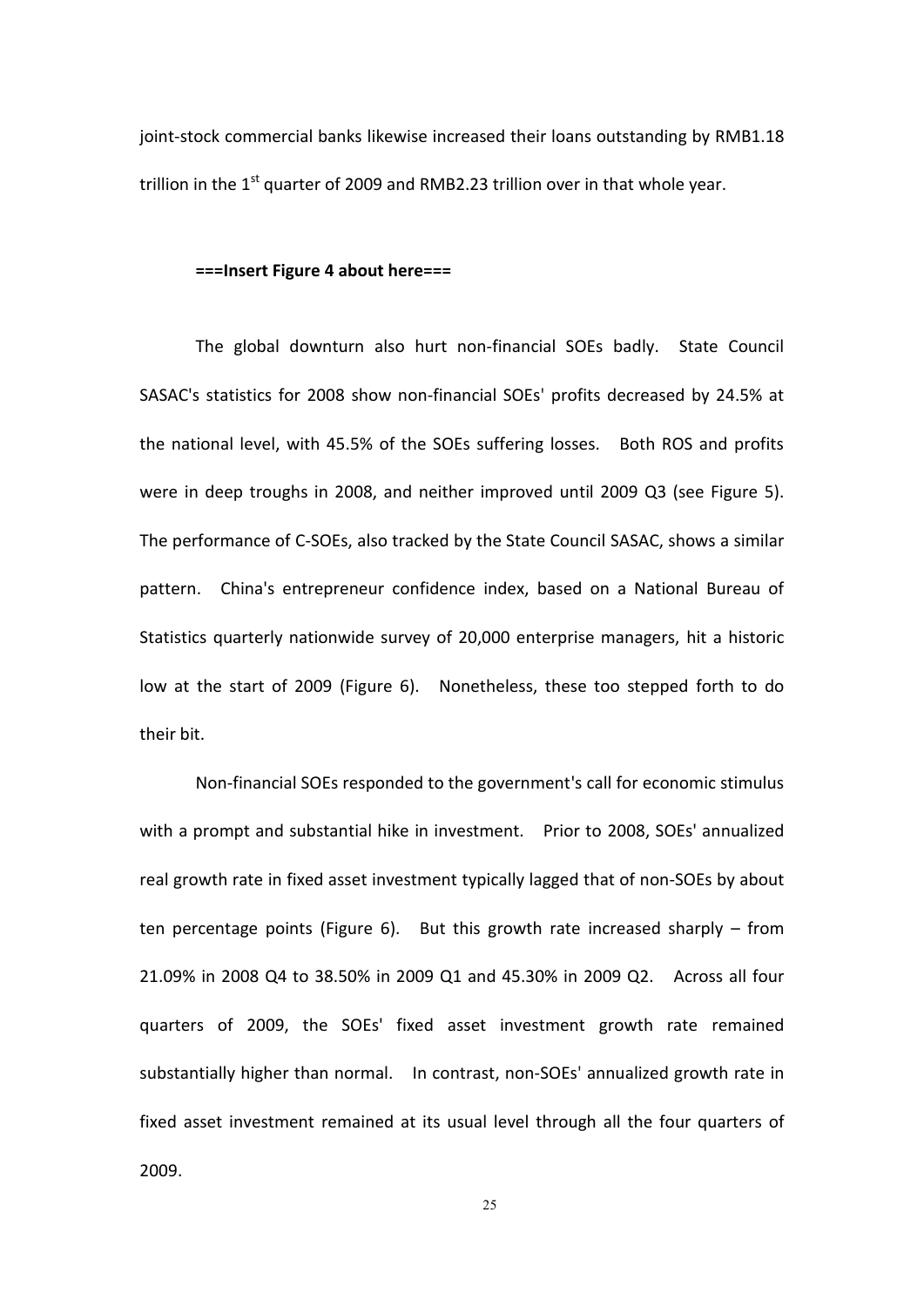joint-stock commercial banks likewise increased their loans outstanding by RMB1.18 trillion in the 1st quarter of 2009 and RMB2.23 trillion over in that whole year.

**===Insert Figure 4 about here===**

The global downturn also hurt non-financial SOEs badly. State Council SASAC's statistics for 2008 show non-financial SOEs' profits decreased by 24.5% at the national level, with 45.5% of the SOEs suffering losses. Both ROS and profits were in deep troughs in 2008, and neither improved until 2009 Q3 (see Figure 5). The performance of C-SOEs, also tracked by the State Council SASAC, shows a similar pattern. China's entrepreneur confidence index, based on a National Bureau of Statistics quarterly nationwide survey of 20,000 enterprise managers, hit a historic low at the start of 2009 (Figure 6). Nonetheless, these too stepped forth to do their bit.

Non-financial SOEs responded to the government's call for economic stimulus with a prompt and substantial hike in investment. Prior to 2008, SOEs' annualized real growth rate in fixed asset investment typically lagged that of non-SOEs by about ten percentage points (Figure 6). But this growth rate increased sharply – from 21.09% in 2008 Q4 to 38.50% in 2009 Q1 and 45.30% in 2009 Q2. Across all four quarters of 2009, the SOEs' fixed asset investment growth rate remained substantially higher than normal. In contrast, non-SOEs' annualized growth rate in fixed asset investment remained at its usual level through all the four quarters of 2009.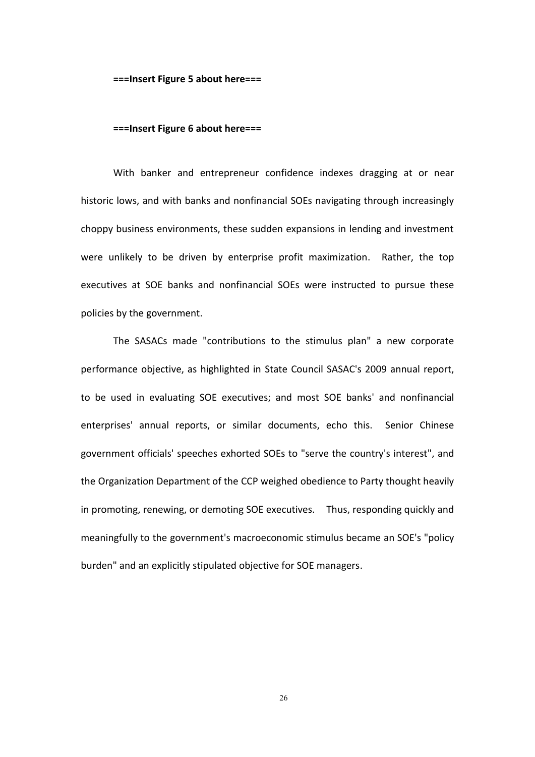**===Insert Figure 5 about here===**

**===Insert Figure 6 about here===**

With banker and entrepreneur confidence indexes dragging at or near historic lows, and with banks and nonfinancial SOEs navigating through increasingly choppy business environments, these sudden expansions in lending and investment were unlikely to be driven by enterprise profit maximization. Rather, the top executives at SOE banks and nonfinancial SOEs were instructed to pursue these policies by the government.

The SASACs made "contributions to the stimulus plan" a new corporate performance objective, as highlighted in State Council SASAC's 2009 annual report, to be used in evaluating SOE executives; and most SOE banks' and nonfinancial enterprises' annual reports, or similar documents, echo this. Senior Chinese government officials' speeches exhorted SOEs to "serve the country's interest", and the Organization Department of the CCP weighed obedience to Party thought heavily in promoting, renewing, or demoting SOE executives. Thus, responding quickly and meaningfully to the government's macroeconomic stimulus became an SOE's "policy burden" and an explicitly stipulated objective for SOE managers.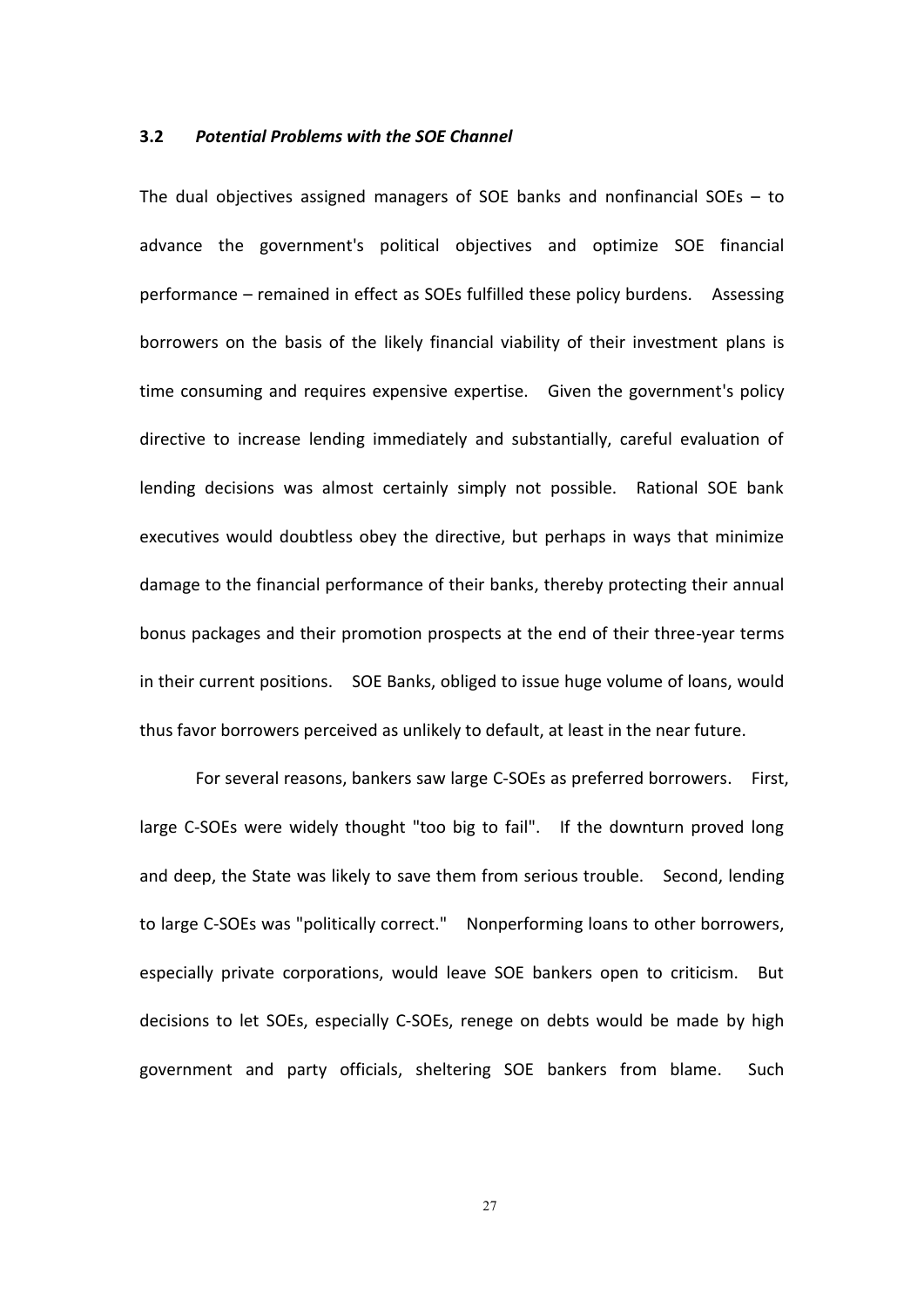### 3.2 *Potential Problems with the SOE Channel*

The dual objectives assigned managers of SOE banks and nonfinancial SOEs – to advance the government's political objectives and optimize SOE financial performance – remained in effect as SOEs fulfilled these policy burdens. Assessing borrowers on the basis of the likely financial viability of their investment plans is time consuming and requires expensive expertise. Given the government's policy directive to increase lending immediately and substantially, careful evaluation of lending decisions was almost certainly simply not possible. Rational SOE bank executives would doubtless obey the directive, but perhaps in ways that minimize damage to the financial performance of their banks, thereby protecting their annual bonus packages and their promotion prospects at the end of their three-year terms in their current positions. SOE Banks, obliged to issue huge volume of loans, would thus favor borrowers perceived as unlikely to default, at least in the near future.

For several reasons, bankers saw large C-SOEs as preferred borrowers. First, large C-SOEs were widely thought "too big to fail". If the downturn proved long and deep, the State was likely to save them from serious trouble. Second, lending to large C-SOEs was "politically correct." Nonperforming loans to other borrowers, especially private corporations, would leave SOE bankers open to criticism. But decisions to let SOEs, especially C-SOEs, renege on debts would be made by high government and party officials, sheltering SOE bankers from blame. Such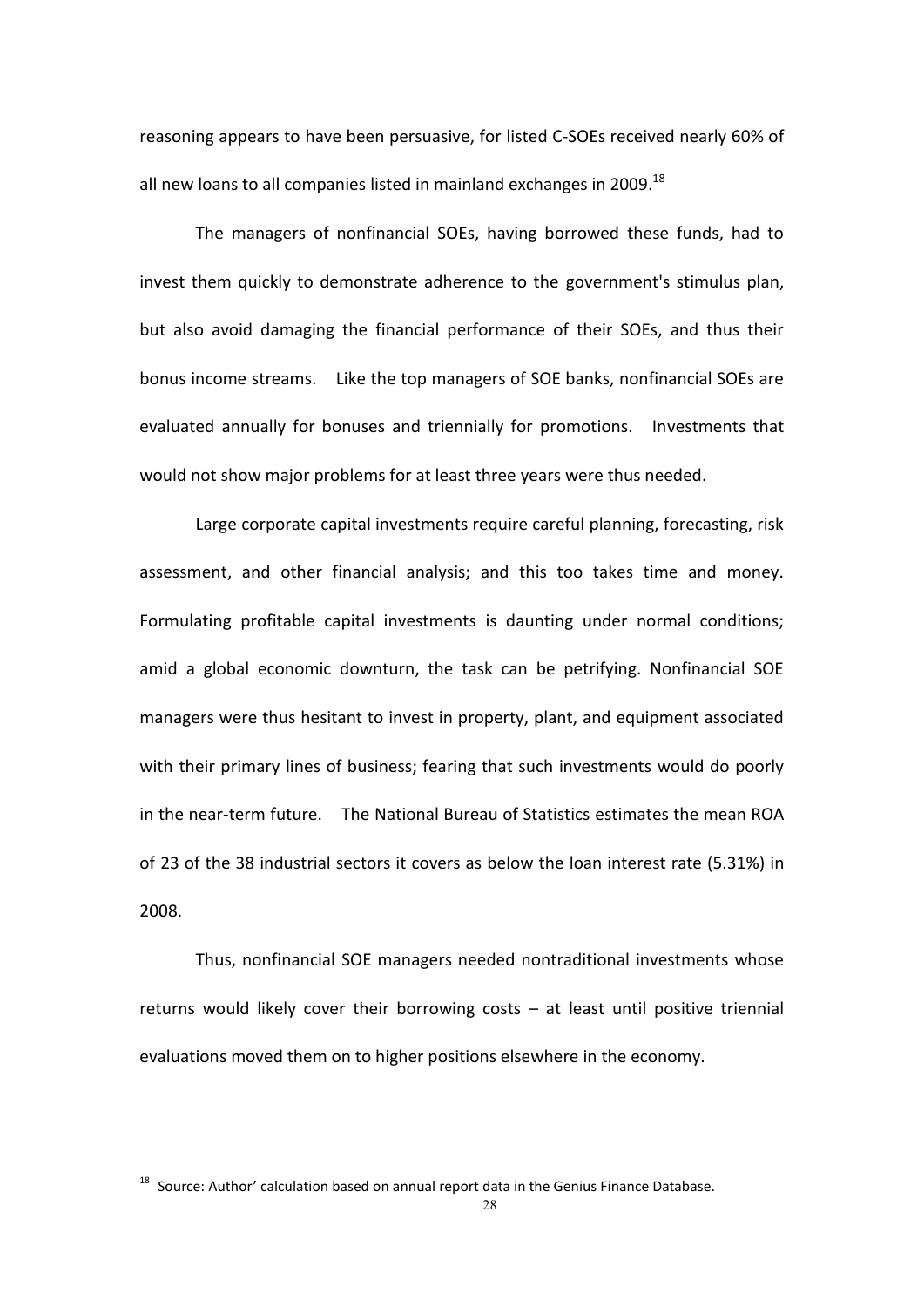reasoning appears to have been persuasive, for listed C-SOEs received nearly 60% of all new loans to all companies listed in mainland exchanges in 2009.[18]

The managers of nonfinancial SOEs, having borrowed these funds, had to invest them quickly to demonstrate adherence to the government's stimulus plan, but also avoid damaging the financial performance of their SOEs, and thus their bonus income streams. Like the top managers of SOE banks, nonfinancial SOEs are evaluated annually for bonuses and triennially for promotions. Investments that would not show major problems for at least three years were thus needed.

Large corporate capital investments require careful planning, forecasting, risk assessment, and other financial analysis; and this too takes time and money. Formulating profitable capital investments is daunting under normal conditions; amid a global economic downturn, the task can be petrifying. Nonfinancial SOE managers were thus hesitant to invest in property, plant, and equipment associated with their primary lines of business; fearing that such investments would do poorly in the near-term future. The National Bureau of Statistics estimates the mean ROA of 23 of the 38 industrial sectors it covers as below the loan interest rate (5.31%) in 2008.

Thus, nonfinancial SOE managers needed nontraditional investments whose returns would likely cover their borrowing costs – at least until positive triennial evaluations moved them on to higher positions elsewhere in the economy.

[18] Source: Author' calculation based on annual report data in the Genius Finance Database.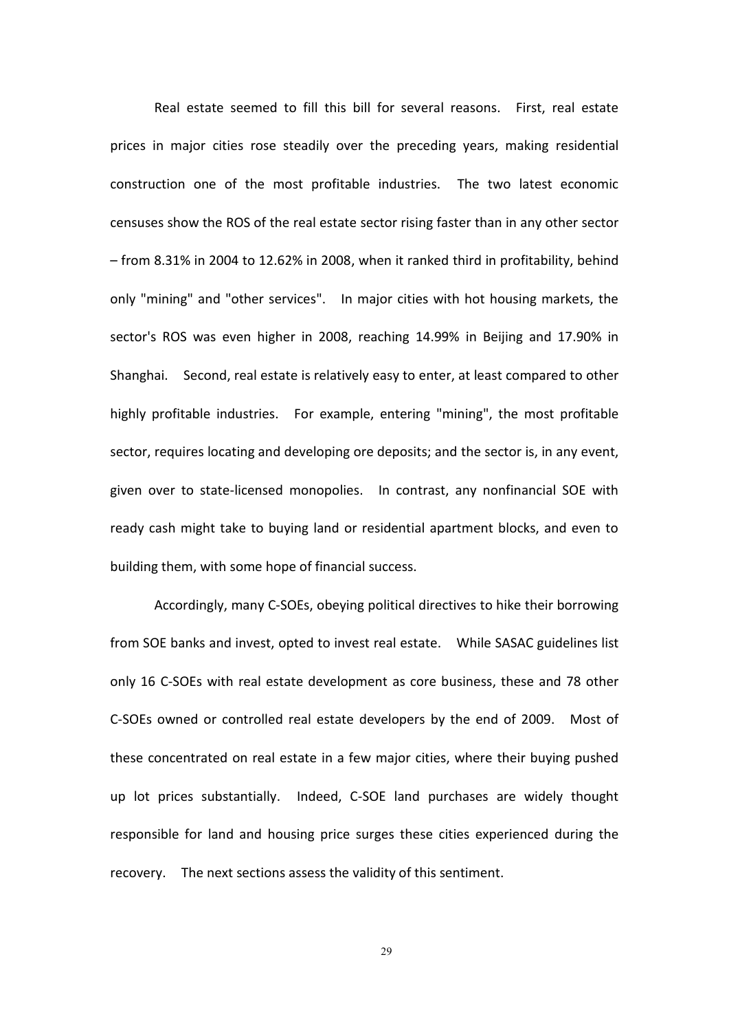Real estate seemed to fill this bill for several reasons. First, real estate prices in major cities rose steadily over the preceding years, making residential construction one of the most profitable industries. The two latest economic censuses show the ROS of the real estate sector rising faster than in any other sector – from 8.31% in 2004 to 12.62% in 2008, when it ranked third in profitability, behind only "mining" and "other services". In major cities with hot housing markets, the sector's ROS was even higher in 2008, reaching 14.99% in Beijing and 17.90% in Shanghai. Second, real estate is relatively easy to enter, at least compared to other highly profitable industries. For example, entering "mining", the most profitable sector, requires locating and developing ore deposits; and the sector is, in any event, given over to state-licensed monopolies. In contrast, any nonfinancial SOE with ready cash might take to buying land or residential apartment blocks, and even to building them, with some hope of financial success.

Accordingly, many C-SOEs, obeying political directives to hike their borrowing from SOE banks and invest, opted to invest real estate. While SASAC guidelines list only 16 C-SOEs with real estate development as core business, these and 78 other C-SOEs owned or controlled real estate developers by the end of 2009. Most of these concentrated on real estate in a few major cities, where their buying pushed up lot prices substantially. Indeed, C-SOE land purchases are widely thought responsible for land and housing price surges these cities experienced during the recovery. The next sections assess the validity of this sentiment.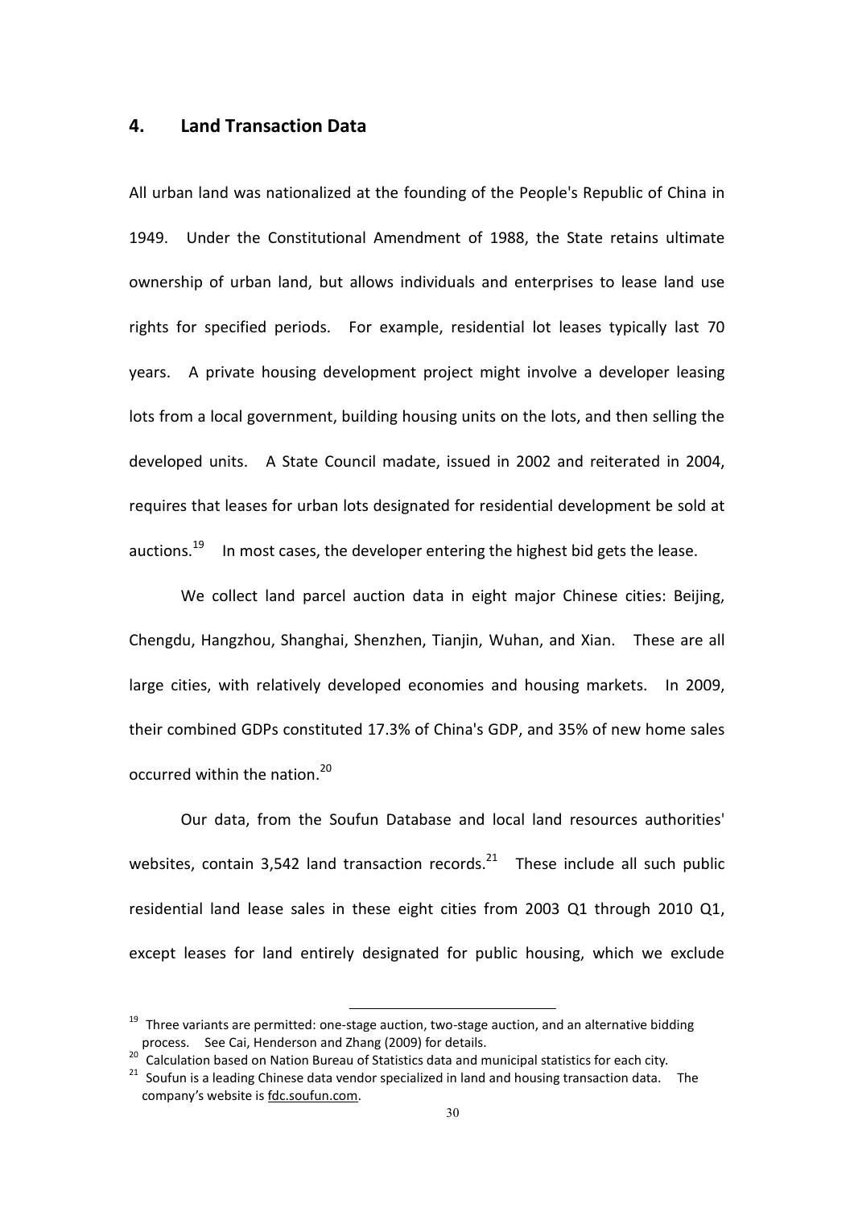## 4. Land Transaction Data

All urban land was nationalized at the founding of the People's Republic of China in 1949. Under the Constitutional Amendment of 1988, the State retains ultimate ownership of urban land, but allows individuals and enterprises to lease land use rights for specified periods. For example, residential lot leases typically last 70 years. A private housing development project might involve a developer leasing lots from a local government, building housing units on the lots, and then selling the developed units. A State Council madate, issued in 2002 and reiterated in 2004, requires that leases for urban lots designated for residential development be sold at auctions.[19] In most cases, the developer entering the highest bid gets the lease.

We collect land parcel auction data in eight major Chinese cities: Beijing, Chengdu, Hangzhou, Shanghai, Shenzhen, Tianjin, Wuhan, and Xian. These are all large cities, with relatively developed economies and housing markets. In 2009, their combined GDPs constituted 17.3% of China's GDP, and 35% of new home sales occurred within the nation.[20]

Our data, from the Soufun Database and local land resources authorities' websites, contain 3,542 land transaction records.[21] These include all such public residential land lease sales in these eight cities from 2003 Q1 through 2010 Q1, except leases for land entirely designated for public housing, which we exclude

---

[19] Three variants are permitted: one-stage auction, two-stage auction, and an alternative bidding process. See Cai, Henderson and Zhang (2009) for details.

[20] Calculation based on Nation Bureau of Statistics data and municipal statistics for each city.

[21] Soufun is a leading Chinese data vendor specialized in land and housing transaction data. The company's website is fdc.soufun.com.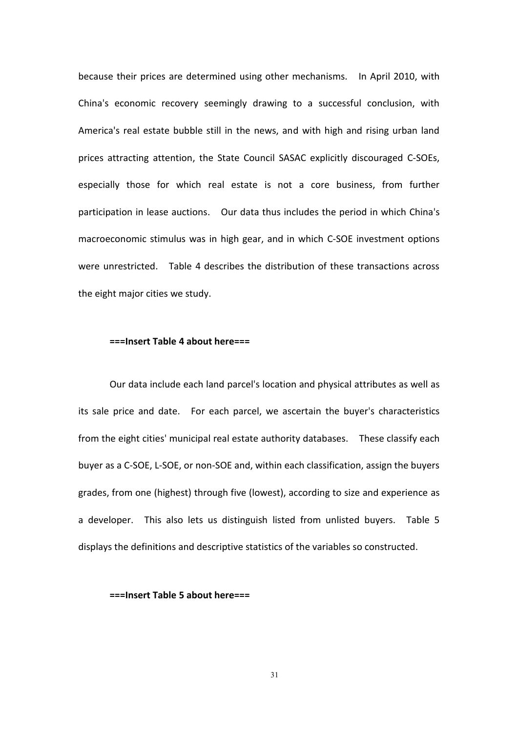because their prices are determined using other mechanisms. In April 2010, with China's economic recovery seemingly drawing to a successful conclusion, with America's real estate bubble still in the news, and with high and rising urban land prices attracting attention, the State Council SASAC explicitly discouraged C-SOEs, especially those for which real estate is not a core business, from further participation in lease auctions. Our data thus includes the period in which China's macroeconomic stimulus was in high gear, and in which C-SOE investment options were unrestricted. Table 4 describes the distribution of these transactions across the eight major cities we study.

**===Insert Table 4 about here===**

Our data include each land parcel's location and physical attributes as well as its sale price and date. For each parcel, we ascertain the buyer's characteristics from the eight cities' municipal real estate authority databases. These classify each buyer as a C-SOE, L-SOE, or non-SOE and, within each classification, assign the buyers grades, from one (highest) through five (lowest), according to size and experience as a developer. This also lets us distinguish listed from unlisted buyers. Table 5 displays the definitions and descriptive statistics of the variables so constructed.

**===Insert Table 5 about here===**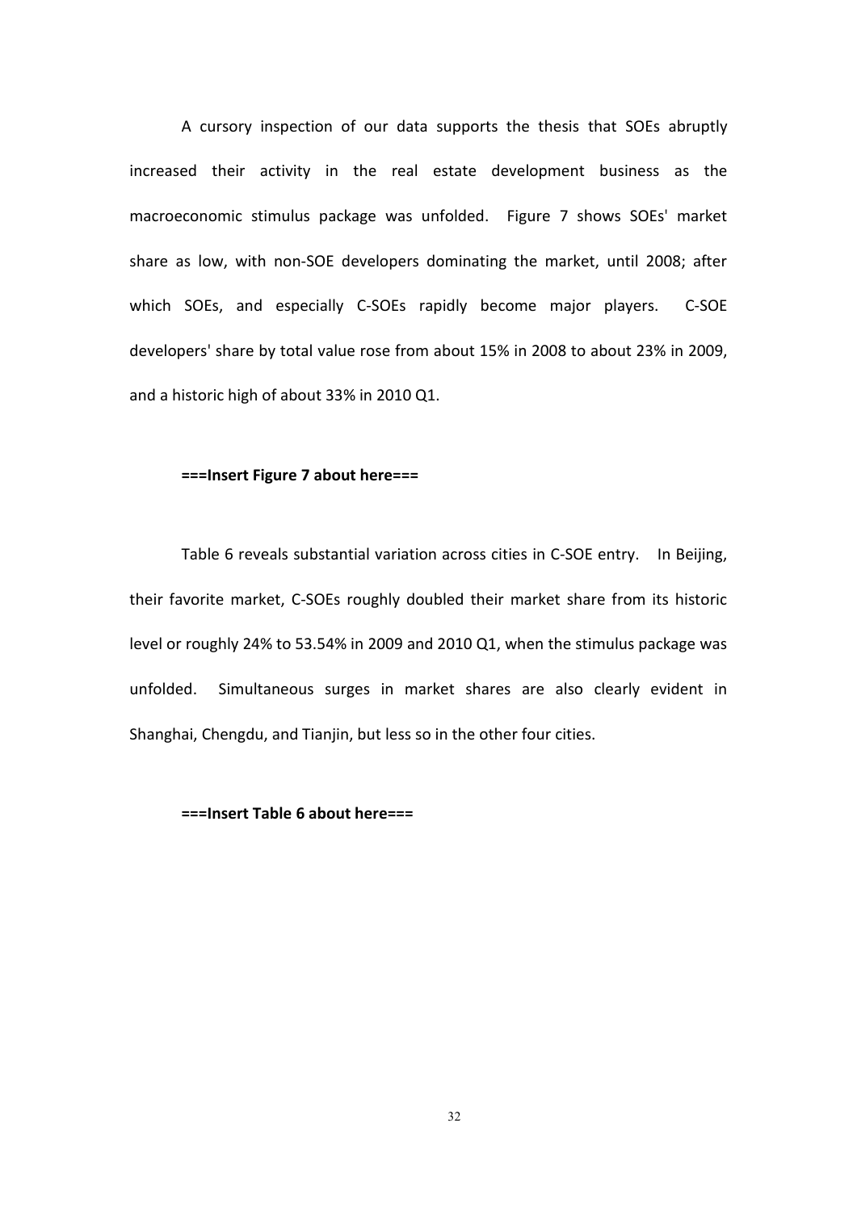A cursory inspection of our data supports the thesis that SOEs abruptly increased their activity in the real estate development business as the macroeconomic stimulus package was unfolded. Figure 7 shows SOEs' market share as low, with non-SOE developers dominating the market, until 2008; after which SOEs, and especially C-SOEs rapidly become major players. C-SOE developers' share by total value rose from about 15% in 2008 to about 23% in 2009, and a historic high of about 33% in 2010 Q1.

**===Insert Figure 7 about here===**

Table 6 reveals substantial variation across cities in C-SOE entry. In Beijing, their favorite market, C-SOEs roughly doubled their market share from its historic level or roughly 24% to 53.54% in 2009 and 2010 Q1, when the stimulus package was unfolded. Simultaneous surges in market shares are also clearly evident in Shanghai, Chengdu, and Tianjin, but less so in the other four cities.

**===Insert Table 6 about here===**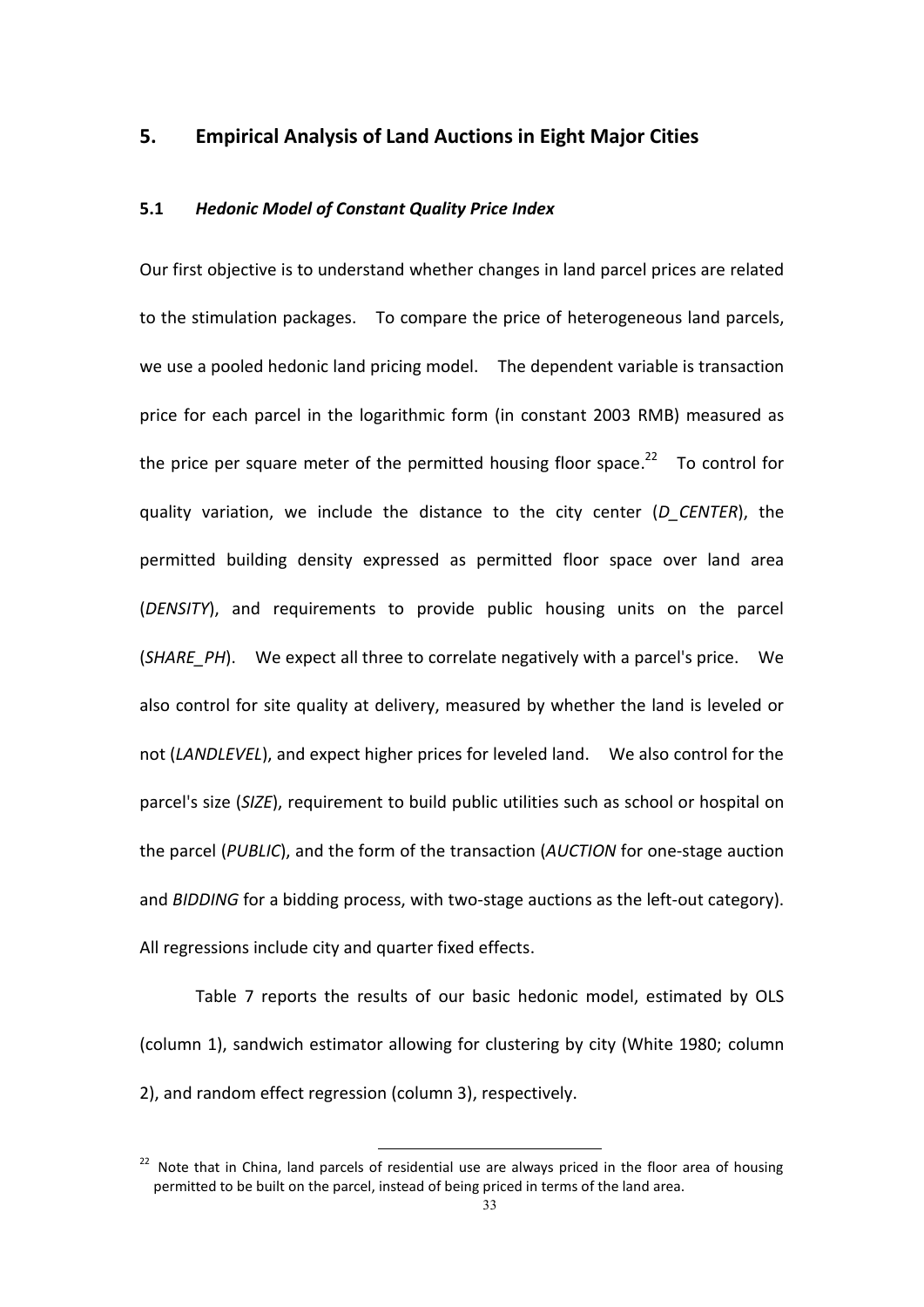## 5. Empirical Analysis of Land Auctions in Eight Major Cities

### 5.1 *Hedonic Model of Constant Quality Price Index*

Our first objective is to understand whether changes in land parcel prices are related to the stimulation packages. To compare the price of heterogeneous land parcels, we use a pooled hedonic land pricing model. The dependent variable is transaction price for each parcel in the logarithmic form (in constant 2003 RMB) measured as the price per square meter of the permitted housing floor space.[22] To control for quality variation, we include the distance to the city center (*D_CENTER*), the permitted building density expressed as permitted floor space over land area (*DENSITY*), and requirements to provide public housing units on the parcel (*SHARE_PH*). We expect all three to correlate negatively with a parcel's price. We also control for site quality at delivery, measured by whether the land is leveled or not (*LANDLEVEL*), and expect higher prices for leveled land. We also control for the parcel's size (*SIZE*), requirement to build public utilities such as school or hospital on the parcel (*PUBLIC*), and the form of the transaction (*AUCTION* for one-stage auction and *BIDDING* for a bidding process, with two-stage auctions as the left-out category). All regressions include city and quarter fixed effects.

Table 7 reports the results of our basic hedonic model, estimated by OLS (column 1), sandwich estimator allowing for clustering by city (White 1980; column 2), and random effect regression (column 3), respectively.

[22] Note that in China, land parcels of residential use are always priced in the floor area of housing permitted to be built on the parcel, instead of being priced in terms of the land area.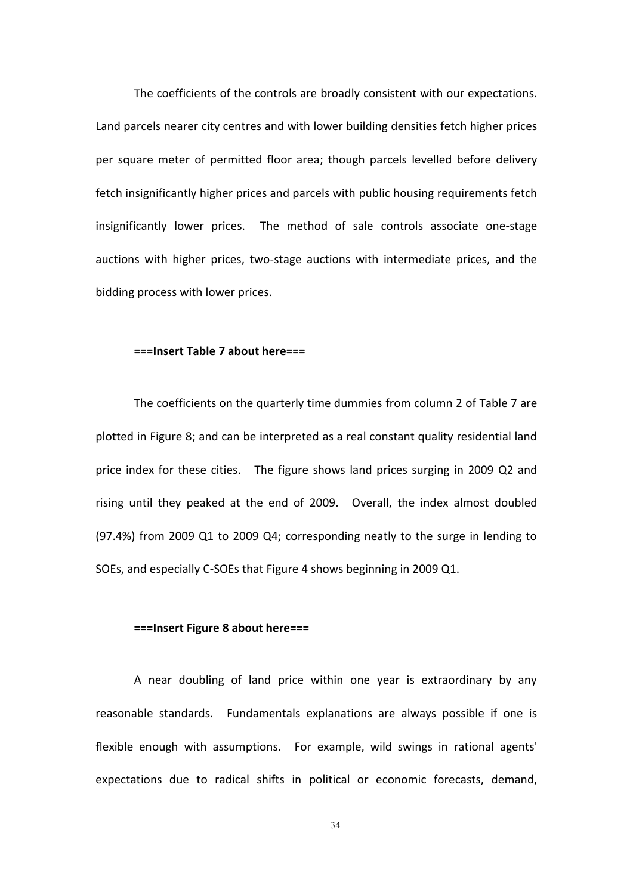The coefficients of the controls are broadly consistent with our expectations. Land parcels nearer city centres and with lower building densities fetch higher prices per square meter of permitted floor area; though parcels levelled before delivery fetch insignificantly higher prices and parcels with public housing requirements fetch insignificantly lower prices. The method of sale controls associate one-stage auctions with higher prices, two-stage auctions with intermediate prices, and the bidding process with lower prices.

**===Insert Table 7 about here===**

The coefficients on the quarterly time dummies from column 2 of Table 7 are plotted in Figure 8; and can be interpreted as a real constant quality residential land price index for these cities. The figure shows land prices surging in 2009 Q2 and rising until they peaked at the end of 2009. Overall, the index almost doubled (97.4%) from 2009 Q1 to 2009 Q4; corresponding neatly to the surge in lending to SOEs, and especially C-SOEs that Figure 4 shows beginning in 2009 Q1.

**===Insert Figure 8 about here===**

A near doubling of land price within one year is extraordinary by any reasonable standards. Fundamentals explanations are always possible if one is flexible enough with assumptions. For example, wild swings in rational agents' expectations due to radical shifts in political or economic forecasts, demand,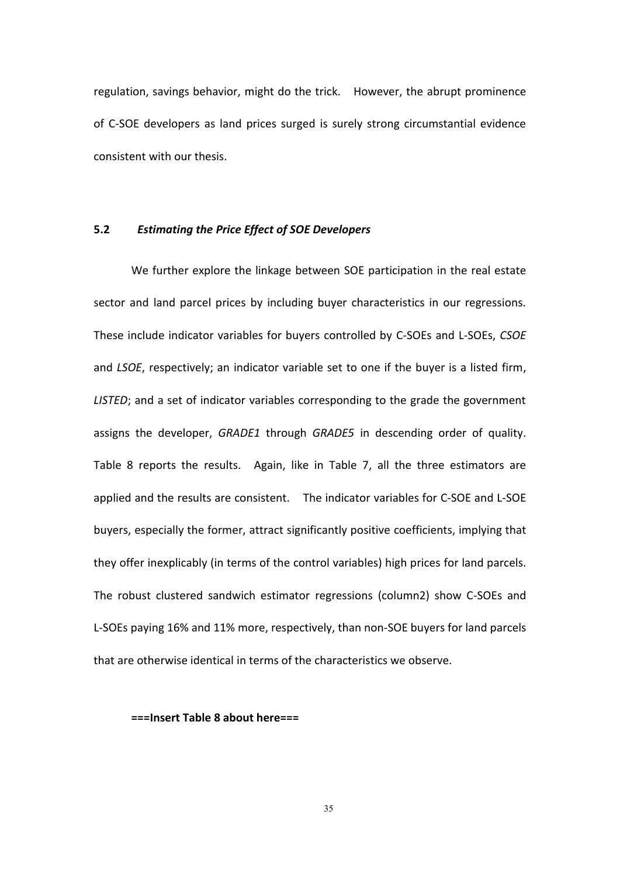regulation, savings behavior, might do the trick. However, the abrupt prominence of C-SOE developers as land prices surged is surely strong circumstantial evidence consistent with our thesis.

### 5.2 *Estimating the Price Effect of SOE Developers*

We further explore the linkage between SOE participation in the real estate sector and land parcel prices by including buyer characteristics in our regressions. These include indicator variables for buyers controlled by C-SOEs and L-SOEs, *CSOE* and *LSOE*, respectively; an indicator variable set to one if the buyer is a listed firm, *LISTED*; and a set of indicator variables corresponding to the grade the government assigns the developer, *GRADE1* through *GRADE5* in descending order of quality. Table 8 reports the results. Again, like in Table 7, all the three estimators are applied and the results are consistent. The indicator variables for C-SOE and L-SOE buyers, especially the former, attract significantly positive coefficients, implying that they offer inexplicably (in terms of the control variables) high prices for land parcels. The robust clustered sandwich estimator regressions (column2) show C-SOEs and L-SOEs paying 16% and 11% more, respectively, than non-SOE buyers for land parcels that are otherwise identical in terms of the characteristics we observe.

**===Insert Table 8 about here===**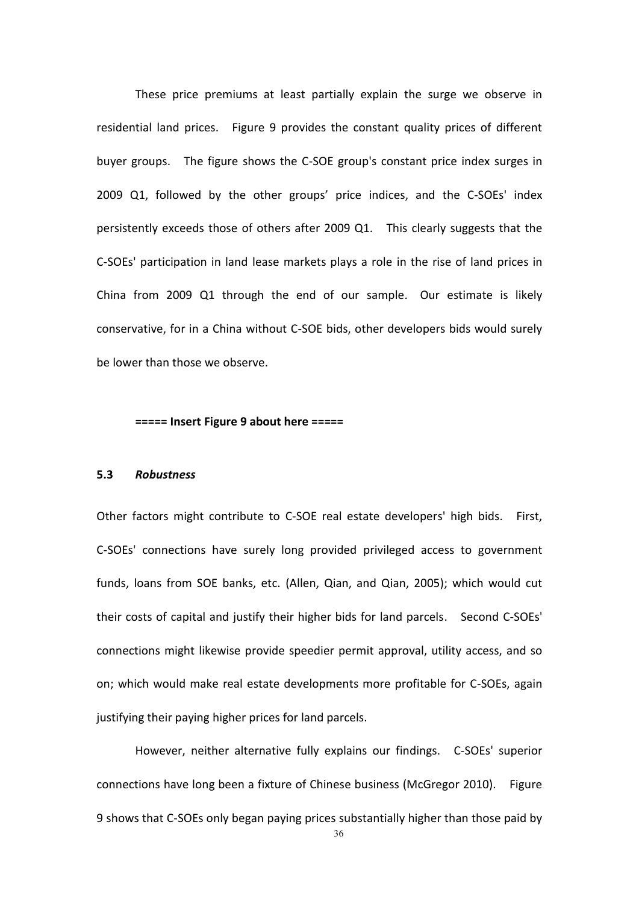These price premiums at least partially explain the surge we observe in residential land prices. Figure 9 provides the constant quality prices of different buyer groups. The figure shows the C-SOE group's constant price index surges in 2009 Q1, followed by the other groups' price indices, and the C-SOEs' index persistently exceeds those of others after 2009 Q1. This clearly suggests that the C-SOEs' participation in land lease markets plays a role in the rise of land prices in China from 2009 Q1 through the end of our sample. Our estimate is likely conservative, for in a China without C-SOE bids, other developers bids would surely be lower than those we observe.

**===== Insert Figure 9 about here =====**

### 5.3 *Robustness*

Other factors might contribute to C-SOE real estate developers' high bids. First, C-SOEs' connections have surely long provided privileged access to government funds, loans from SOE banks, etc. (Allen, Qian, and Qian, 2005); which would cut their costs of capital and justify their higher bids for land parcels. Second C-SOEs' connections might likewise provide speedier permit approval, utility access, and so on; which would make real estate developments more profitable for C-SOEs, again justifying their paying higher prices for land parcels.

However, neither alternative fully explains our findings. C-SOEs' superior connections have long been a fixture of Chinese business (McGregor 2010). Figure 9 shows that C-SOEs only began paying prices substantially higher than those paid by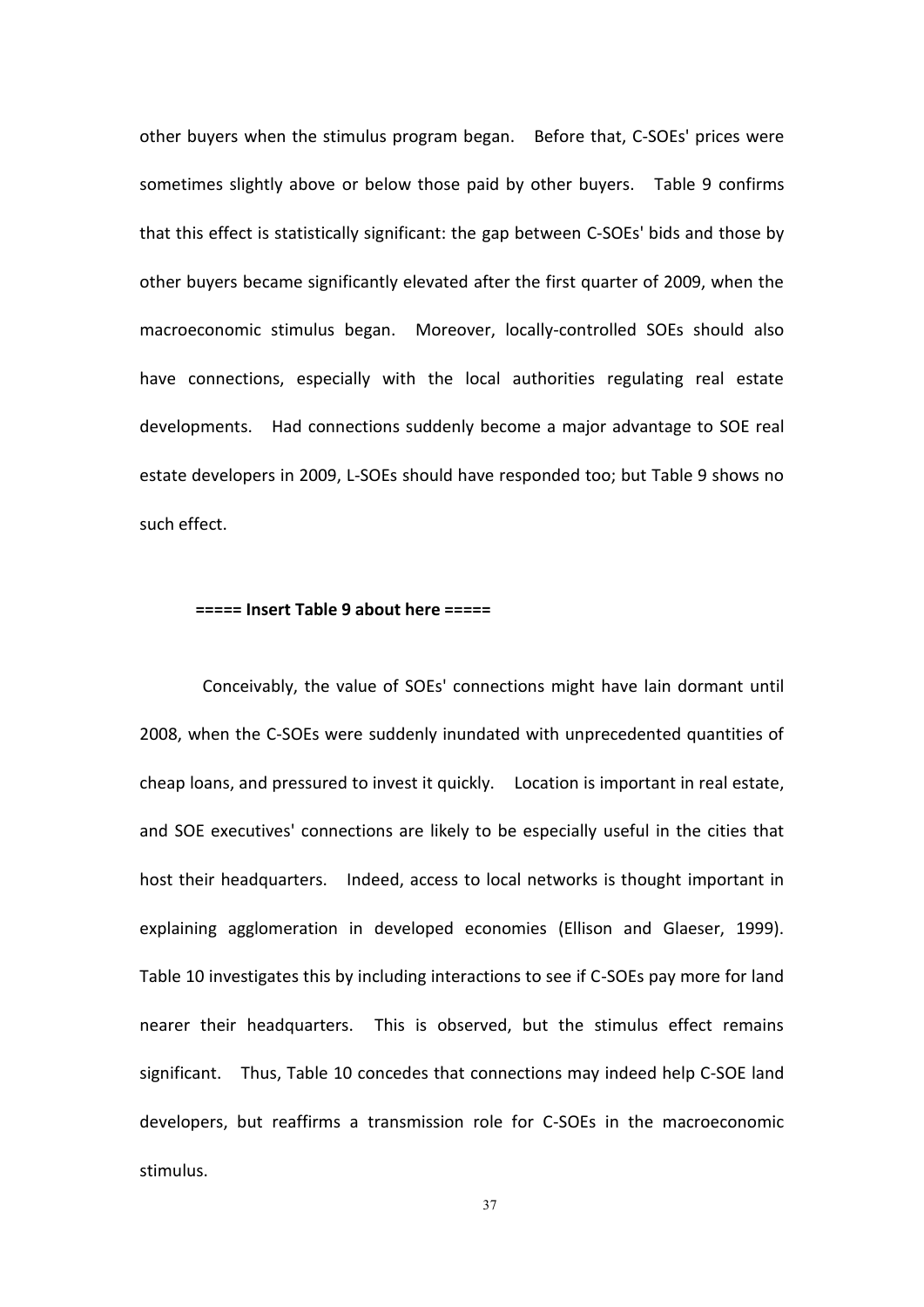other buyers when the stimulus program began. Before that, C-SOEs' prices were sometimes slightly above or below those paid by other buyers. Table 9 confirms that this effect is statistically significant: the gap between C-SOEs' bids and those by other buyers became significantly elevated after the first quarter of 2009, when the macroeconomic stimulus began. Moreover, locally-controlled SOEs should also have connections, especially with the local authorities regulating real estate developments. Had connections suddenly become a major advantage to SOE real estate developers in 2009, L-SOEs should have responded too; but Table 9 shows no such effect.

**===== Insert Table 9 about here =====**

Conceivably, the value of SOEs' connections might have lain dormant until 2008, when the C-SOEs were suddenly inundated with unprecedented quantities of cheap loans, and pressured to invest it quickly. Location is important in real estate, and SOE executives' connections are likely to be especially useful in the cities that host their headquarters. Indeed, access to local networks is thought important in explaining agglomeration in developed economies (Ellison and Glaeser, 1999). Table 10 investigates this by including interactions to see if C-SOEs pay more for land nearer their headquarters. This is observed, but the stimulus effect remains significant. Thus, Table 10 concedes that connections may indeed help C-SOE land developers, but reaffirms a transmission role for C-SOEs in the macroeconomic stimulus.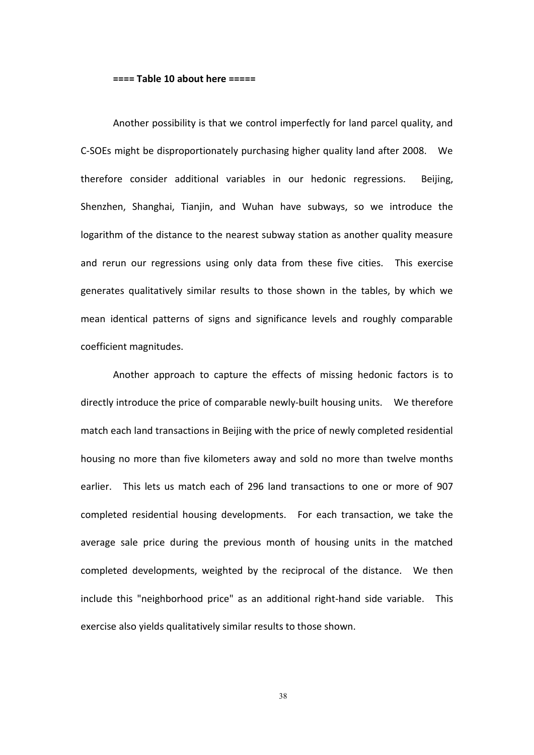**==== Table 10 about here =====**

Another possibility is that we control imperfectly for land parcel quality, and C-SOEs might be disproportionately purchasing higher quality land after 2008. We therefore consider additional variables in our hedonic regressions. Beijing, Shenzhen, Shanghai, Tianjin, and Wuhan have subways, so we introduce the logarithm of the distance to the nearest subway station as another quality measure and rerun our regressions using only data from these five cities. This exercise generates qualitatively similar results to those shown in the tables, by which we mean identical patterns of signs and significance levels and roughly comparable coefficient magnitudes.

Another approach to capture the effects of missing hedonic factors is to directly introduce the price of comparable newly-built housing units. We therefore match each land transactions in Beijing with the price of newly completed residential housing no more than five kilometers away and sold no more than twelve months earlier. This lets us match each of 296 land transactions to one or more of 907 completed residential housing developments. For each transaction, we take the average sale price during the previous month of housing units in the matched completed developments, weighted by the reciprocal of the distance. We then include this "neighborhood price" as an additional right-hand side variable. This exercise also yields qualitatively similar results to those shown.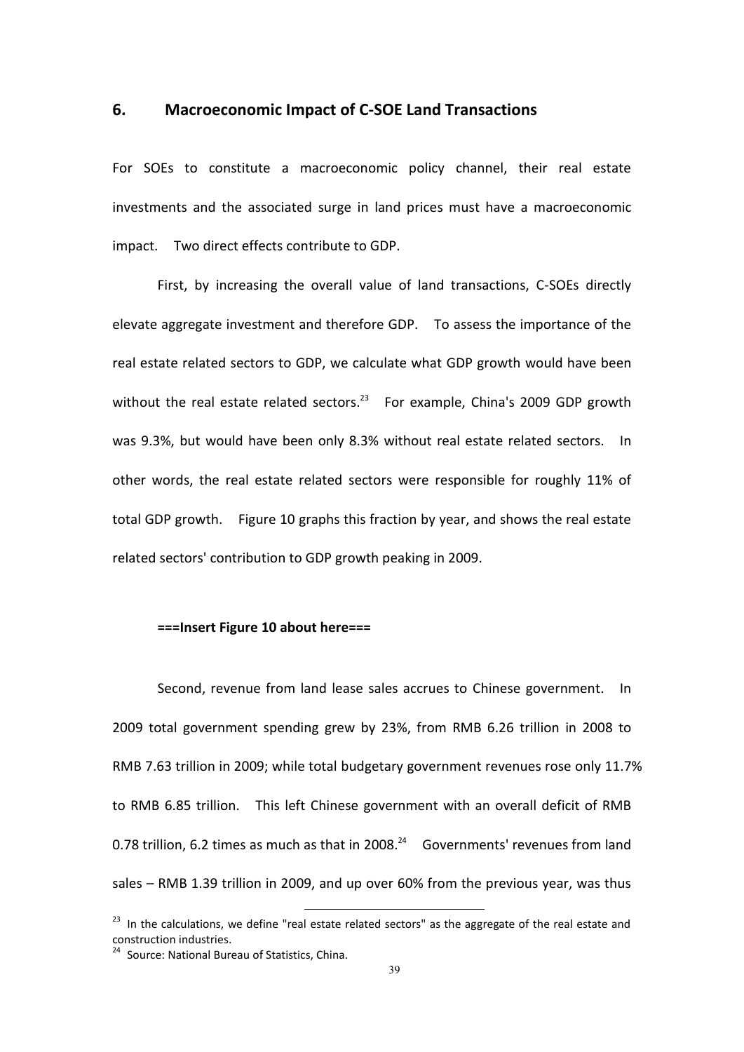## 6. Macroeconomic Impact of C-SOE Land Transactions

For SOEs to constitute a macroeconomic policy channel, their real estate investments and the associated surge in land prices must have a macroeconomic impact. Two direct effects contribute to GDP.

First, by increasing the overall value of land transactions, C-SOEs directly elevate aggregate investment and therefore GDP. To assess the importance of the real estate related sectors to GDP, we calculate what GDP growth would have been without the real estate related sectors.[23] For example, China's 2009 GDP growth was 9.3%, but would have been only 8.3% without real estate related sectors. In other words, the real estate related sectors were responsible for roughly 11% of total GDP growth. Figure 10 graphs this fraction by year, and shows the real estate related sectors' contribution to GDP growth peaking in 2009.

**===Insert Figure 10 about here===**

Second, revenue from land lease sales accrues to Chinese government. In 2009 total government spending grew by 23%, from RMB 6.26 trillion in 2008 to RMB 7.63 trillion in 2009; while total budgetary government revenues rose only 11.7% to RMB 6.85 trillion. This left Chinese government with an overall deficit of RMB 0.78 trillion, 6.2 times as much as that in 2008.[24] Governments' revenues from land sales – RMB 1.39 trillion in 2009, and up over 60% from the previous year, was thus

[23] In the calculations, we define "real estate related sectors" as the aggregate of the real estate and construction industries.

[24] Source: National Bureau of Statistics, China.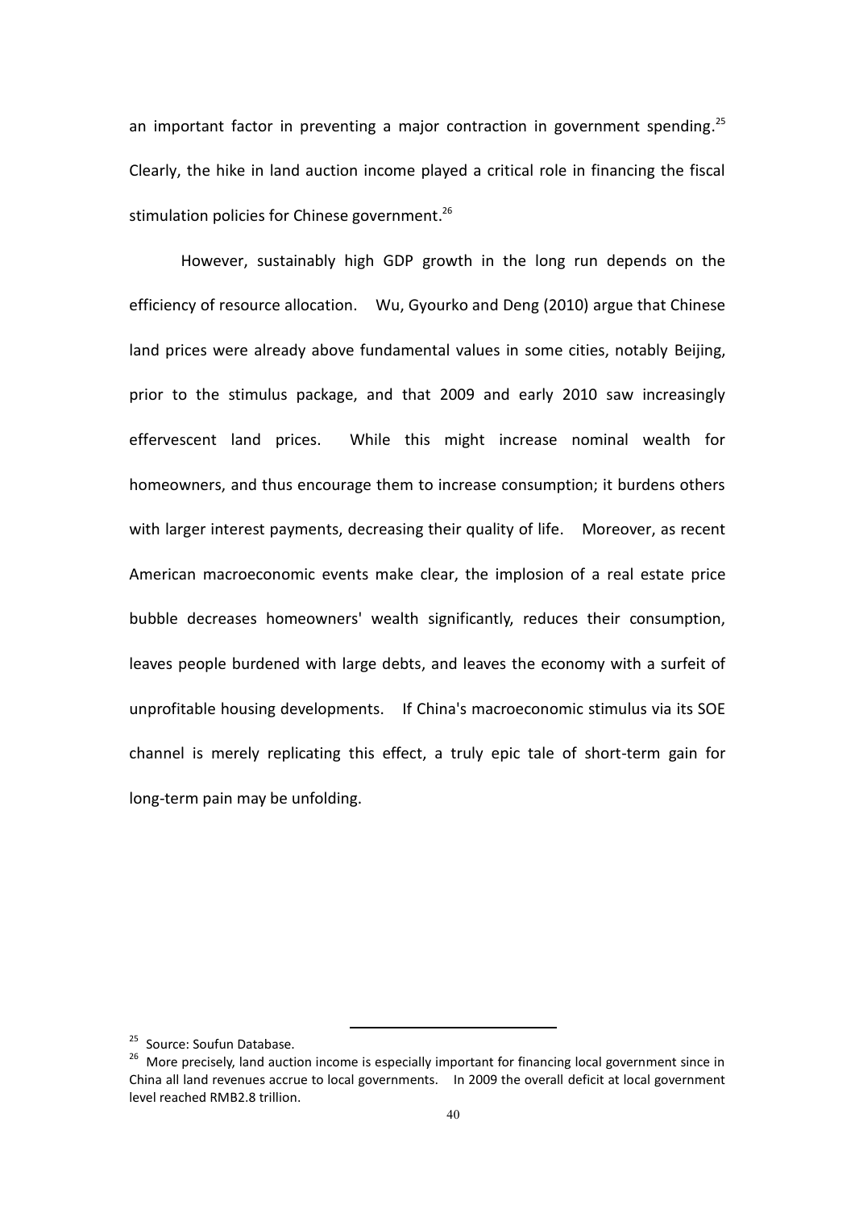an important factor in preventing a major contraction in government spending.[25] Clearly, the hike in land auction income played a critical role in financing the fiscal stimulation policies for Chinese government.[26]

However, sustainably high GDP growth in the long run depends on the efficiency of resource allocation. Wu, Gyourko and Deng (2010) argue that Chinese land prices were already above fundamental values in some cities, notably Beijing, prior to the stimulus package, and that 2009 and early 2010 saw increasingly effervescent land prices. While this might increase nominal wealth for homeowners, and thus encourage them to increase consumption; it burdens others with larger interest payments, decreasing their quality of life. Moreover, as recent American macroeconomic events make clear, the implosion of a real estate price bubble decreases homeowners' wealth significantly, reduces their consumption, leaves people burdened with large debts, and leaves the economy with a surfeit of unprofitable housing developments. If China's macroeconomic stimulus via its SOE channel is merely replicating this effect, a truly epic tale of short-term gain for long-term pain may be unfolding.

---

[25] Source: Soufun Database.

[26] More precisely, land auction income is especially important for financing local government since in China all land revenues accrue to local governments. In 2009 the overall deficit at local government level reached RMB2.8 trillion.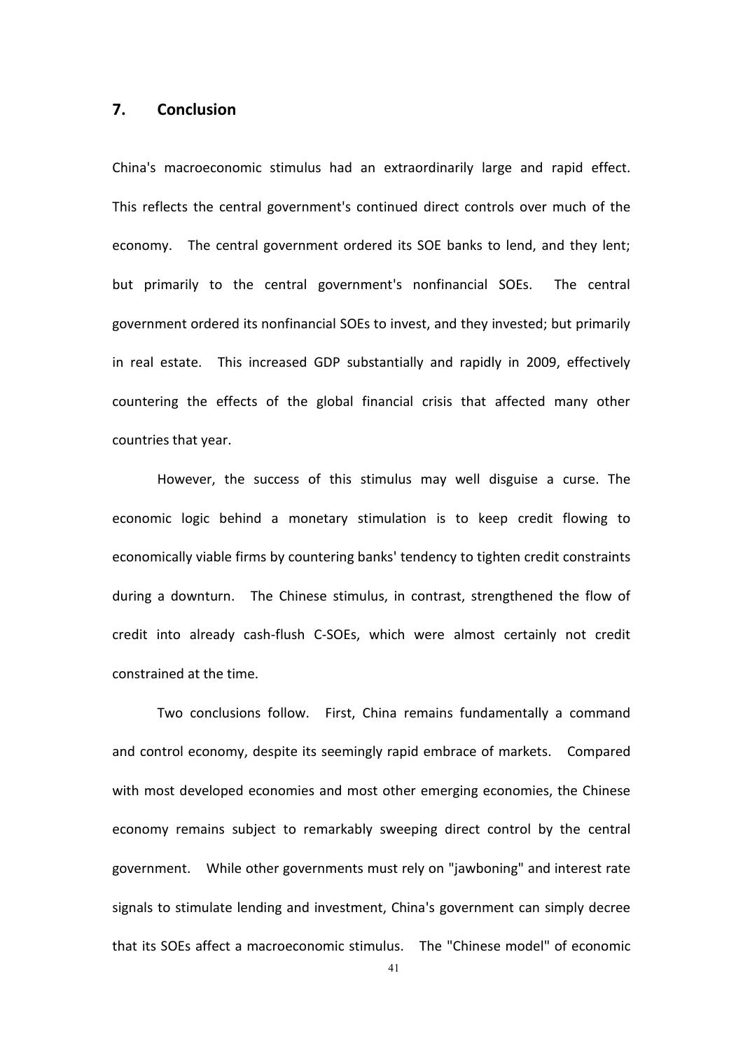## 7. Conclusion

China's macroeconomic stimulus had an extraordinarily large and rapid effect. This reflects the central government's continued direct controls over much of the economy. The central government ordered its SOE banks to lend, and they lent; but primarily to the central government's nonfinancial SOEs. The central government ordered its nonfinancial SOEs to invest, and they invested; but primarily in real estate. This increased GDP substantially and rapidly in 2009, effectively countering the effects of the global financial crisis that affected many other countries that year.

However, the success of this stimulus may well disguise a curse. The economic logic behind a monetary stimulation is to keep credit flowing to economically viable firms by countering banks' tendency to tighten credit constraints during a downturn. The Chinese stimulus, in contrast, strengthened the flow of credit into already cash-flush C-SOEs, which were almost certainly not credit constrained at the time.

Two conclusions follow. First, China remains fundamentally a command and control economy, despite its seemingly rapid embrace of markets. Compared with most developed economies and most other emerging economies, the Chinese economy remains subject to remarkably sweeping direct control by the central government. While other governments must rely on "jawboning" and interest rate signals to stimulate lending and investment, China's government can simply decree that its SOEs affect a macroeconomic stimulus. The "Chinese model" of economic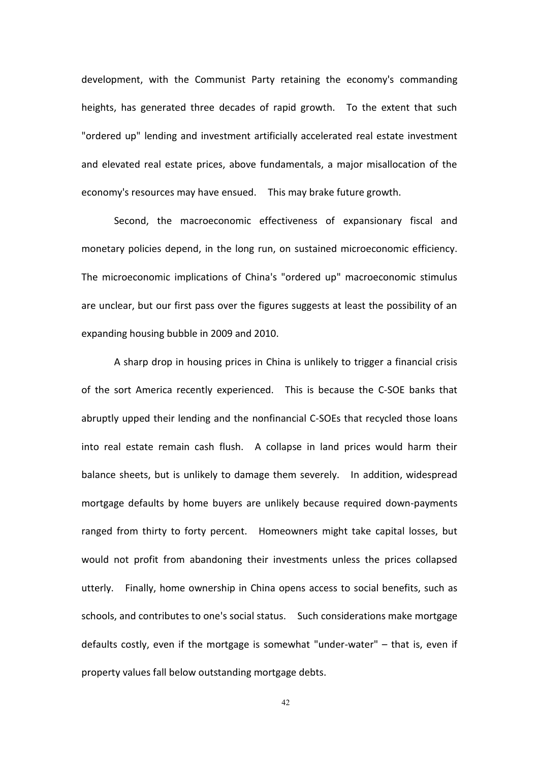development, with the Communist Party retaining the economy's commanding heights, has generated three decades of rapid growth. To the extent that such "ordered up" lending and investment artificially accelerated real estate investment and elevated real estate prices, above fundamentals, a major misallocation of the economy's resources may have ensued. This may brake future growth.

Second, the macroeconomic effectiveness of expansionary fiscal and monetary policies depend, in the long run, on sustained microeconomic efficiency. The microeconomic implications of China's "ordered up" macroeconomic stimulus are unclear, but our first pass over the figures suggests at least the possibility of an expanding housing bubble in 2009 and 2010.

A sharp drop in housing prices in China is unlikely to trigger a financial crisis of the sort America recently experienced. This is because the C-SOE banks that abruptly upped their lending and the nonfinancial C-SOEs that recycled those loans into real estate remain cash flush. A collapse in land prices would harm their balance sheets, but is unlikely to damage them severely. In addition, widespread mortgage defaults by home buyers are unlikely because required down-payments ranged from thirty to forty percent. Homeowners might take capital losses, but would not profit from abandoning their investments unless the prices collapsed utterly. Finally, home ownership in China opens access to social benefits, such as schools, and contributes to one's social status. Such considerations make mortgage defaults costly, even if the mortgage is somewhat "under-water" – that is, even if property values fall below outstanding mortgage debts.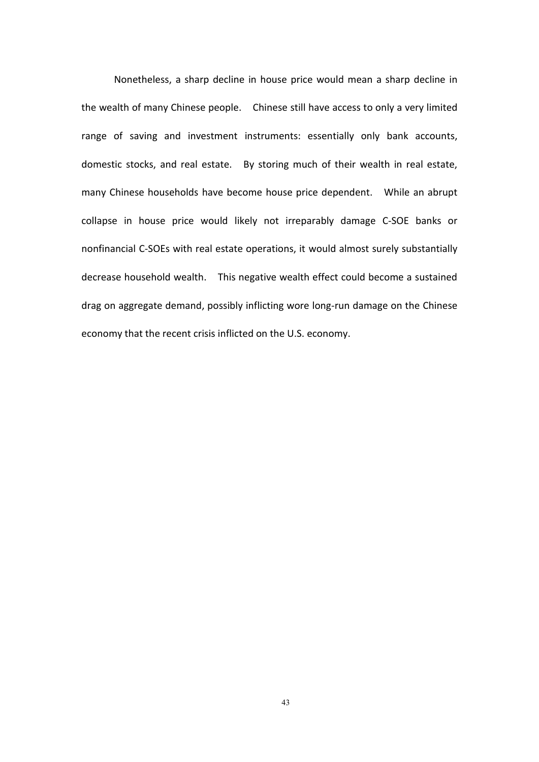Nonetheless, a sharp decline in house price would mean a sharp decline in the wealth of many Chinese people. Chinese still have access to only a very limited range of saving and investment instruments: essentially only bank accounts, domestic stocks, and real estate. By storing much of their wealth in real estate, many Chinese households have become house price dependent. While an abrupt collapse in house price would likely not irreparably damage C-SOE banks or nonfinancial C-SOEs with real estate operations, it would almost surely substantially decrease household wealth. This negative wealth effect could become a sustained drag on aggregate demand, possibly inflicting wore long-run damage on the Chinese economy that the recent crisis inflicted on the U.S. economy.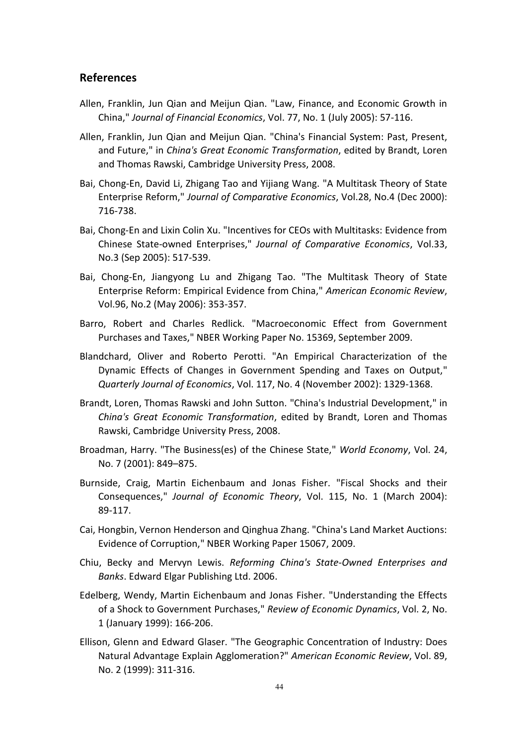## References

Allen, Franklin, Jun Qian and Meijun Qian. "Law, Finance, and Economic Growth in China," *Journal of Financial Economics*, Vol. 77, No. 1 (July 2005): 57-116.

Allen, Franklin, Jun Qian and Meijun Qian. "China's Financial System: Past, Present, and Future," in *China's Great Economic Transformation*, edited by Brandt, Loren and Thomas Rawski, Cambridge University Press, 2008.

Bai, Chong-En, David Li, Zhigang Tao and Yijiang Wang. "A Multitask Theory of State Enterprise Reform," *Journal of Comparative Economics*, Vol.28, No.4 (Dec 2000): 716-738.

Bai, Chong-En and Lixin Colin Xu. "Incentives for CEOs with Multitasks: Evidence from Chinese State-owned Enterprises," *Journal of Comparative Economics*, Vol.33, No.3 (Sep 2005): 517-539.

Bai, Chong-En, Jiangyong Lu and Zhigang Tao. "The Multitask Theory of State Enterprise Reform: Empirical Evidence from China," *American Economic Review*, Vol.96, No.2 (May 2006): 353-357.

Barro, Robert and Charles Redlick. "Macroeconomic Effect from Government Purchases and Taxes," NBER Working Paper No. 15369, September 2009.

Blandchard, Oliver and Roberto Perotti. "An Empirical Characterization of the Dynamic Effects of Changes in Government Spending and Taxes on Output," *Quarterly Journal of Economics*, Vol. 117, No. 4 (November 2002): 1329-1368.

Brandt, Loren, Thomas Rawski and John Sutton. "China's Industrial Development," in *China's Great Economic Transformation*, edited by Brandt, Loren and Thomas Rawski, Cambridge University Press, 2008.

Broadman, Harry. "The Business(es) of the Chinese State," *World Economy*, Vol. 24, No. 7 (2001): 849–875.

Burnside, Craig, Martin Eichenbaum and Jonas Fisher. "Fiscal Shocks and their Consequences," *Journal of Economic Theory*, Vol. 115, No. 1 (March 2004): 89-117.

Cai, Hongbin, Vernon Henderson and Qinghua Zhang. "China's Land Market Auctions: Evidence of Corruption," NBER Working Paper 15067, 2009.

Chiu, Becky and Mervyn Lewis. *Reforming China's State-Owned Enterprises and Banks*. Edward Elgar Publishing Ltd. 2006.

Edelberg, Wendy, Martin Eichenbaum and Jonas Fisher. "Understanding the Effects of a Shock to Government Purchases," *Review of Economic Dynamics*, Vol. 2, No. 1 (January 1999): 166-206.

Ellison, Glenn and Edward Glaser. "The Geographic Concentration of Industry: Does Natural Advantage Explain Agglomeration?" *American Economic Review*, Vol. 89, No. 2 (1999): 311-316.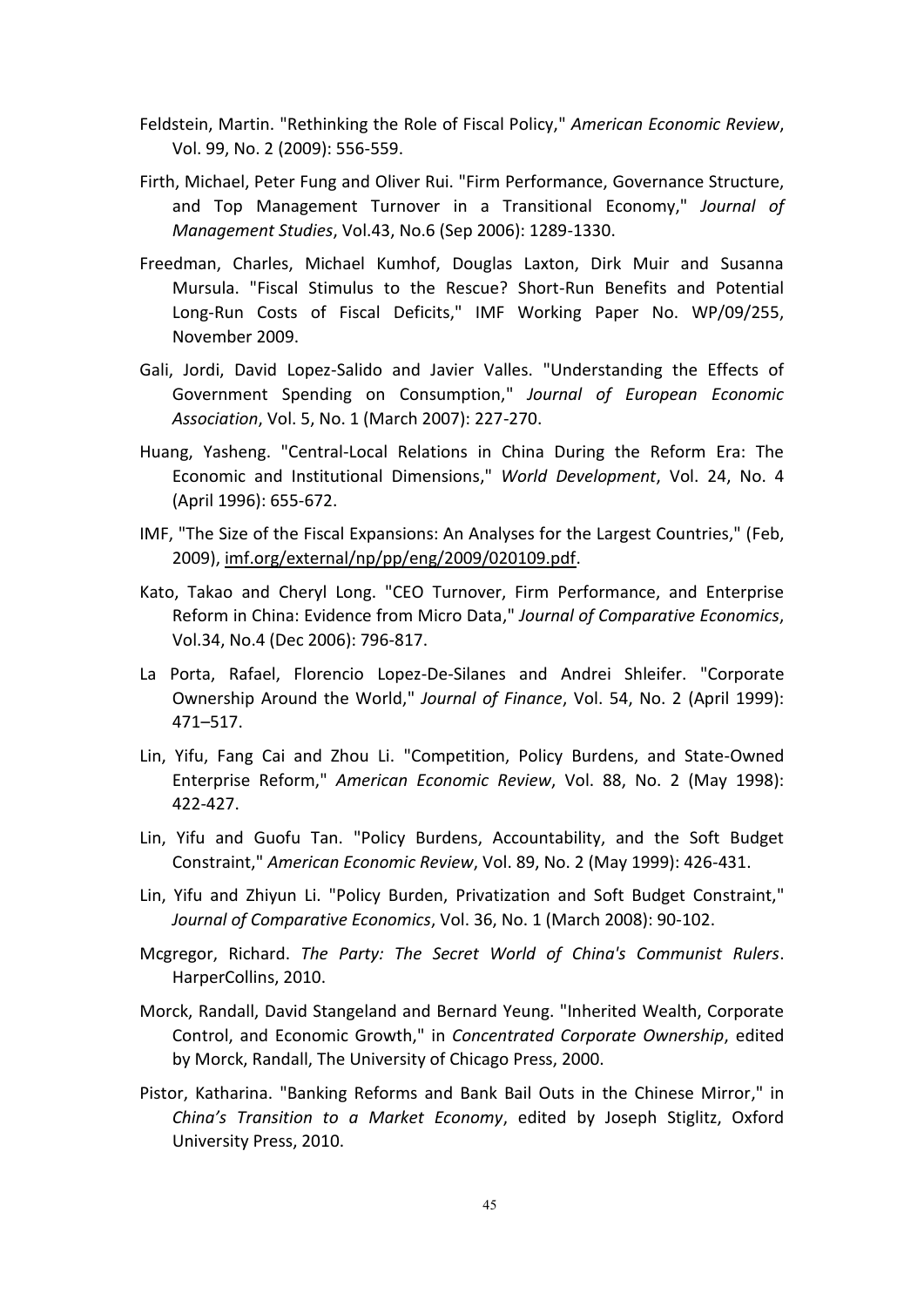Feldstein, Martin. "Rethinking the Role of Fiscal Policy," *American Economic Review*, Vol. 99, No. 2 (2009): 556-559.

Firth, Michael, Peter Fung and Oliver Rui. "Firm Performance, Governance Structure, and Top Management Turnover in a Transitional Economy," *Journal of Management Studies*, Vol.43, No.6 (Sep 2006): 1289-1330.

Freedman, Charles, Michael Kumhof, Douglas Laxton, Dirk Muir and Susanna Mursula. "Fiscal Stimulus to the Rescue? Short-Run Benefits and Potential Long-Run Costs of Fiscal Deficits," IMF Working Paper No. WP/09/255, November 2009.

Gali, Jordi, David Lopez-Salido and Javier Valles. "Understanding the Effects of Government Spending on Consumption," *Journal of European Economic Association*, Vol. 5, No. 1 (March 2007): 227-270.

Huang, Yasheng. "Central-Local Relations in China During the Reform Era: The Economic and Institutional Dimensions," *World Development*, Vol. 24, No. 4 (April 1996): 655-672.

IMF, "The Size of the Fiscal Expansions: An Analyses for the Largest Countries," (Feb, 2009), imf.org/external/np/pp/eng/2009/020109.pdf.

Kato, Takao and Cheryl Long. "CEO Turnover, Firm Performance, and Enterprise Reform in China: Evidence from Micro Data," *Journal of Comparative Economics*, Vol.34, No.4 (Dec 2006): 796-817.

La Porta, Rafael, Florencio Lopez-De-Silanes and Andrei Shleifer. "Corporate Ownership Around the World," *Journal of Finance*, Vol. 54, No. 2 (April 1999): 471–517.

Lin, Yifu, Fang Cai and Zhou Li. "Competition, Policy Burdens, and State-Owned Enterprise Reform," *American Economic Review*, Vol. 88, No. 2 (May 1998): 422-427.

Lin, Yifu and Guofu Tan. "Policy Burdens, Accountability, and the Soft Budget Constraint," *American Economic Review*, Vol. 89, No. 2 (May 1999): 426-431.

Lin, Yifu and Zhiyun Li. "Policy Burden, Privatization and Soft Budget Constraint," *Journal of Comparative Economics*, Vol. 36, No. 1 (March 2008): 90-102.

Mcgregor, Richard. *The Party: The Secret World of China's Communist Rulers*. HarperCollins, 2010.

Morck, Randall, David Stangeland and Bernard Yeung. "Inherited Wealth, Corporate Control, and Economic Growth," in *Concentrated Corporate Ownership*, edited by Morck, Randall, The University of Chicago Press, 2000.

Pistor, Katharina. "Banking Reforms and Bank Bail Outs in the Chinese Mirror," in *China's Transition to a Market Economy*, edited by Joseph Stiglitz, Oxford University Press, 2010.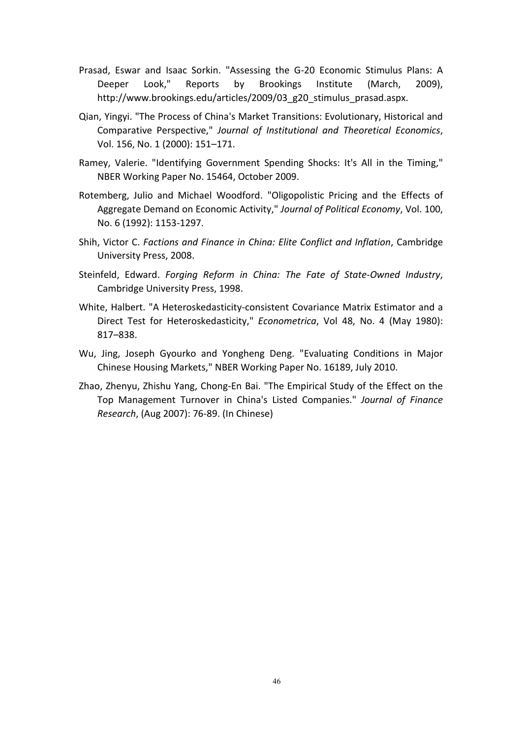Prasad, Eswar and Isaac Sorkin. "Assessing the G-20 Economic Stimulus Plans: A Deeper Look," Reports by Brookings Institute (March, 2009), http://www.brookings.edu/articles/2009/03_g20_stimulus_prasad.aspx.

Qian, Yingyi. "The Process of China's Market Transitions: Evolutionary, Historical and Comparative Perspective," *Journal of Institutional and Theoretical Economics*, Vol. 156, No. 1 (2000): 151–171.

Ramey, Valerie. "Identifying Government Spending Shocks: It's All in the Timing," NBER Working Paper No. 15464, October 2009.

Rotemberg, Julio and Michael Woodford. "Oligopolistic Pricing and the Effects of Aggregate Demand on Economic Activity," *Journal of Political Economy*, Vol. 100, No. 6 (1992): 1153-1297.

Shih, Victor C. *Factions and Finance in China: Elite Conflict and Inflation*, Cambridge University Press, 2008.

Steinfeld, Edward. *Forging Reform in China: The Fate of State-Owned Industry*, Cambridge University Press, 1998.

White, Halbert. "A Heteroskedasticity-consistent Covariance Matrix Estimator and a Direct Test for Heteroskedasticity," *Econometrica*, Vol 48, No. 4 (May 1980): 817–838.

Wu, Jing, Joseph Gyourko and Yongheng Deng. "Evaluating Conditions in Major Chinese Housing Markets," NBER Working Paper No. 16189, July 2010.

Zhao, Zhenyu, Zhishu Yang, Chong-En Bai. "The Empirical Study of the Effect on the Top Management Turnover in China's Listed Companies." *Journal of Finance Research*, (Aug 2007): 76-89. (In Chinese)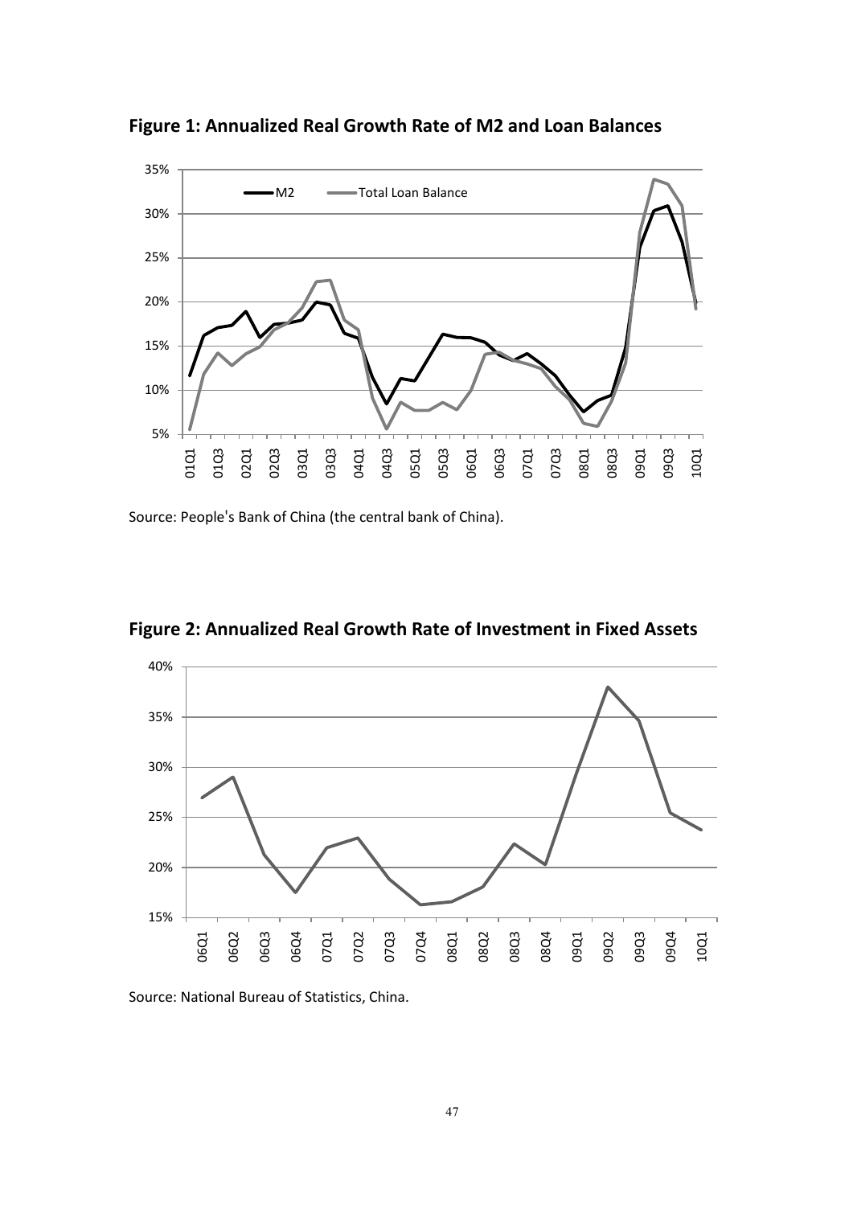**Figure 1: Annualized Real Growth Rate of M2 and Loan Balances**

Source: People's Bank of China (the central bank of China).

**Figure 2: Annualized Real Growth Rate of Investment in Fixed Assets**

Source: National Bureau of Statistics, China.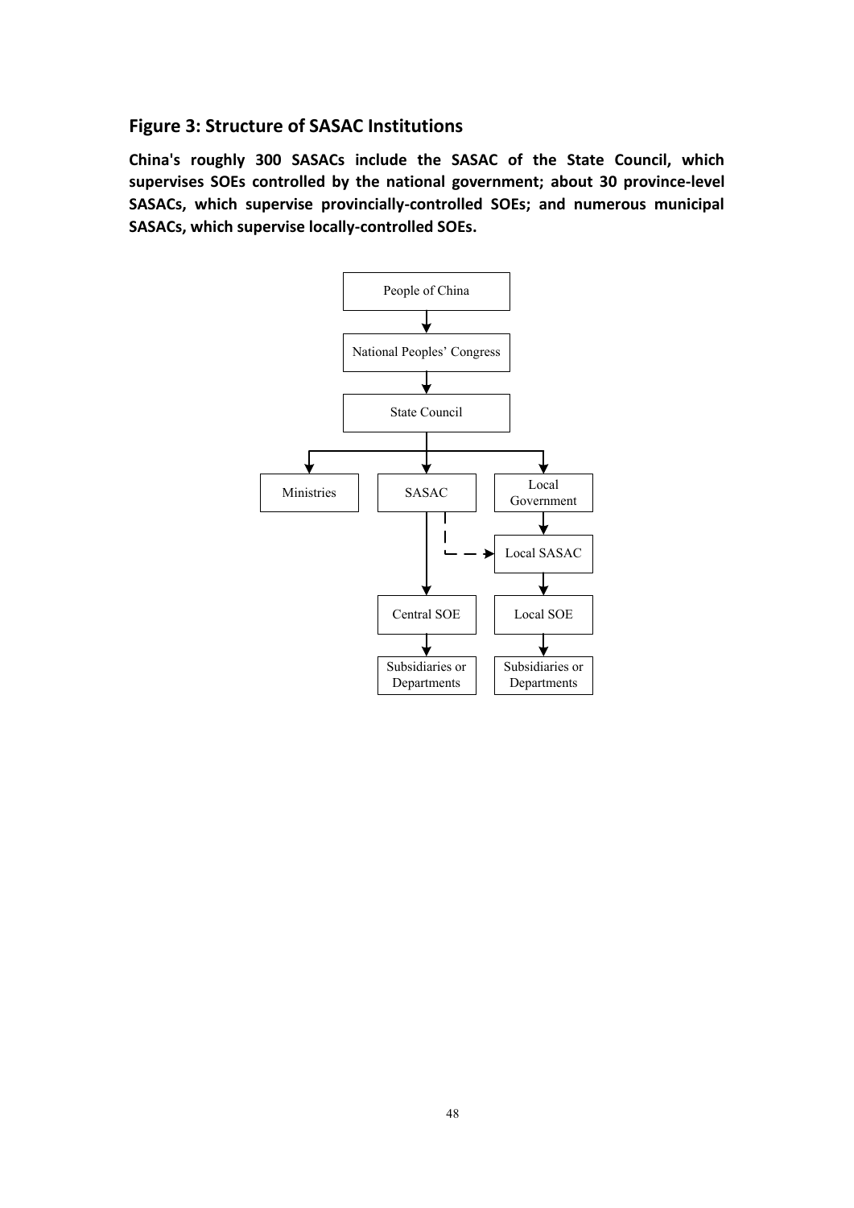## Figure 3: Structure of SASAC Institutions

**China's roughly 300 SASACs include the SASAC of the State Council, which supervises SOEs controlled by the national government; about 30 province-level SASACs, which supervise provincially-controlled SOEs; and numerous municipal SASACs, which supervise locally-controlled SOEs.**

People of China

National Peoples' Congress

State Council

Ministries

SASAC

Local Government

Local SASAC

Central SOE

Local SOE

Subsidiaries or Departments

Subsidiaries or Departments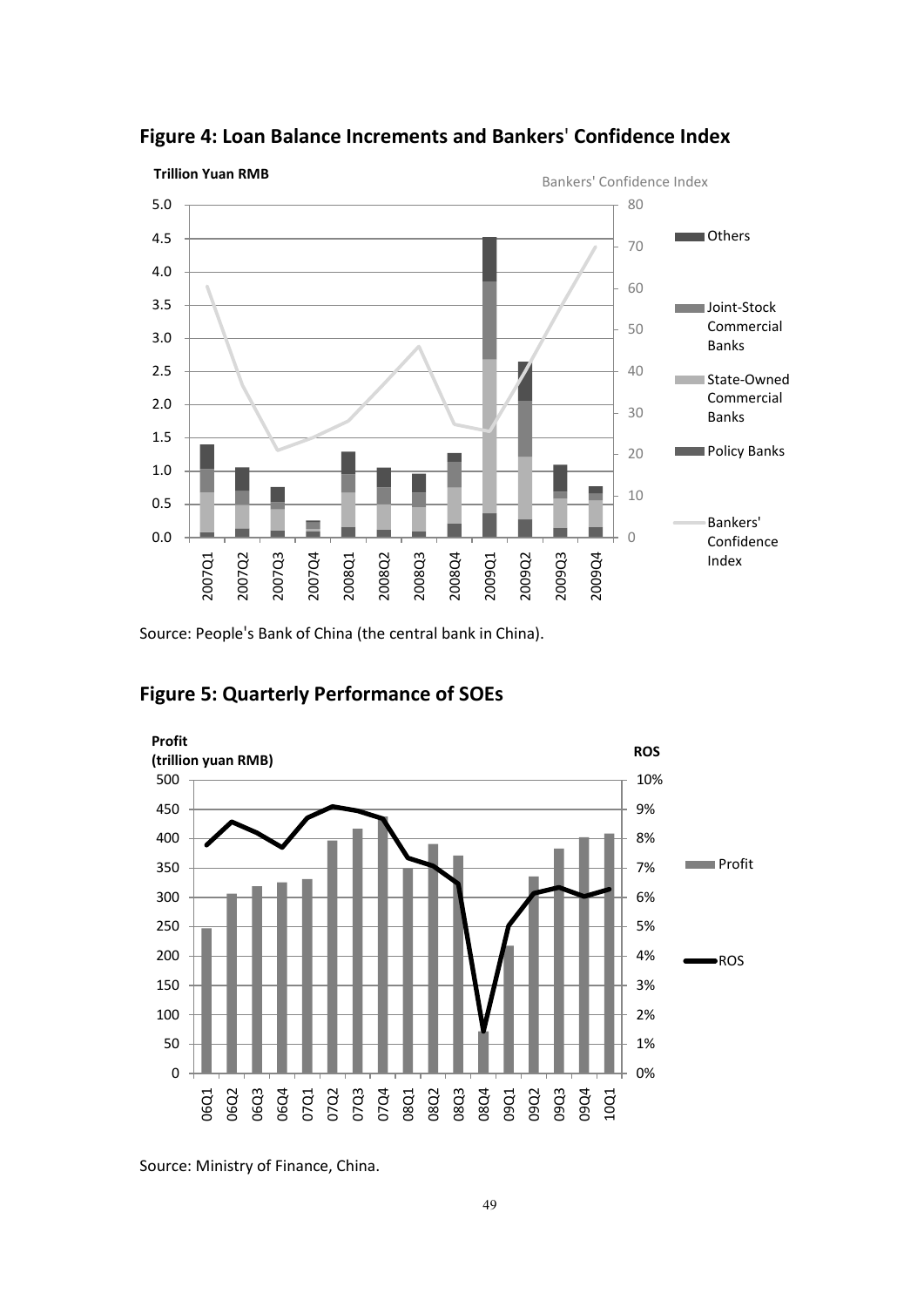## Figure 4: Loan Balance Increments and Bankers' Confidence Index

Source: People's Bank of China (the central bank in China).

## Figure 5: Quarterly Performance of SOEs

Source: Ministry of Finance, China.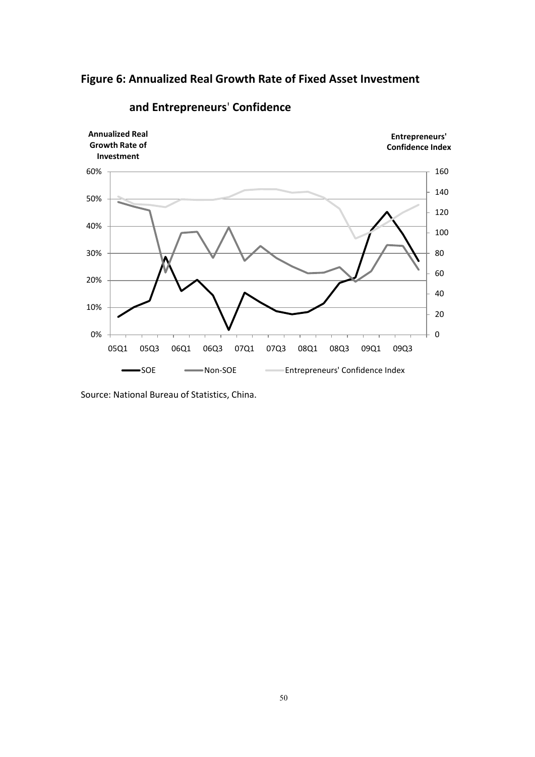## Figure 6: Annualized Real Growth Rate of Fixed Asset Investment and Entrepreneurs' Confidence

Source: National Bureau of Statistics, China.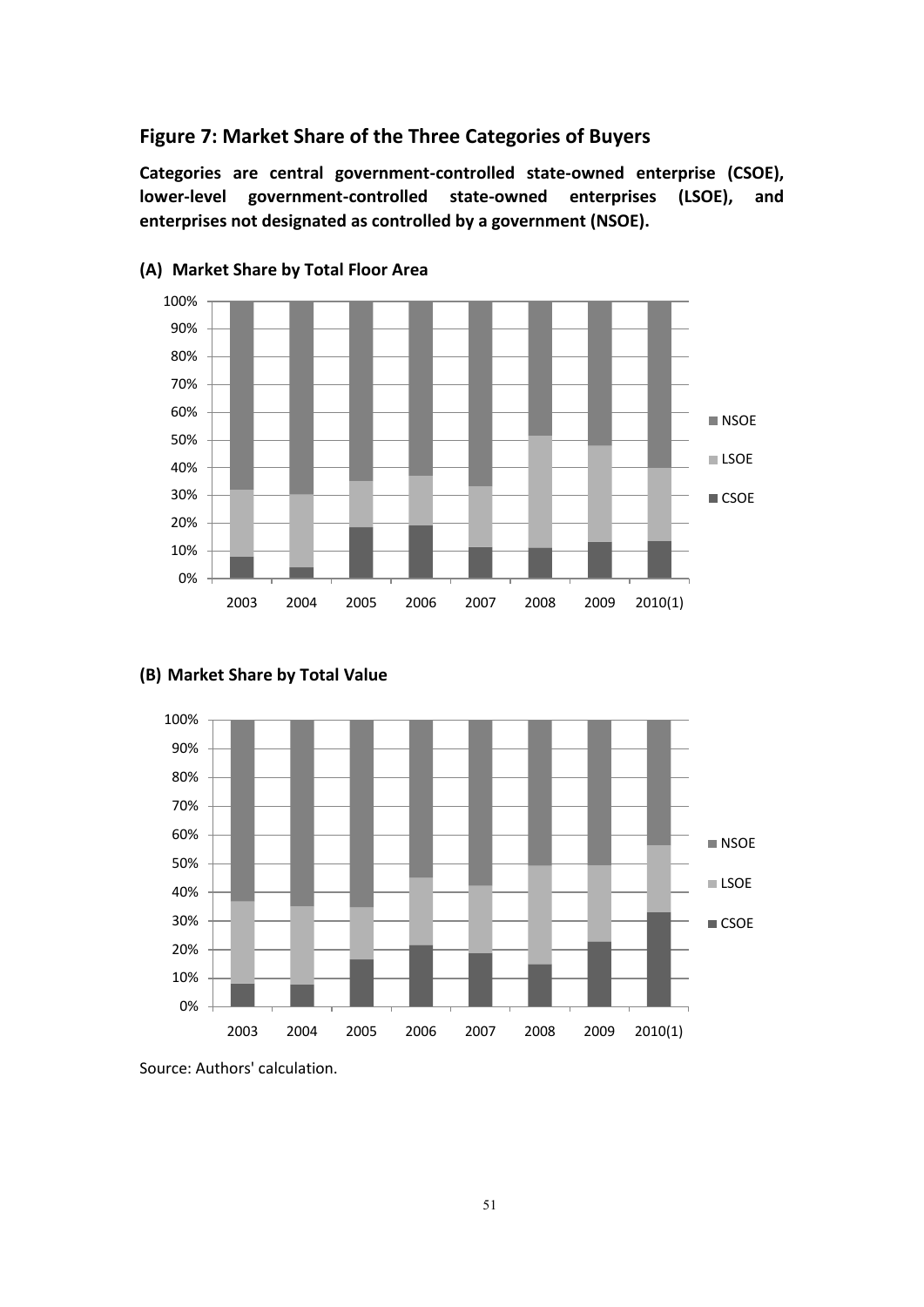## Figure 7: Market Share of the Three Categories of Buyers

**Categories are central government-controlled state-owned enterprise (CSOE), lower-level government-controlled state-owned enterprises (LSOE), and enterprises not designated as controlled by a government (NSOE).**

### (A) Market Share by Total Floor Area

### (B) Market Share by Total Value

Source: Authors' calculation.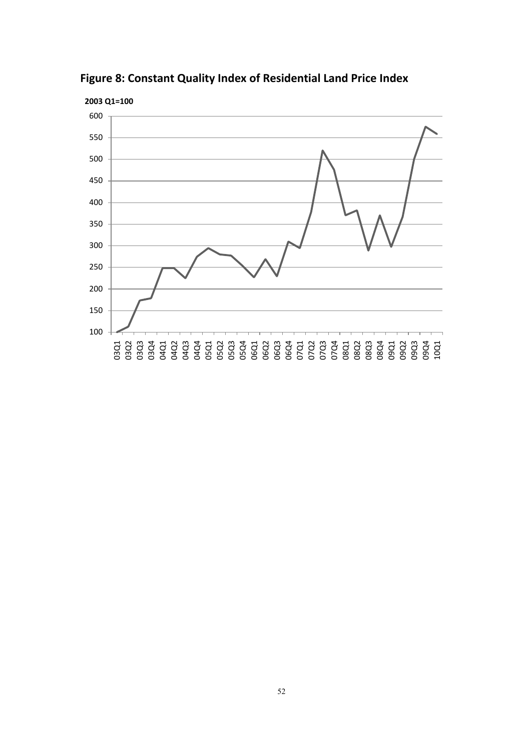**Figure 8: Constant Quality Index of Residential Land Price Index**

2003 Q1=100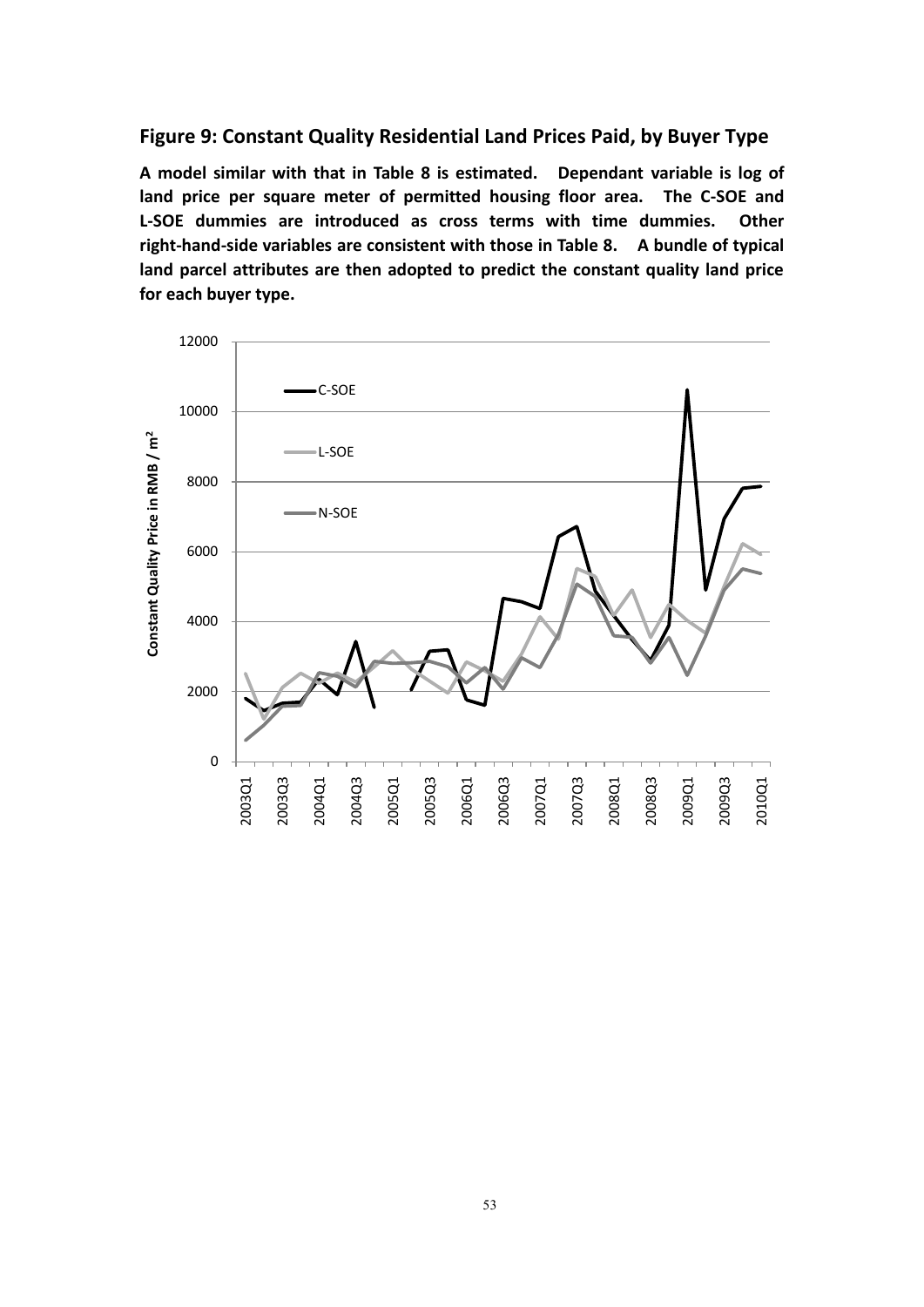## Figure 9: Constant Quality Residential Land Prices Paid, by Buyer Type

**A model similar with that in Table 8 is estimated. Dependant variable is log of land price per square meter of permitted housing floor area. The C-SOE and L-SOE dummies are introduced as cross terms with time dummies. Other right-hand-side variables are consistent with those in Table 8. A bundle of typical land parcel attributes are then adopted to predict the constant quality land price for each buyer type.**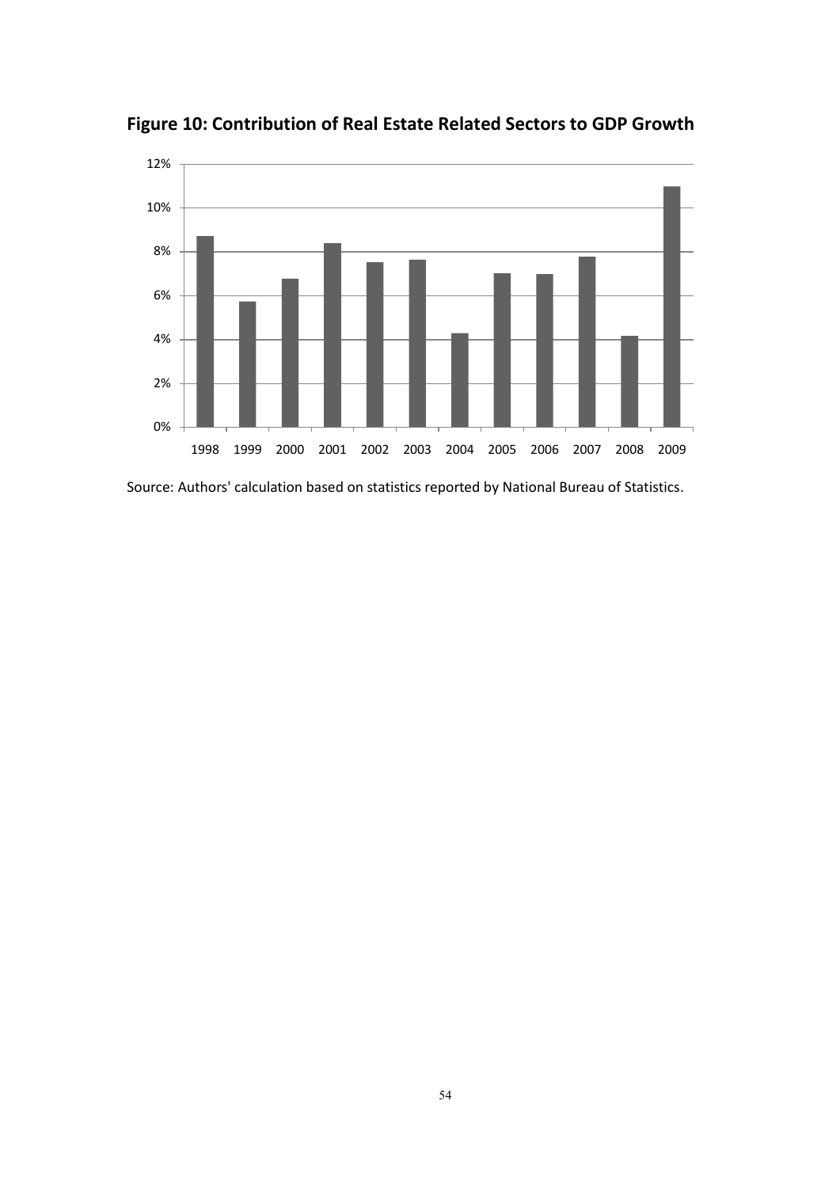**Figure 10: Contribution of Real Estate Related Sectors to GDP Growth**

Source: Authors' calculation based on statistics reported by National Bureau of Statistics.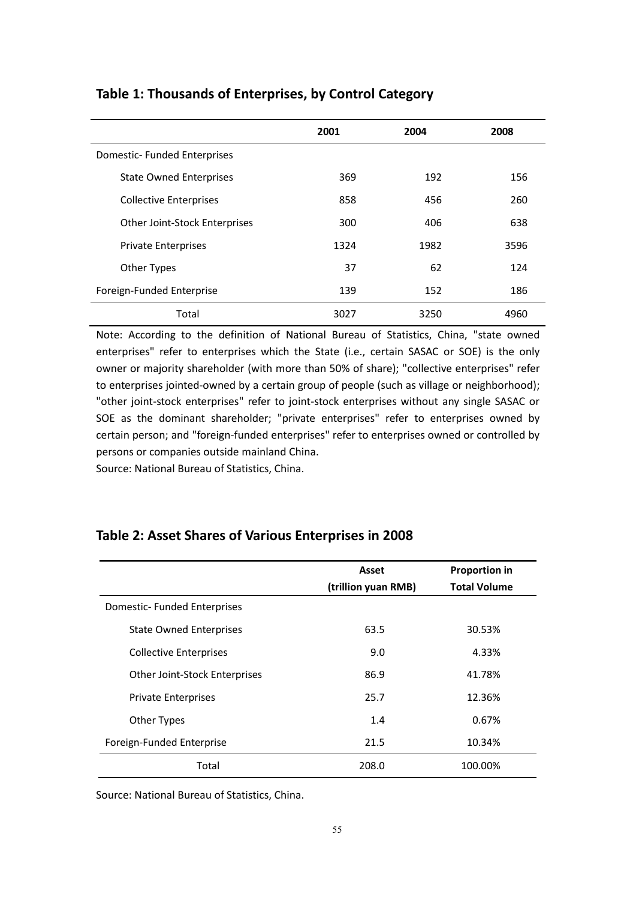## Table 1: Thousands of Enterprises, by Control Category

| | 2001 | 2004 | 2008 |
|---|---|---|---|
| Domestic- Funded Enterprises | | | |
| State Owned Enterprises | 369 | 192 | 156 |
| Collective Enterprises | 858 | 456 | 260 |
| Other Joint-Stock Enterprises | 300 | 406 | 638 |
| Private Enterprises | 1324 | 1982 | 3596 |
| Other Types | 37 | 62 | 124 |
| Foreign-Funded Enterprise | 139 | 152 | 186 |
| Total | 3027 | 3250 | 4960 |

Note: According to the definition of National Bureau of Statistics, China, "state owned enterprises" refer to enterprises which the State (i.e., certain SASAC or SOE) is the only owner or majority shareholder (with more than 50% of share); "collective enterprises" refer to enterprises jointed-owned by a certain group of people (such as village or neighborhood); "other joint-stock enterprises" refer to joint-stock enterprises without any single SASAC or SOE as the dominant shareholder; "private enterprises" refer to enterprises owned by certain person; and "foreign-funded enterprises" refer to enterprises owned or controlled by persons or companies outside mainland China.

Source: National Bureau of Statistics, China.

## Table 2: Asset Shares of Various Enterprises in 2008

| | Asset (trillion yuan RMB) | Proportion in Total Volume |
|---|---|---|
| Domestic- Funded Enterprises | | |
| State Owned Enterprises | 63.5 | 30.53% |
| Collective Enterprises | 9.0 | 4.33% |
| Other Joint-Stock Enterprises | 86.9 | 41.78% |
| Private Enterprises | 25.7 | 12.36% |
| Other Types | 1.4 | 0.67% |
| Foreign-Funded Enterprise | 21.5 | 10.34% |
| Total | 208.0 | 100.00% |

Source: National Bureau of Statistics, China.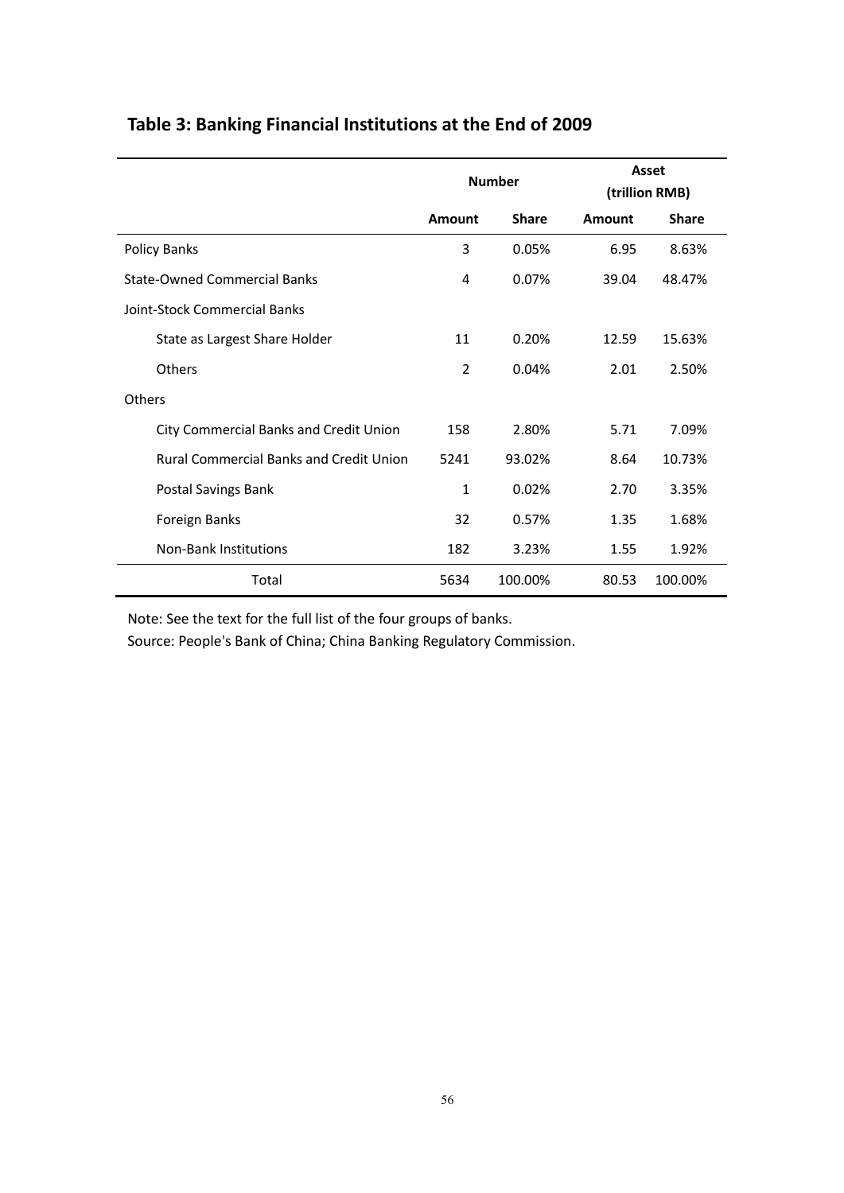## Table 3: Banking Financial Institutions at the End of 2009

| | Number | | Asset (trillion RMB) | |
|---|---|---|---|---|
| | **Amount** | **Share** | **Amount** | **Share** |
| Policy Banks | 3 | 0.05% | 6.95 | 8.63% |
| State-Owned Commercial Banks | 4 | 0.07% | 39.04 | 48.47% |
| Joint-Stock Commercial Banks | | | | |
| State as Largest Share Holder | 11 | 0.20% | 12.59 | 15.63% |
| Others | 2 | 0.04% | 2.01 | 2.50% |
| Others | | | | |
| City Commercial Banks and Credit Union | 158 | 2.80% | 5.71 | 7.09% |
| Rural Commercial Banks and Credit Union | 5241 | 93.02% | 8.64 | 10.73% |
| Postal Savings Bank | 1 | 0.02% | 2.70 | 3.35% |
| Foreign Banks | 32 | 0.57% | 1.35 | 1.68% |
| Non-Bank Institutions | 182 | 3.23% | 1.55 | 1.92% |
| Total | 5634 | 100.00% | 80.53 | 100.00% |

Note: See the text for the full list of the four groups of banks.

Source: People's Bank of China; China Banking Regulatory Commission.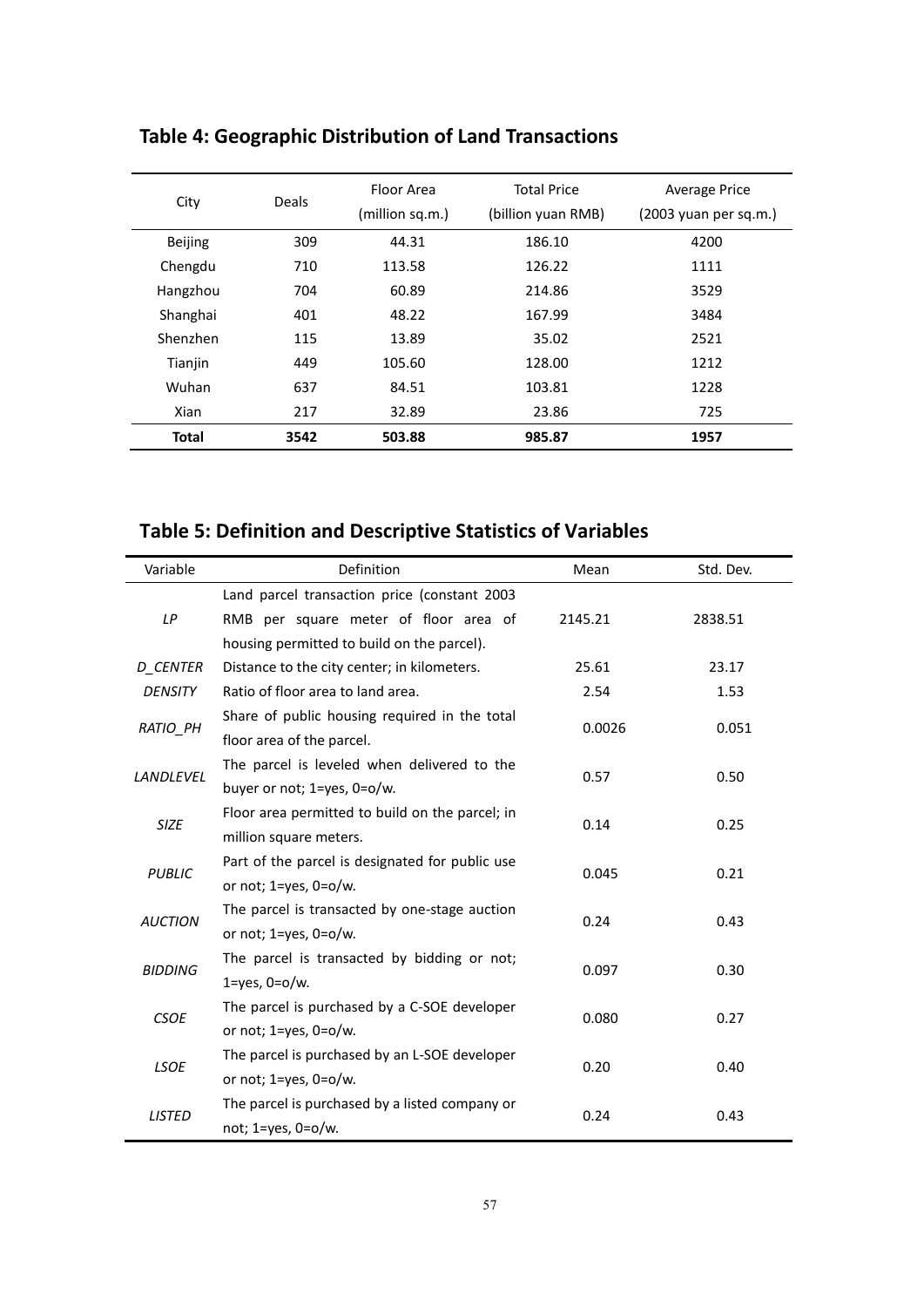## Table 4: Geographic Distribution of Land Transactions

| City | Deals | Floor Area (million sq.m.) | Total Price (billion yuan RMB) | Average Price (2003 yuan per sq.m.) |
|---|---|---|---|---|
| Beijing | 309 | 44.31 | 186.10 | 4200 |
| Chengdu | 710 | 113.58 | 126.22 | 1111 |
| Hangzhou | 704 | 60.89 | 214.86 | 3529 |
| Shanghai | 401 | 48.22 | 167.99 | 3484 |
| Shenzhen | 115 | 13.89 | 35.02 | 2521 |
| Tianjin | 449 | 105.60 | 128.00 | 1212 |
| Wuhan | 637 | 84.51 | 103.81 | 1228 |
| Xian | 217 | 32.89 | 23.86 | 725 |
| **Total** | **3542** | **503.88** | **985.87** | **1957** |

## Table 5: Definition and Descriptive Statistics of Variables

| Variable | Definition | Mean | Std. Dev. |
|---|---|---|---|
| *LP* | Land parcel transaction price (constant 2003 RMB per square meter of floor area of housing permitted to build on the parcel). | 2145.21 | 2838.51 |
| *D_CENTER* | Distance to the city center; in kilometers. | 25.61 | 23.17 |
| *DENSITY* | Ratio of floor area to land area. | 2.54 | 1.53 |
| *RATIO_PH* | Share of public housing required in the total floor area of the parcel. | 0.0026 | 0.051 |
| *LANDLEVEL* | The parcel is leveled when delivered to the buyer or not; 1=yes, 0=o/w. | 0.57 | 0.50 |
| *SIZE* | Floor area permitted to build on the parcel; in million square meters. | 0.14 | 0.25 |
| *PUBLIC* | Part of the parcel is designated for public use or not; 1=yes, 0=o/w. | 0.045 | 0.21 |
| *AUCTION* | The parcel is transacted by one-stage auction or not; 1=yes, 0=o/w. | 0.24 | 0.43 |
| *BIDDING* | The parcel is transacted by bidding or not; 1=yes, 0=o/w. | 0.097 | 0.30 |
| *CSOE* | The parcel is purchased by a C-SOE developer or not; 1=yes, 0=o/w. | 0.080 | 0.27 |
| *LSOE* | The parcel is purchased by an L-SOE developer or not; 1=yes, 0=o/w. | 0.20 | 0.40 |
| *LISTED* | The parcel is purchased by a listed company or not; 1=yes, 0=o/w. | 0.24 | 0.43 |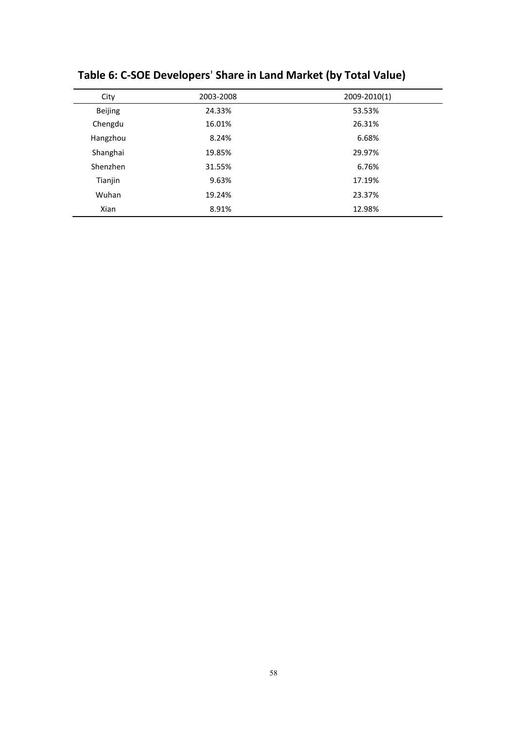## Table 6: C-SOE Developers' Share in Land Market (by Total Value)

| City | 2003-2008 | 2009-2010(1) |
|---|---|---|
| Beijing | 24.33% | 53.53% |
| Chengdu | 16.01% | 26.31% |
| Hangzhou | 8.24% | 6.68% |
| Shanghai | 19.85% | 29.97% |
| Shenzhen | 31.55% | 6.76% |
| Tianjin | 9.63% | 17.19% |
| Wuhan | 19.24% | 23.37% |
| Xian | 8.91% | 12.98% |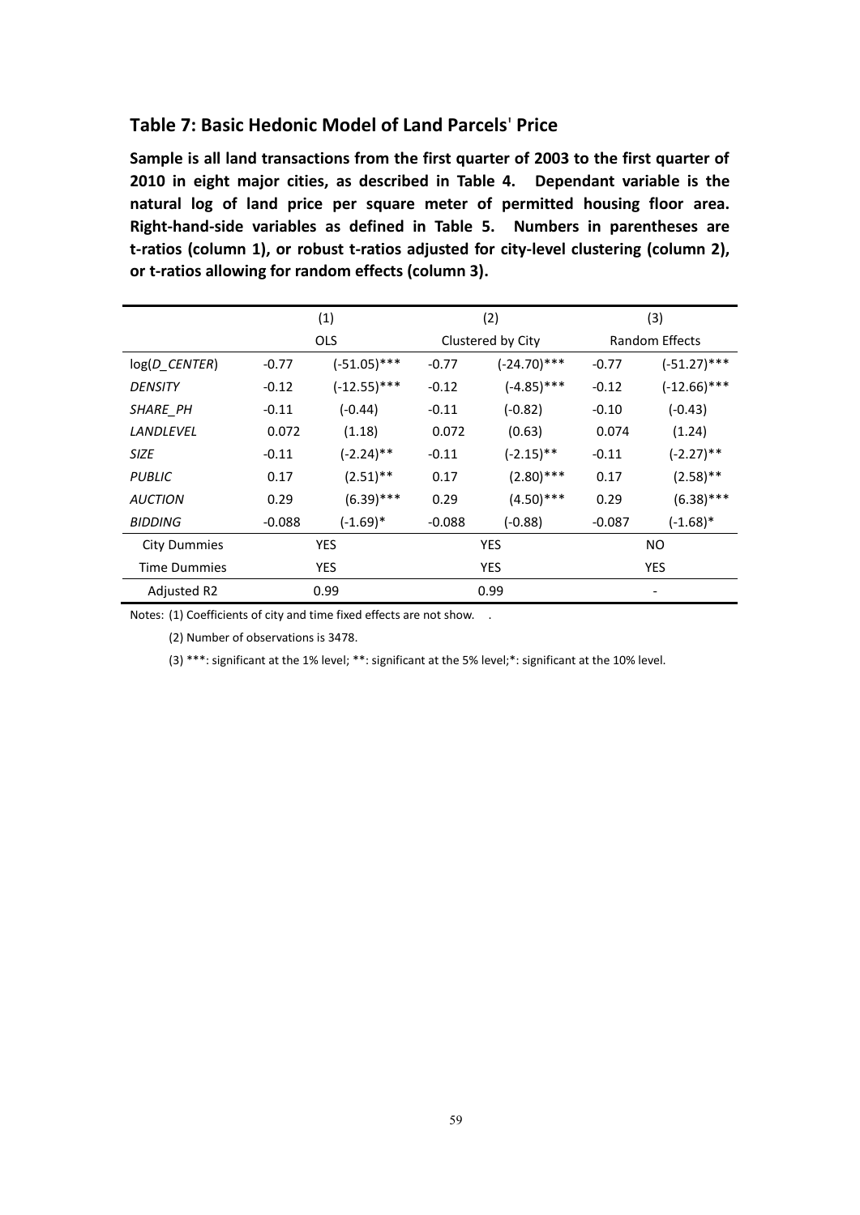## Table 7: Basic Hedonic Model of Land Parcels' Price

**Sample is all land transactions from the first quarter of 2003 to the first quarter of 2010 in eight major cities, as described in Table 4. Dependant variable is the natural log of land price per square meter of permitted housing floor area. Right-hand-side variables as defined in Table 5. Numbers in parentheses are t-ratios (column 1), or robust t-ratios adjusted for city-level clustering (column 2), or t-ratios allowing for random effects (column 3).**

| | (1) | | (2) | | (3) | |
|---|---|---|---|---|---|---|
| | OLS | | Clustered by City | | Random Effects | |
| log(*D_CENTER*) | -0.77 | (-51.05)*** | -0.77 | (-24.70)*** | -0.77 | (-51.27)*** |
| *DENSITY* | -0.12 | (-12.55)*** | -0.12 | (-4.85)*** | -0.12 | (-12.66)*** |
| *SHARE_PH* | -0.11 | (-0.44) | -0.11 | (-0.82) | -0.10 | (-0.43) |
| *LANDLEVEL* | 0.072 | (1.18) | 0.072 | (0.63) | 0.074 | (1.24) |
| *SIZE* | -0.11 | (-2.24)** | -0.11 | (-2.15)** | -0.11 | (-2.27)** |
| *PUBLIC* | 0.17 | (2.51)** | 0.17 | (2.80)*** | 0.17 | (2.58)** |
| *AUCTION* | 0.29 | (6.39)*** | 0.29 | (4.50)*** | 0.29 | (6.38)*** |
| *BIDDING* | -0.088 | (-1.69)* | -0.088 | (-0.88) | -0.087 | (-1.68)* |
| City Dummies | YES | | YES | | NO | |
| Time Dummies | YES | | YES | | YES | |
| Adjusted R2 | 0.99 | | 0.99 | | - | |

Notes: (1) Coefficients of city and time fixed effects are not show. .

(2) Number of observations is 3478.

(3) ***: significant at the 1% level; **: significant at the 5% level;*: significant at the 10% level.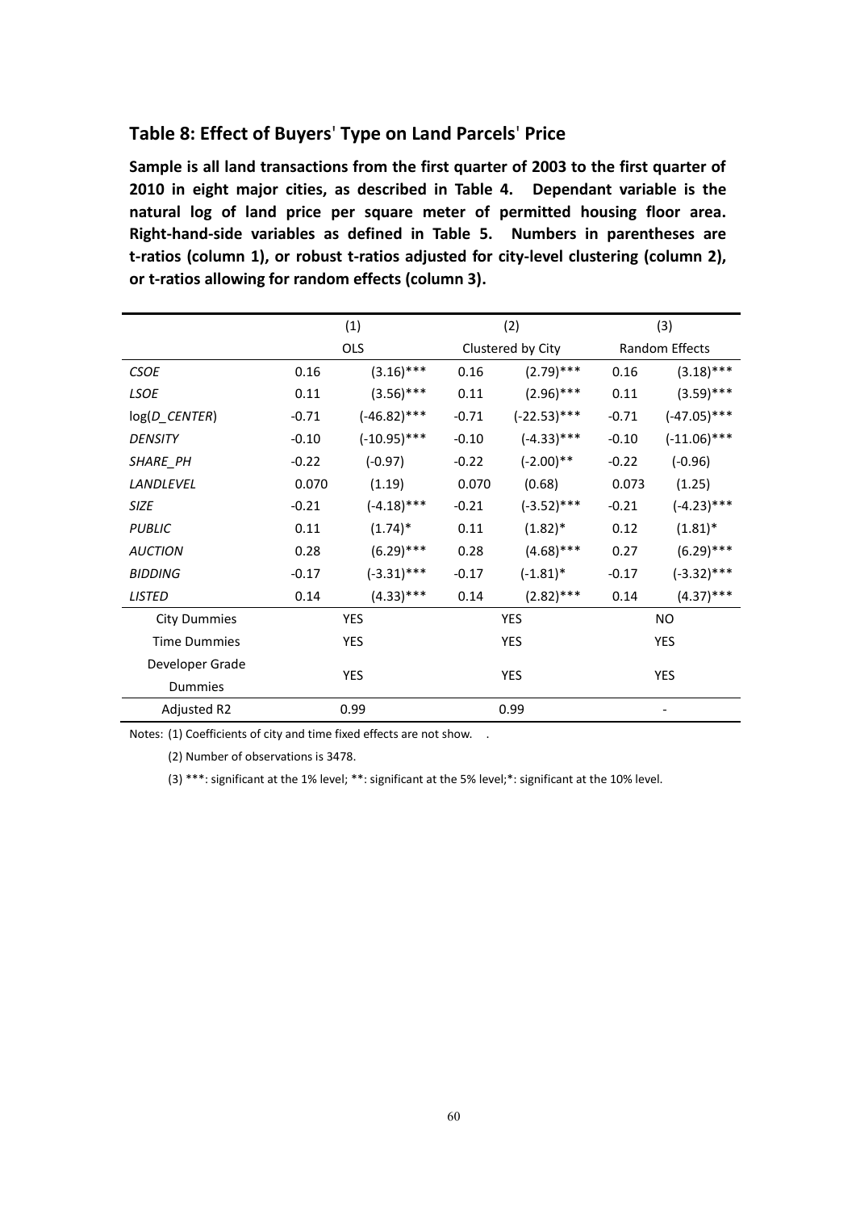## Table 8: Effect of Buyers' Type on Land Parcels' Price

**Sample is all land transactions from the first quarter of 2003 to the first quarter of 2010 in eight major cities, as described in Table 4. Dependant variable is the natural log of land price per square meter of permitted housing floor area. Right-hand-side variables as defined in Table 5. Numbers in parentheses are t-ratios (column 1), or robust t-ratios adjusted for city-level clustering (column 2), or t-ratios allowing for random effects (column 3).**

| | (1) | | (2) | | (3) | |
|---|---|---|---|---|---|---|
| | OLS | | Clustered by City | | Random Effects | |
| *CSOE* | 0.16 | (3.16)*** | 0.16 | (2.79)*** | 0.16 | (3.18)*** |
| *LSOE* | 0.11 | (3.56)*** | 0.11 | (2.96)*** | 0.11 | (3.59)*** |
| log(*D_CENTER*) | -0.71 | (-46.82)*** | -0.71 | (-22.53)*** | -0.71 | (-47.05)*** |
| *DENSITY* | -0.10 | (-10.95)*** | -0.10 | (-4.33)*** | -0.10 | (-11.06)*** |
| *SHARE_PH* | -0.22 | (-0.97) | -0.22 | (-2.00)** | -0.22 | (-0.96) |
| *LANDLEVEL* | 0.070 | (1.19) | 0.070 | (0.68) | 0.073 | (1.25) |
| *SIZE* | -0.21 | (-4.18)*** | -0.21 | (-3.52)*** | -0.21 | (-4.23)*** |
| *PUBLIC* | 0.11 | (1.74)* | 0.11 | (1.82)* | 0.12 | (1.81)* |
| *AUCTION* | 0.28 | (6.29)*** | 0.28 | (4.68)*** | 0.27 | (6.29)*** |
| *BIDDING* | -0.17 | (-3.31)*** | -0.17 | (-1.81)* | -0.17 | (-3.32)*** |
| *LISTED* | 0.14 | (4.33)*** | 0.14 | (2.82)*** | 0.14 | (4.37)*** |
| City Dummies | YES | | YES | | NO | |
| Time Dummies | YES | | YES | | YES | |
| Developer Grade Dummies | YES | | YES | | YES | |
| Adjusted R2 | 0.99 | | 0.99 | | - | |

Notes: (1) Coefficients of city and time fixed effects are not show. .

(2) Number of observations is 3478.

(3) ***: significant at the 1% level; **: significant at the 5% level;*: significant at the 10% level.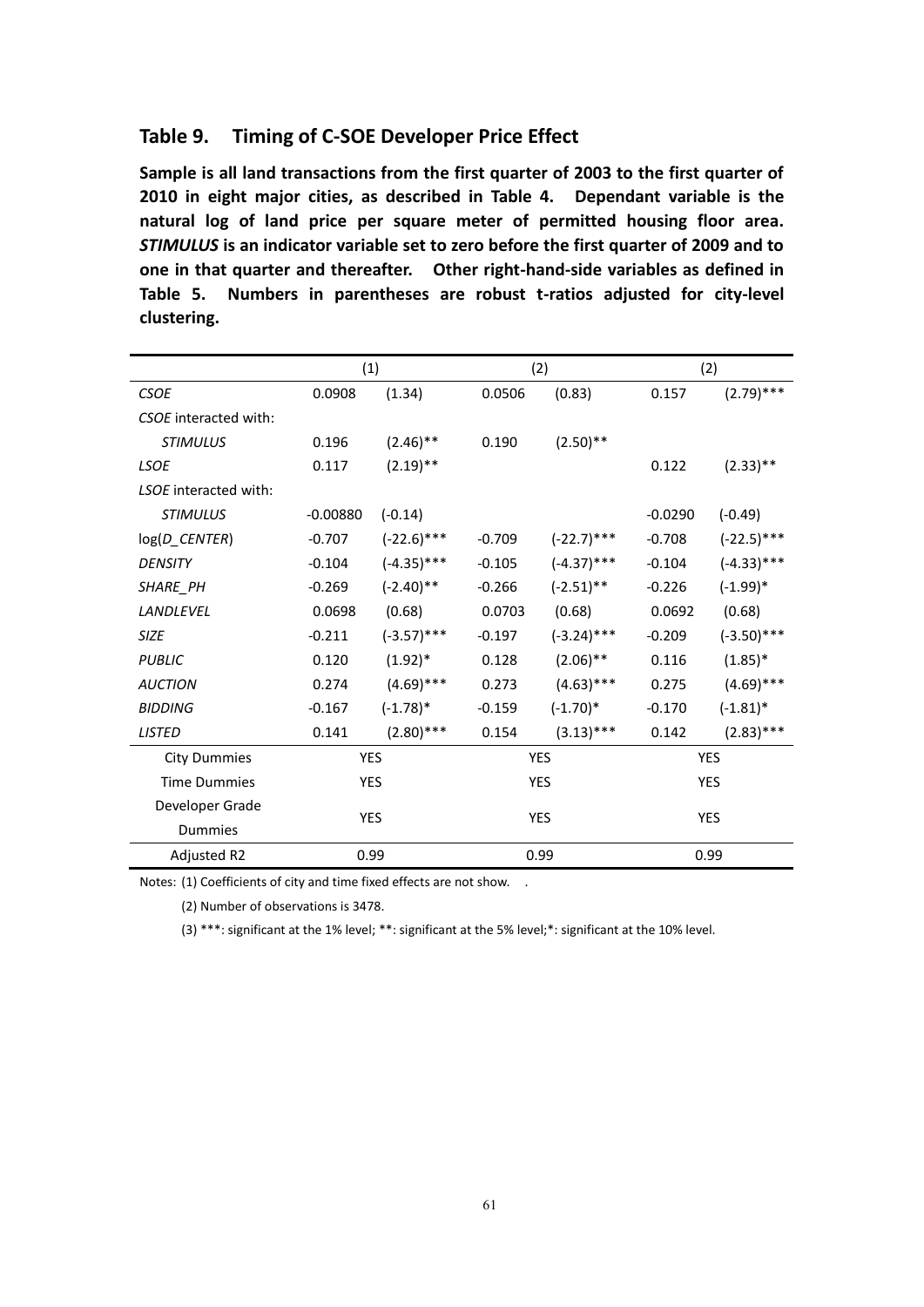## Table 9. Timing of C-SOE Developer Price Effect

**Sample is all land transactions from the first quarter of 2003 to the first quarter of 2010 in eight major cities, as described in Table 4. Dependant variable is the natural log of land price per square meter of permitted housing floor area. *STIMULUS* is an indicator variable set to zero before the first quarter of 2009 and to one in that quarter and thereafter. Other right-hand-side variables as defined in Table 5. Numbers in parentheses are robust t-ratios adjusted for city-level clustering.**

| | (1) | | (2) | | (2) | |
|---|---|---|---|---|---|---|
| *CSOE* | 0.0908 | (1.34) | 0.0506 | (0.83) | 0.157 | (2.79)*** |
| *CSOE* interacted with: | | | | | | |
| *STIMULUS* | 0.196 | (2.46)** | 0.190 | (2.50)** | | |
| *LSOE* | 0.117 | (2.19)** | | | 0.122 | (2.33)** |
| *LSOE* interacted with: | | | | | | |
| *STIMULUS* | -0.00880 | (-0.14) | | | -0.0290 | (-0.49) |
| log(*D_CENTER*) | -0.707 | (-22.6)*** | -0.709 | (-22.7)*** | -0.708 | (-22.5)*** |
| *DENSITY* | -0.104 | (-4.35)*** | -0.105 | (-4.37)*** | -0.104 | (-4.33)*** |
| *SHARE_PH* | -0.269 | (-2.40)** | -0.266 | (-2.51)** | -0.226 | (-1.99)* |
| *LANDLEVEL* | 0.0698 | (0.68) | 0.0703 | (0.68) | 0.0692 | (0.68) |
| *SIZE* | -0.211 | (-3.57)*** | -0.197 | (-3.24)*** | -0.209 | (-3.50)*** |
| *PUBLIC* | 0.120 | (1.92)* | 0.128 | (2.06)** | 0.116 | (1.85)* |
| *AUCTION* | 0.274 | (4.69)*** | 0.273 | (4.63)*** | 0.275 | (4.69)*** |
| *BIDDING* | -0.167 | (-1.78)* | -0.159 | (-1.70)* | -0.170 | (-1.81)* |
| *LISTED* | 0.141 | (2.80)*** | 0.154 | (3.13)*** | 0.142 | (2.83)*** |
| City Dummies | YES | | YES | | YES | |
| Time Dummies | YES | | YES | | YES | |
| Developer Grade Dummies | YES | | YES | | YES | |
| Adjusted R2 | 0.99 | | 0.99 | | 0.99 | |

Notes: (1) Coefficients of city and time fixed effects are not show. .

(2) Number of observations is 3478.

(3) ***: significant at the 1% level; **: significant at the 5% level;*: significant at the 10% level.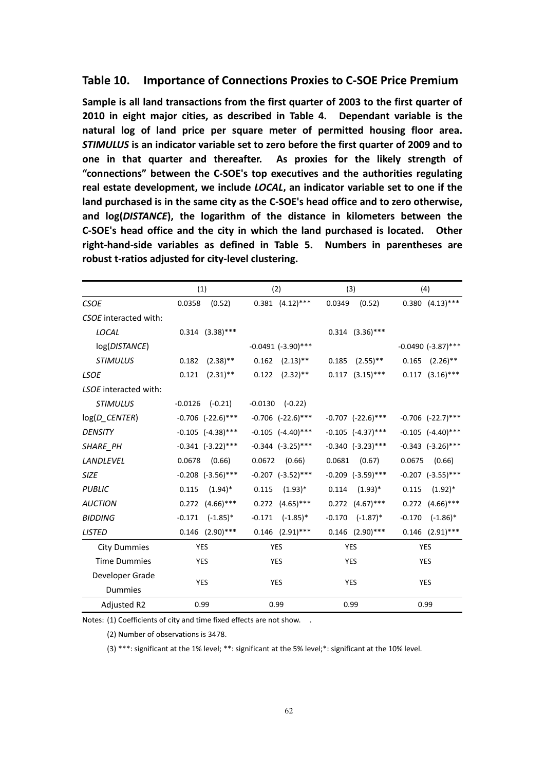## Table 10. Importance of Connections Proxies to C-SOE Price Premium

**Sample is all land transactions from the first quarter of 2003 to the first quarter of 2010 in eight major cities, as described in Table 4. Dependant variable is the natural log of land price per square meter of permitted housing floor area. *STIMULUS* is an indicator variable set to zero before the first quarter of 2009 and to one in that quarter and thereafter. As proxies for the likely strength of "connections" between the C-SOE's top executives and the authorities regulating real estate development, we include *LOCAL*, an indicator variable set to one if the land purchased is in the same city as the C-SOE's head office and to zero otherwise, and log(*DISTANCE*), the logarithm of the distance in kilometers between the C-SOE's head office and the city in which the land purchased is located. Other right-hand-side variables as defined in Table 5. Numbers in parentheses are robust t-ratios adjusted for city-level clustering.**

| | (1) | (2) | (3) | (4) |
|---|---|---|---|---|
| *CSOE* | 0.0358 (0.52) | 0.381 (4.12)*** | 0.0349 (0.52) | 0.380 (4.13)*** |
| *CSOE* interacted with: | | | | |
| *LOCAL* | 0.314 (3.38)*** | | 0.314 (3.36)*** | |
| log(*DISTANCE*) | | -0.0491 (-3.90)*** | | -0.0490 (-3.87)*** |
| *STIMULUS* | 0.182 (2.38)** | 0.162 (2.13)** | 0.185 (2.55)** | 0.165 (2.26)** |
| *LSOE* | 0.121 (2.31)** | 0.122 (2.32)** | 0.117 (3.15)*** | 0.117 (3.16)*** |
| *LSOE* interacted with: | | | | |
| *STIMULUS* | -0.0126 (-0.21) | -0.0130 (-0.22) | | |
| log(*D_CENTER*) | -0.706 (-22.6)*** | -0.706 (-22.6)*** | -0.707 (-22.6)*** | -0.706 (-22.7)*** |
| *DENSITY* | -0.105 (-4.38)*** | -0.105 (-4.40)*** | -0.105 (-4.37)*** | -0.105 (-4.40)*** |
| *SHARE_PH* | -0.341 (-3.22)*** | -0.344 (-3.25)*** | -0.340 (-3.23)*** | -0.343 (-3.26)*** |
| *LANDLEVEL* | 0.0678 (0.66) | 0.0672 (0.66) | 0.0681 (0.67) | 0.0675 (0.66) |
| *SIZE* | -0.208 (-3.56)*** | -0.207 (-3.52)*** | -0.209 (-3.59)*** | -0.207 (-3.55)*** |
| *PUBLIC* | 0.115 (1.94)* | 0.115 (1.93)* | 0.114 (1.93)* | 0.115 (1.92)* |
| *AUCTION* | 0.272 (4.66)*** | 0.272 (4.65)*** | 0.272 (4.67)*** | 0.272 (4.66)*** |
| *BIDDING* | -0.171 (-1.85)* | -0.171 (-1.85)* | -0.170 (-1.87)* | -0.170 (-1.86)* |
| *LISTED* | 0.146 (2.90)*** | 0.146 (2.91)*** | 0.146 (2.90)*** | 0.146 (2.91)*** |
| City Dummies | YES | YES | YES | YES |
| Time Dummies | YES | YES | YES | YES |
| Developer Grade Dummies | YES | YES | YES | YES |
| Adjusted R2 | 0.99 | 0.99 | 0.99 | 0.99 |

Notes: (1) Coefficients of city and time fixed effects are not show. .

(2) Number of observations is 3478.

(3) ***: significant at the 1% level; **: significant at the 5% level;*: significant at the 10% level.